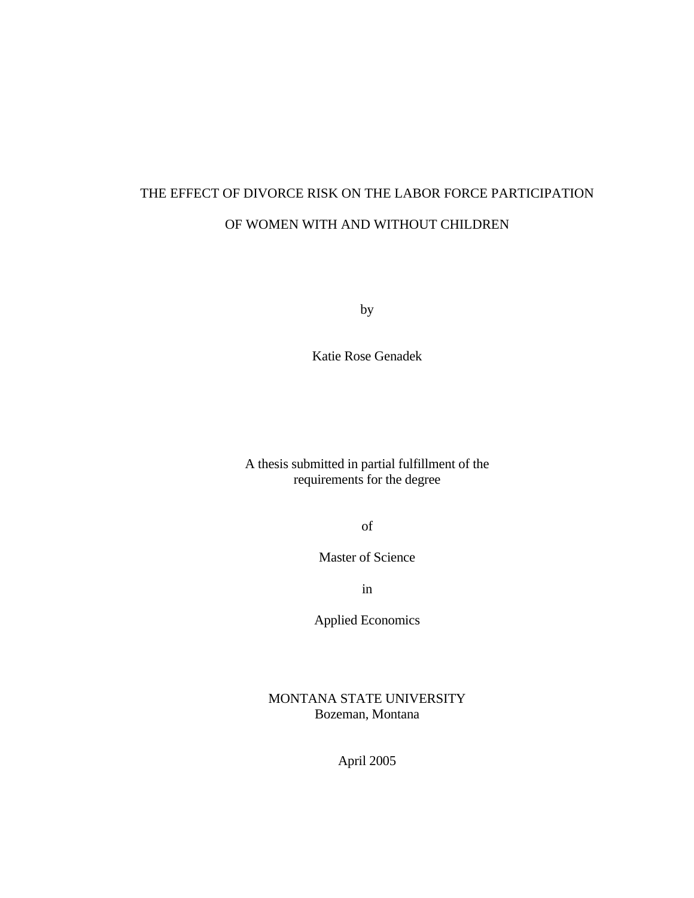# THE EFFECT OF DIVORCE RISK ON THE LABOR FORCE PARTICIPATION OF WOMEN WITH AND WITHOUT CHILDREN

by

Katie Rose Genadek

A thesis submitted in partial fulfillment of the requirements for the degree

of

Master of Science

in

Applied Economics

MONTANA STATE UNIVERSITY
Bozeman, Montana

April 2005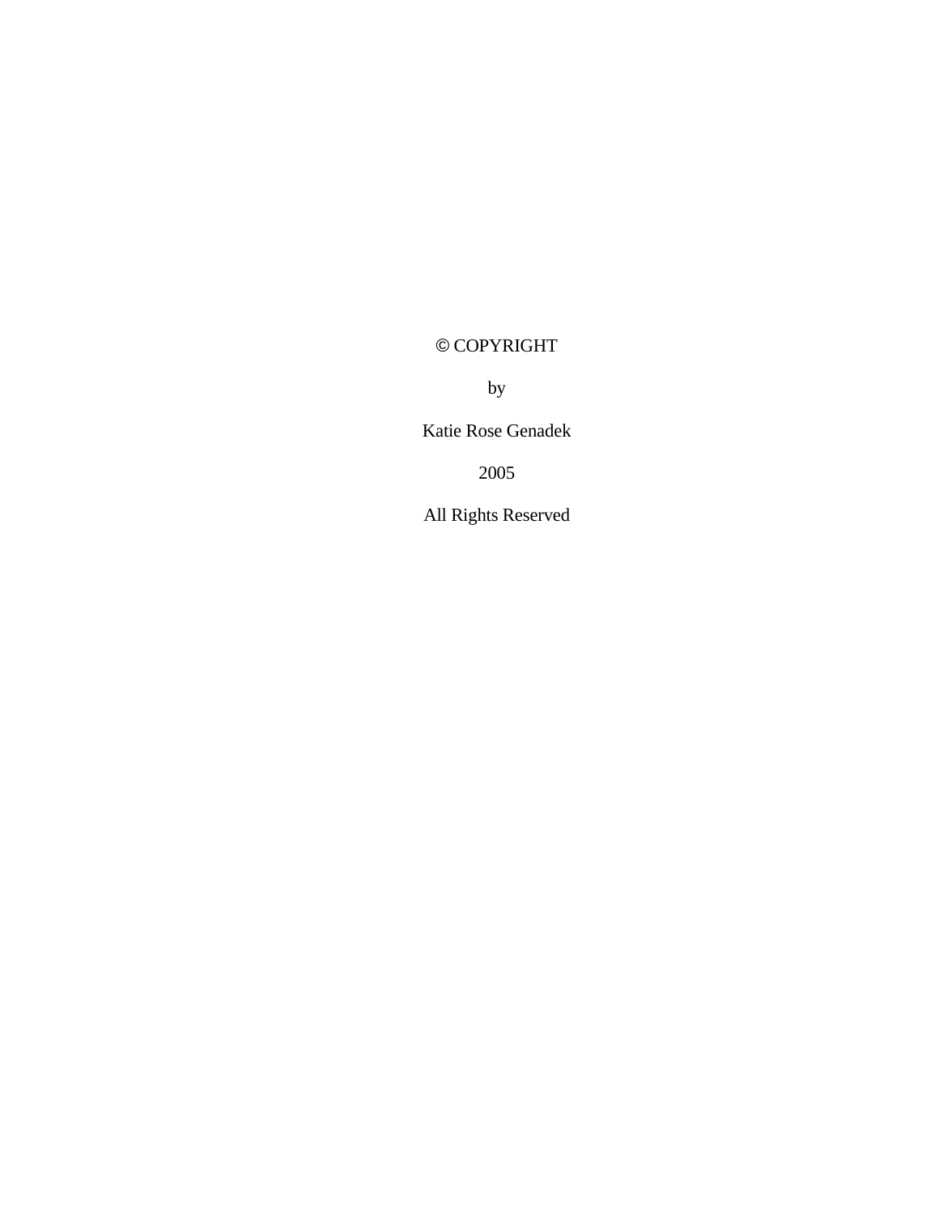© COPYRIGHT

by

Katie Rose Genadek

2005

All Rights Reserved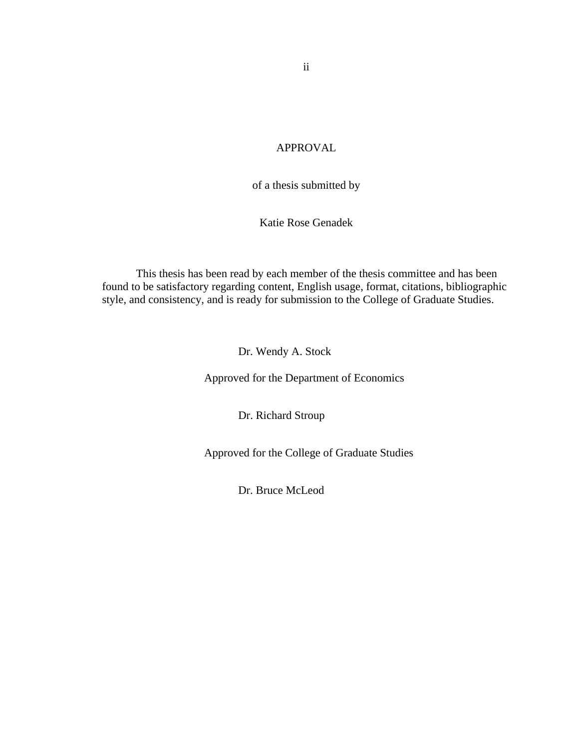# APPROVAL

of a thesis submitted by

Katie Rose Genadek

This thesis has been read by each member of the thesis committee and has been found to be satisfactory regarding content, English usage, format, citations, bibliographic style, and consistency, and is ready for submission to the College of Graduate Studies.

Dr. Wendy A. Stock

Approved for the Department of Economics

Dr. Richard Stroup

Approved for the College of Graduate Studies

Dr. Bruce McLeod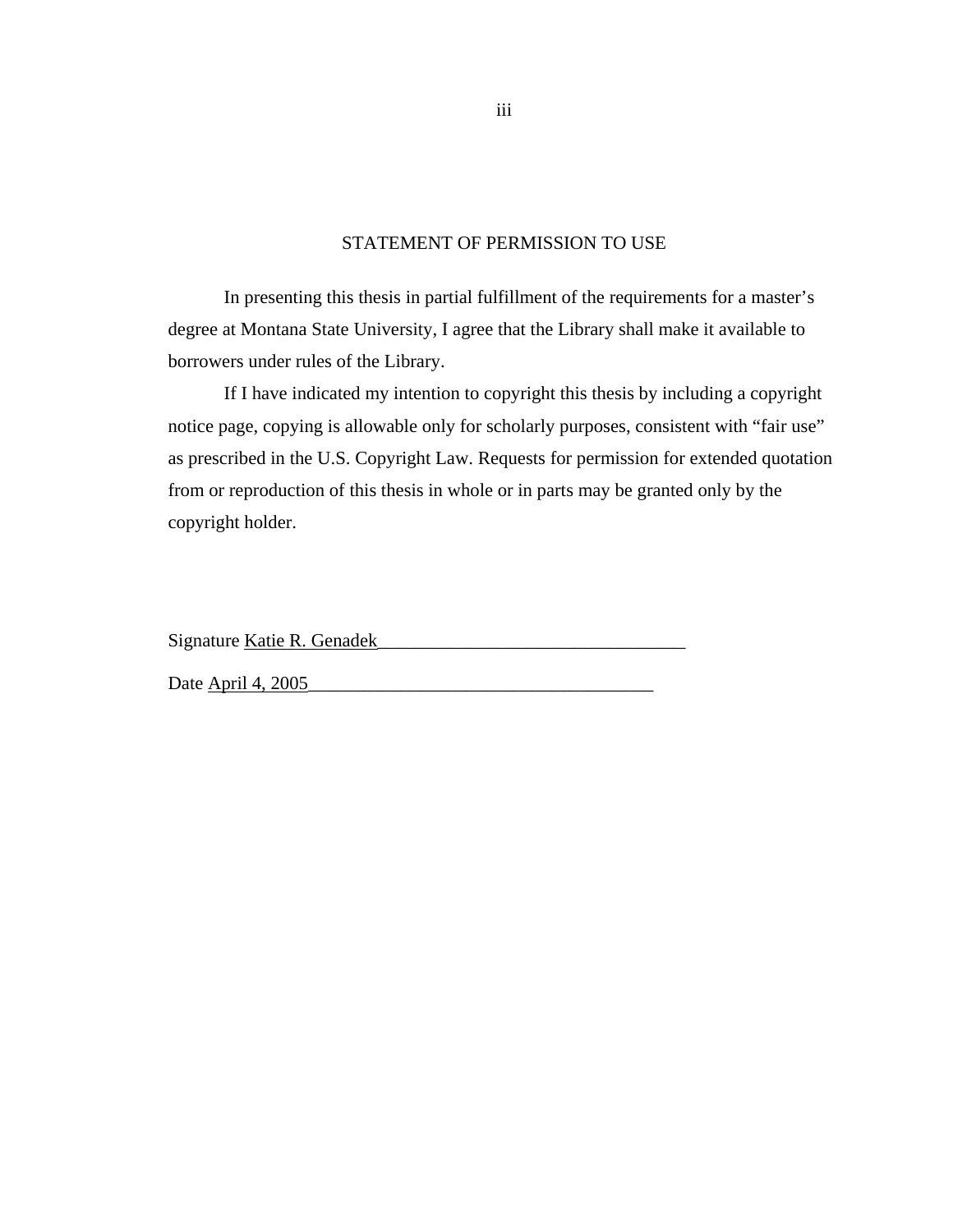## STATEMENT OF PERMISSION TO USE

In presenting this thesis in partial fulfillment of the requirements for a master's degree at Montana State University, I agree that the Library shall make it available to borrowers under rules of the Library.

If I have indicated my intention to copyright this thesis by including a copyright notice page, copying is allowable only for scholarly purposes, consistent with "fair use" as prescribed in the U.S. Copyright Law. Requests for permission for extended quotation from or reproduction of this thesis in whole or in parts may be granted only by the copyright holder.

Signature Katie R. Genadek_________________________________

Date April 4, 2005_____________________________________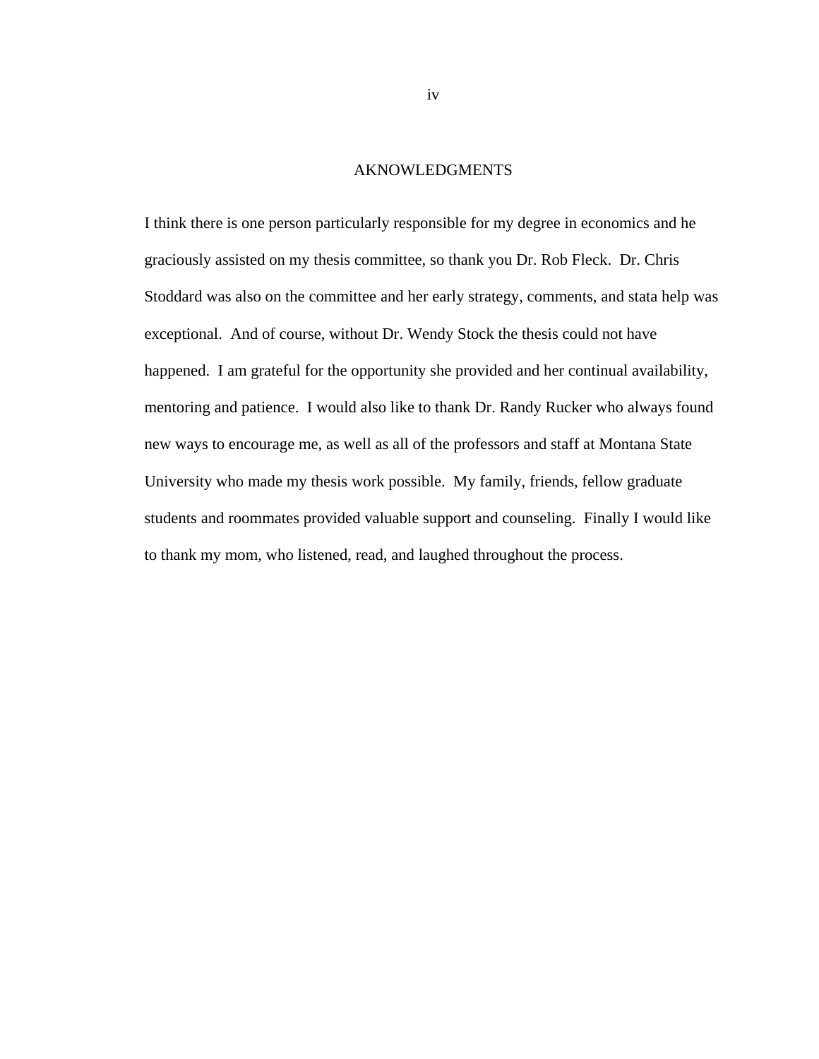# AKNOWLEDGMENTS

I think there is one person particularly responsible for my degree in economics and he graciously assisted on my thesis committee, so thank you Dr. Rob Fleck. Dr. Chris Stoddard was also on the committee and her early strategy, comments, and stata help was exceptional. And of course, without Dr. Wendy Stock the thesis could not have happened. I am grateful for the opportunity she provided and her continual availability, mentoring and patience. I would also like to thank Dr. Randy Rucker who always found new ways to encourage me, as well as all of the professors and staff at Montana State University who made my thesis work possible. My family, friends, fellow graduate students and roommates provided valuable support and counseling. Finally I would like to thank my mom, who listened, read, and laughed throughout the process.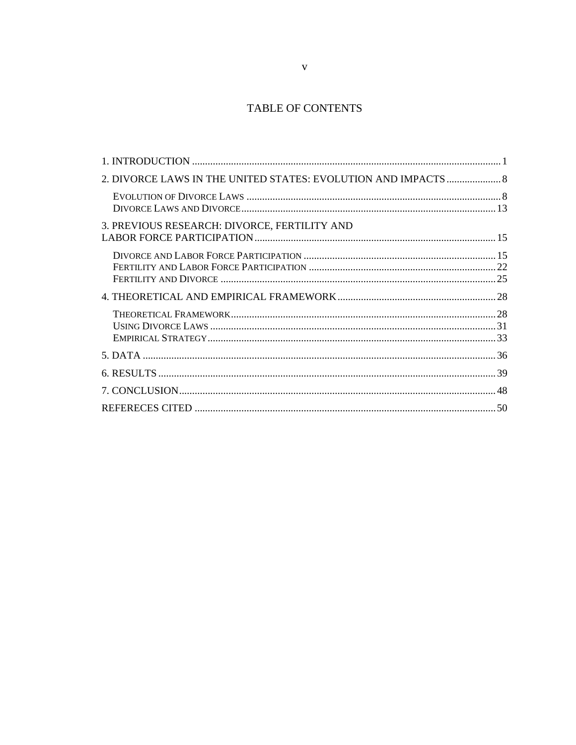# TABLE OF CONTENTS

1. INTRODUCTION ..................................................................................................... 1

2. DIVORCE LAWS IN THE UNITED STATES: EVOLUTION AND IMPACTS ..................... 8

   EVOLUTION OF DIVORCE LAWS ........................................................................... 8

   DIVORCE LAWS AND DIVORCE ............................................................................ 13

3. PREVIOUS RESEARCH: DIVORCE, FERTILITY AND LABOR FORCE PARTICIPATION ........................................................................... 15

   DIVORCE AND LABOR FORCE PARTICIPATION ..................................................... 15

   FERTILITY AND LABOR FORCE PARTICIPATION ................................................... 22

   FERTILITY AND DIVORCE .................................................................................... 25

4. THEORETICAL AND EMPIRICAL FRAMEWORK ............................................................ 28

   THEORETICAL FRAMEWORK ................................................................................. 28

   USING DIVORCE LAWS ......................................................................................... 31

   EMPIRICAL STRATEGY .......................................................................................... 33

5. DATA ..................................................................................................................... 36

6. RESULTS ................................................................................................................ 39

7. CONCLUSION ......................................................................................................... 48

REFERECES CITED ...................................................................................................... 50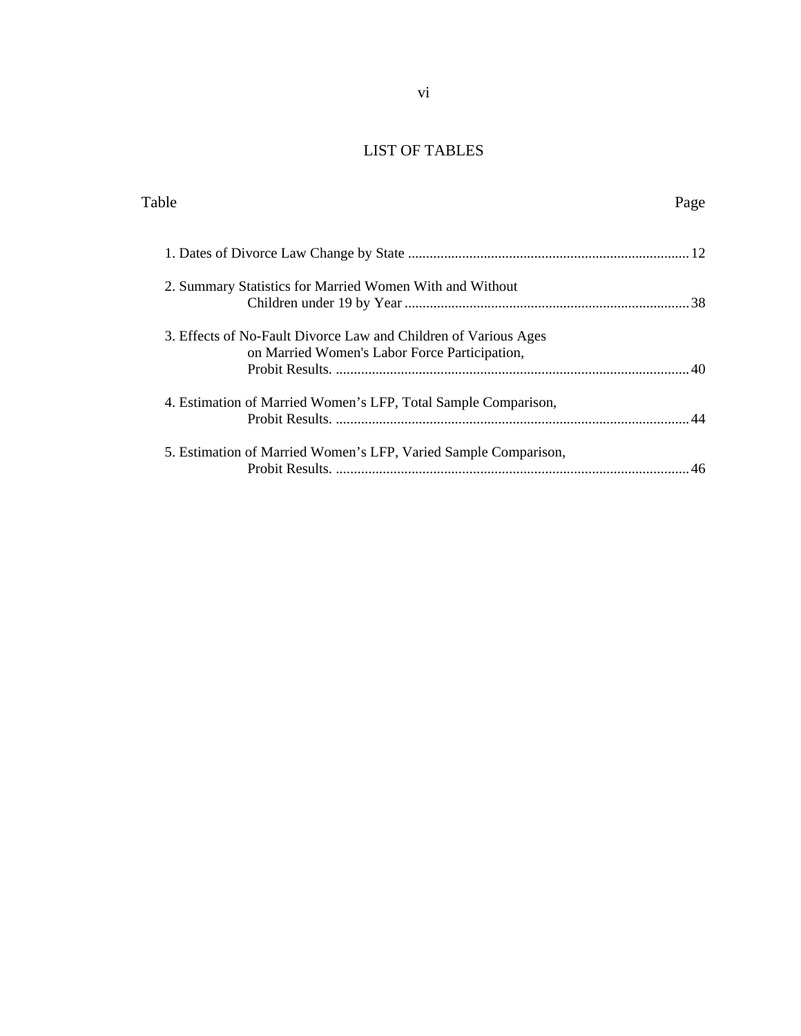# LIST OF TABLES

| Table | Page |
|---|---|
| 1. Dates of Divorce Law Change by State | 12 |
| 2. Summary Statistics for Married Women With and Without Children under 19 by Year | 38 |
| 3. Effects of No-Fault Divorce Law and Children of Various Ages on Married Women's Labor Force Participation, Probit Results. | 40 |
| 4. Estimation of Married Women's LFP, Total Sample Comparison, Probit Results. | 44 |
| 5. Estimation of Married Women's LFP, Varied Sample Comparison, Probit Results. | 46 |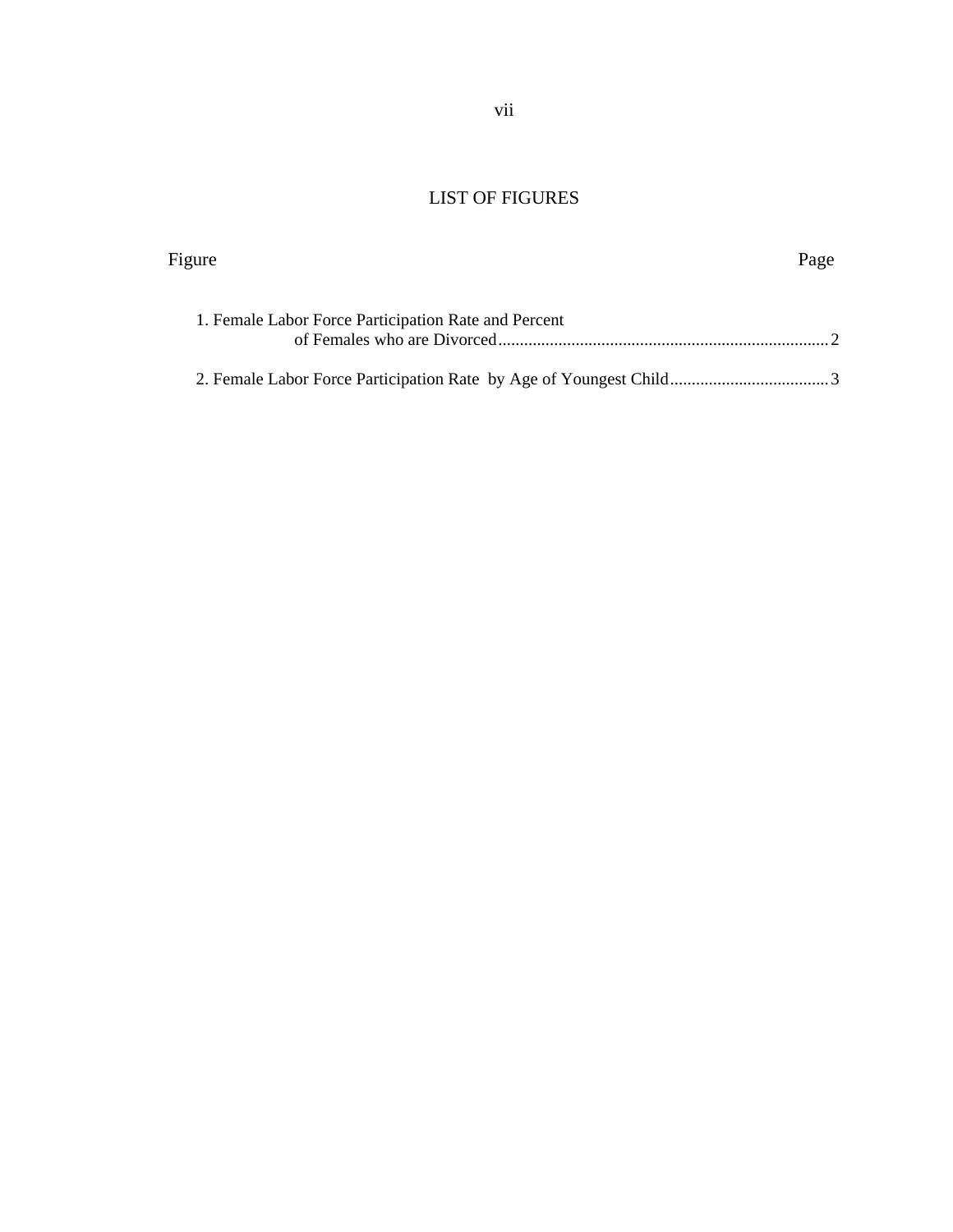# LIST OF FIGURES

| Figure | Page |
| --- | --- |
| 1. Female Labor Force Participation Rate and Percent of Females who are Divorced | 2 |
| 2. Female Labor Force Participation Rate by Age of Youngest Child | 3 |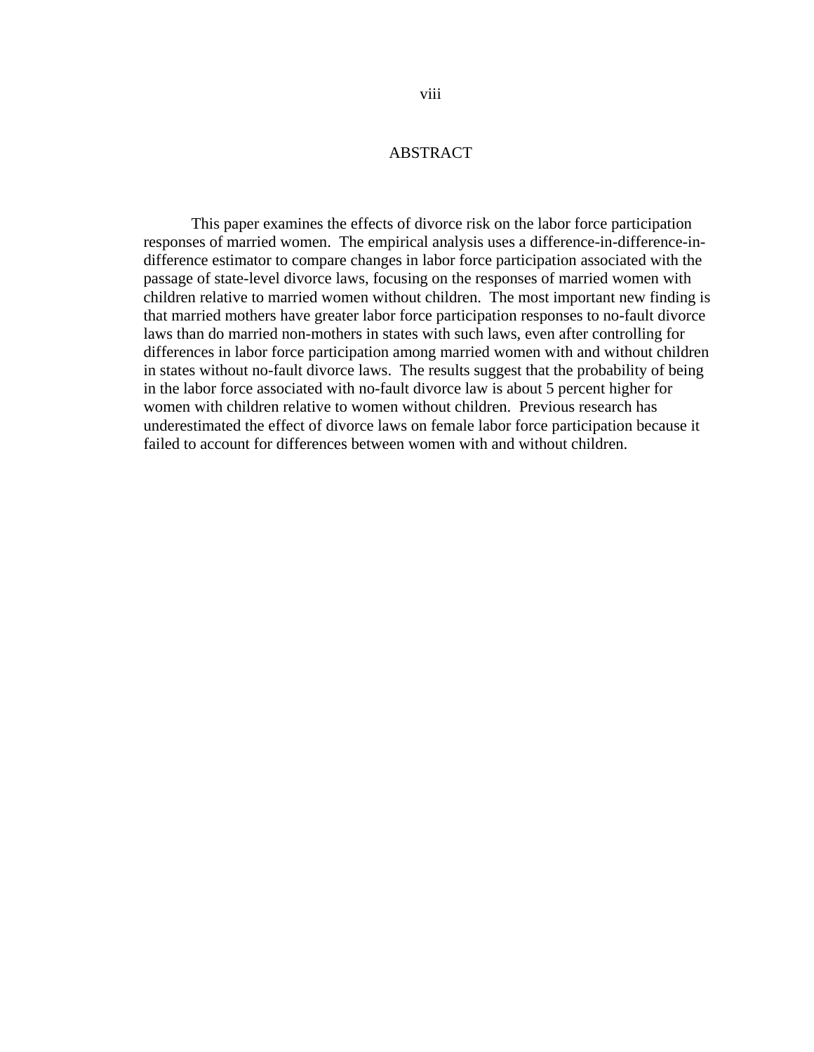# ABSTRACT

This paper examines the effects of divorce risk on the labor force participation responses of married women. The empirical analysis uses a difference-in-difference-in-difference estimator to compare changes in labor force participation associated with the passage of state-level divorce laws, focusing on the responses of married women with children relative to married women without children. The most important new finding is that married mothers have greater labor force participation responses to no-fault divorce laws than do married non-mothers in states with such laws, even after controlling for differences in labor force participation among married women with and without children in states without no-fault divorce laws. The results suggest that the probability of being in the labor force associated with no-fault divorce law is about 5 percent higher for women with children relative to women without children. Previous research has underestimated the effect of divorce laws on female labor force participation because it failed to account for differences between women with and without children.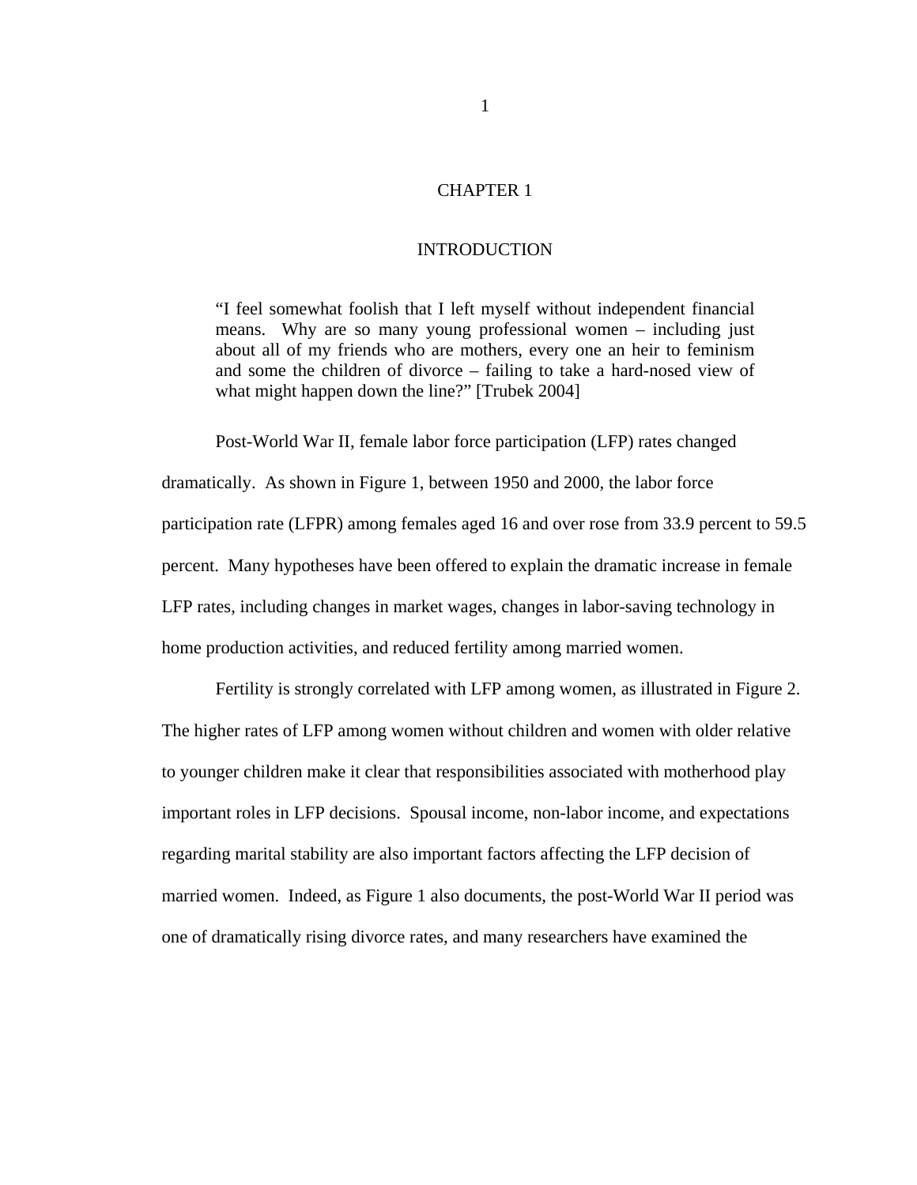# CHAPTER 1

# INTRODUCTION

> "I feel somewhat foolish that I left myself without independent financial means. Why are so many young professional women – including just about all of my friends who are mothers, every one an heir to feminism and some the children of divorce – failing to take a hard-nosed view of what might happen down the line?" [Trubek 2004]

Post-World War II, female labor force participation (LFP) rates changed dramatically. As shown in Figure 1, between 1950 and 2000, the labor force participation rate (LFPR) among females aged 16 and over rose from 33.9 percent to 59.5 percent. Many hypotheses have been offered to explain the dramatic increase in female LFP rates, including changes in market wages, changes in labor-saving technology in home production activities, and reduced fertility among married women.

Fertility is strongly correlated with LFP among women, as illustrated in Figure 2. The higher rates of LFP among women without children and women with older relative to younger children make it clear that responsibilities associated with motherhood play important roles in LFP decisions. Spousal income, non-labor income, and expectations regarding marital stability are also important factors affecting the LFP decision of married women. Indeed, as Figure 1 also documents, the post-World War II period was one of dramatically rising divorce rates, and many researchers have examined the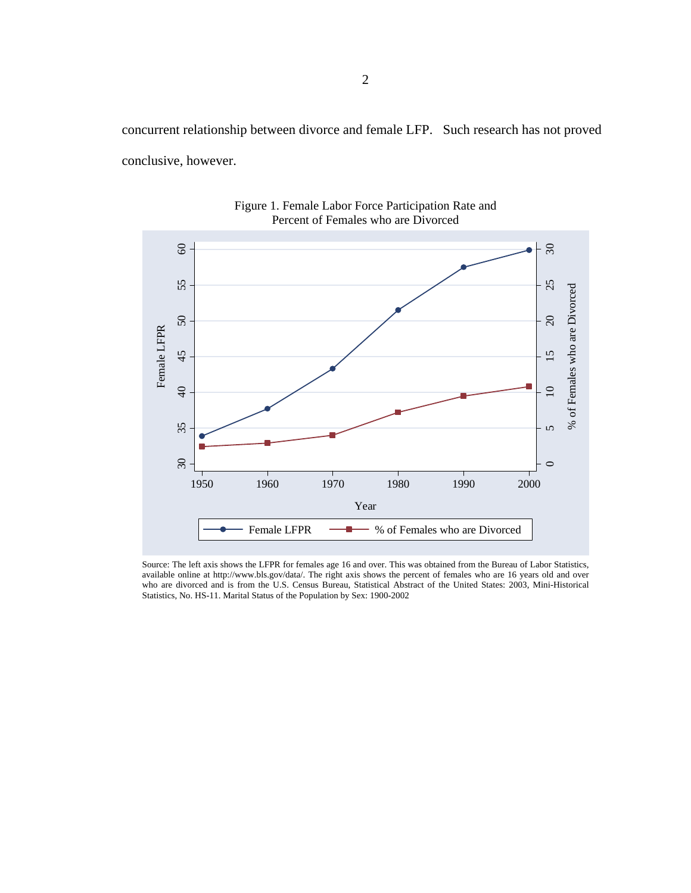concurrent relationship between divorce and female LFP. Such research has not proved conclusive, however.

Figure 1. Female Labor Force Participation Rate and Percent of Females who are Divorced

Source: The left axis shows the LFPR for females age 16 and over. This was obtained from the Bureau of Labor Statistics, available online at http://www.bls.gov/data/. The right axis shows the percent of females who are 16 years old and over who are divorced and is from the U.S. Census Bureau, Statistical Abstract of the United States: 2003, Mini-Historical Statistics, No. HS-11. Marital Status of the Population by Sex: 1900-2002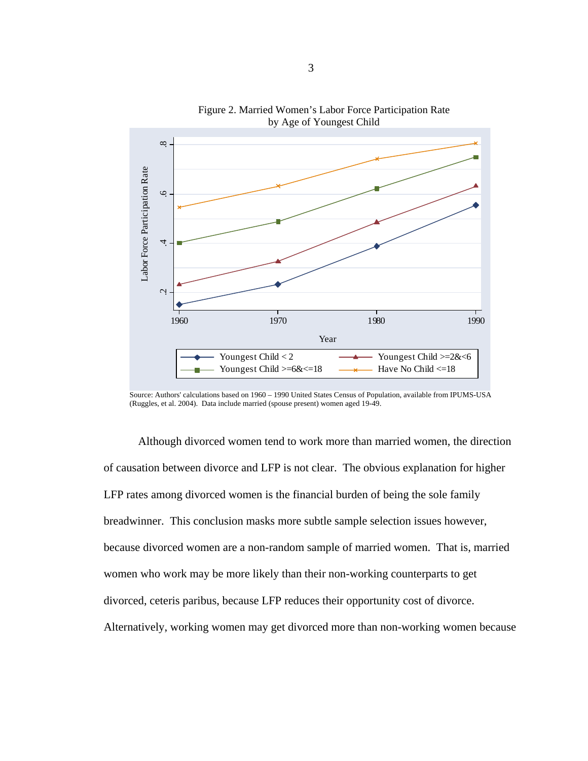Figure 2. Married Women's Labor Force Participation Rate by Age of Youngest Child

Source: Authors' calculations based on 1960 – 1990 United States Census of Population, available from IPUMS-USA (Ruggles, et al. 2004). Data include married (spouse present) women aged 19-49.

Although divorced women tend to work more than married women, the direction of causation between divorce and LFP is not clear. The obvious explanation for higher LFP rates among divorced women is the financial burden of being the sole family breadwinner. This conclusion masks more subtle sample selection issues however, because divorced women are a non-random sample of married women. That is, married women who work may be more likely than their non-working counterparts to get divorced, ceteris paribus, because LFP reduces their opportunity cost of divorce. Alternatively, working women may get divorced more than non-working women because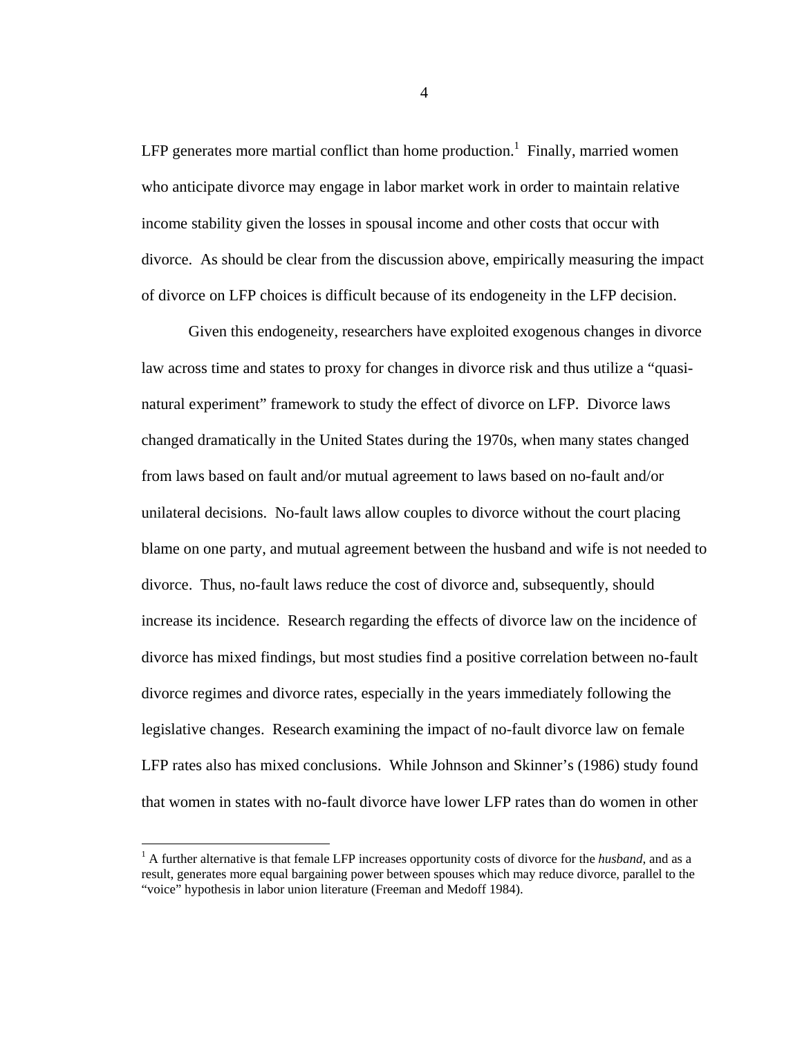LFP generates more martial conflict than home production.[1] Finally, married women who anticipate divorce may engage in labor market work in order to maintain relative income stability given the losses in spousal income and other costs that occur with divorce. As should be clear from the discussion above, empirically measuring the impact of divorce on LFP choices is difficult because of its endogeneity in the LFP decision.

Given this endogeneity, researchers have exploited exogenous changes in divorce law across time and states to proxy for changes in divorce risk and thus utilize a "quasi-natural experiment" framework to study the effect of divorce on LFP. Divorce laws changed dramatically in the United States during the 1970s, when many states changed from laws based on fault and/or mutual agreement to laws based on no-fault and/or unilateral decisions. No-fault laws allow couples to divorce without the court placing blame on one party, and mutual agreement between the husband and wife is not needed to divorce. Thus, no-fault laws reduce the cost of divorce and, subsequently, should increase its incidence. Research regarding the effects of divorce law on the incidence of divorce has mixed findings, but most studies find a positive correlation between no-fault divorce regimes and divorce rates, especially in the years immediately following the legislative changes. Research examining the impact of no-fault divorce law on female LFP rates also has mixed conclusions. While Johnson and Skinner's (1986) study found that women in states with no-fault divorce have lower LFP rates than do women in other

[1] A further alternative is that female LFP increases opportunity costs of divorce for the *husband*, and as a result, generates more equal bargaining power between spouses which may reduce divorce, parallel to the "voice" hypothesis in labor union literature (Freeman and Medoff 1984).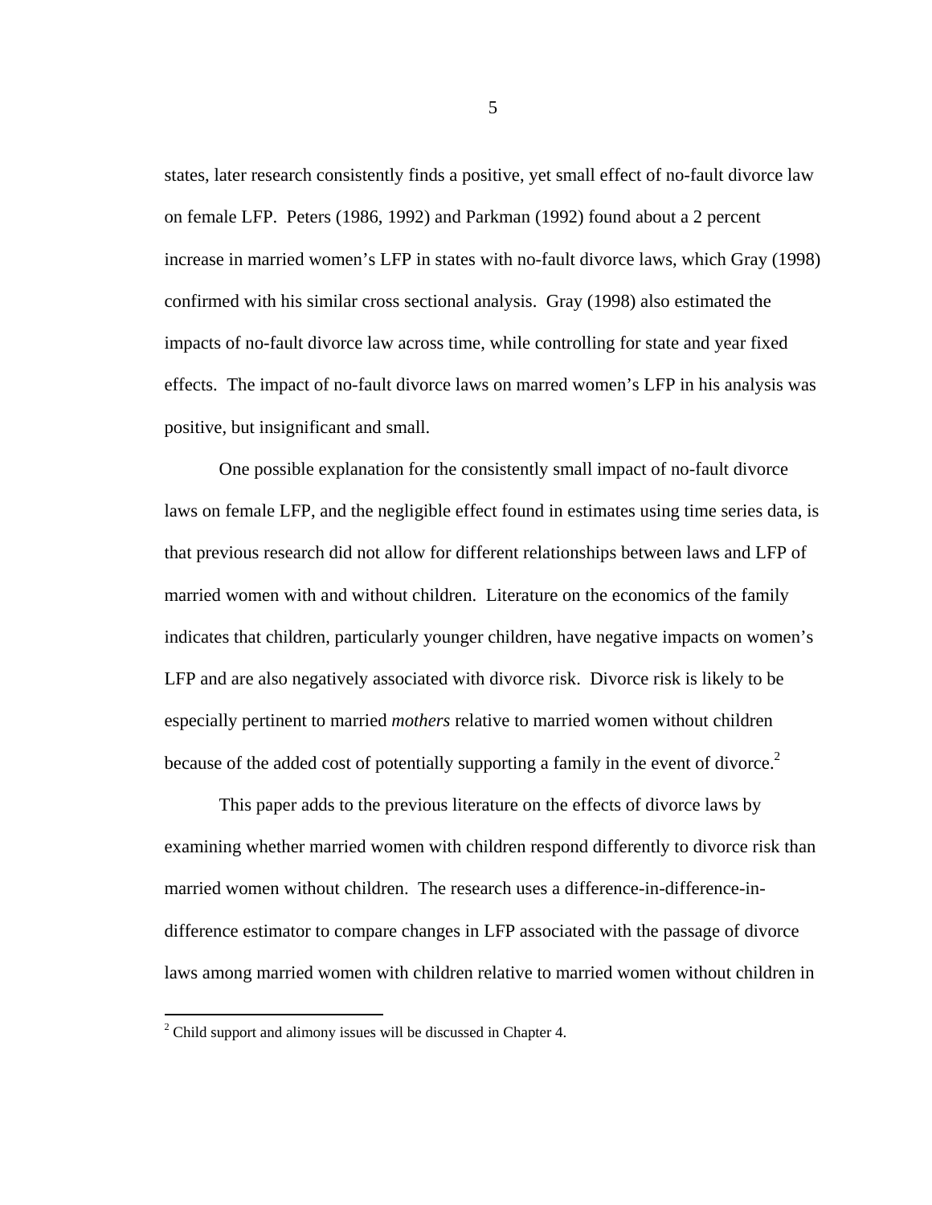states, later research consistently finds a positive, yet small effect of no-fault divorce law on female LFP. Peters (1986, 1992) and Parkman (1992) found about a 2 percent increase in married women's LFP in states with no-fault divorce laws, which Gray (1998) confirmed with his similar cross sectional analysis. Gray (1998) also estimated the impacts of no-fault divorce law across time, while controlling for state and year fixed effects. The impact of no-fault divorce laws on marred women's LFP in his analysis was positive, but insignificant and small.

One possible explanation for the consistently small impact of no-fault divorce laws on female LFP, and the negligible effect found in estimates using time series data, is that previous research did not allow for different relationships between laws and LFP of married women with and without children. Literature on the economics of the family indicates that children, particularly younger children, have negative impacts on women's LFP and are also negatively associated with divorce risk. Divorce risk is likely to be especially pertinent to married *mothers* relative to married women without children because of the added cost of potentially supporting a family in the event of divorce.[2]

This paper adds to the previous literature on the effects of divorce laws by examining whether married women with children respond differently to divorce risk than married women without children. The research uses a difference-in-difference-in-difference estimator to compare changes in LFP associated with the passage of divorce laws among married women with children relative to married women without children in

[2] Child support and alimony issues will be discussed in Chapter 4.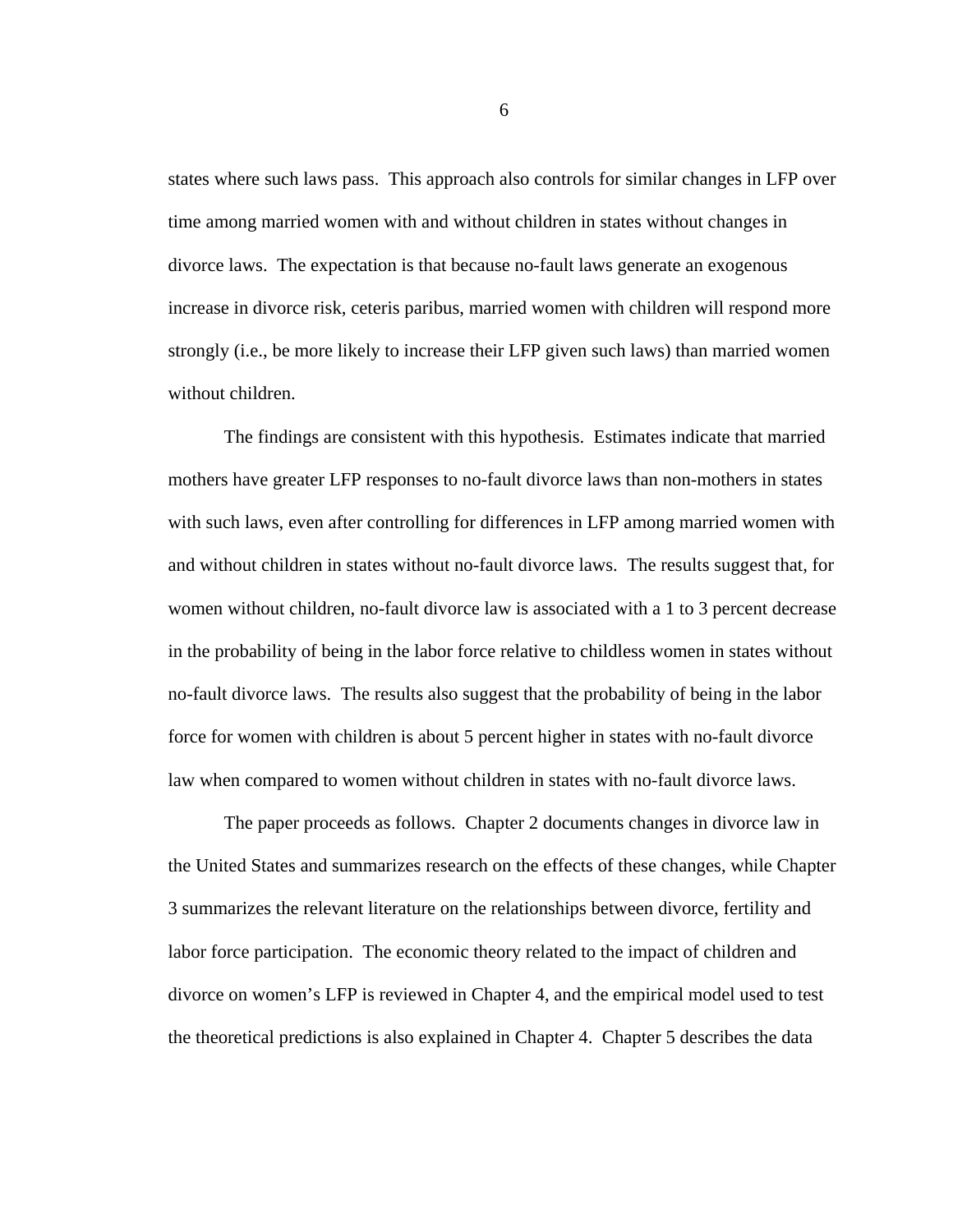states where such laws pass. This approach also controls for similar changes in LFP over time among married women with and without children in states without changes in divorce laws. The expectation is that because no-fault laws generate an exogenous increase in divorce risk, ceteris paribus, married women with children will respond more strongly (i.e., be more likely to increase their LFP given such laws) than married women without children.

The findings are consistent with this hypothesis. Estimates indicate that married mothers have greater LFP responses to no-fault divorce laws than non-mothers in states with such laws, even after controlling for differences in LFP among married women with and without children in states without no-fault divorce laws. The results suggest that, for women without children, no-fault divorce law is associated with a 1 to 3 percent decrease in the probability of being in the labor force relative to childless women in states without no-fault divorce laws. The results also suggest that the probability of being in the labor force for women with children is about 5 percent higher in states with no-fault divorce law when compared to women without children in states with no-fault divorce laws.

The paper proceeds as follows. Chapter 2 documents changes in divorce law in the United States and summarizes research on the effects of these changes, while Chapter 3 summarizes the relevant literature on the relationships between divorce, fertility and labor force participation. The economic theory related to the impact of children and divorce on women's LFP is reviewed in Chapter 4, and the empirical model used to test the theoretical predictions is also explained in Chapter 4. Chapter 5 describes the data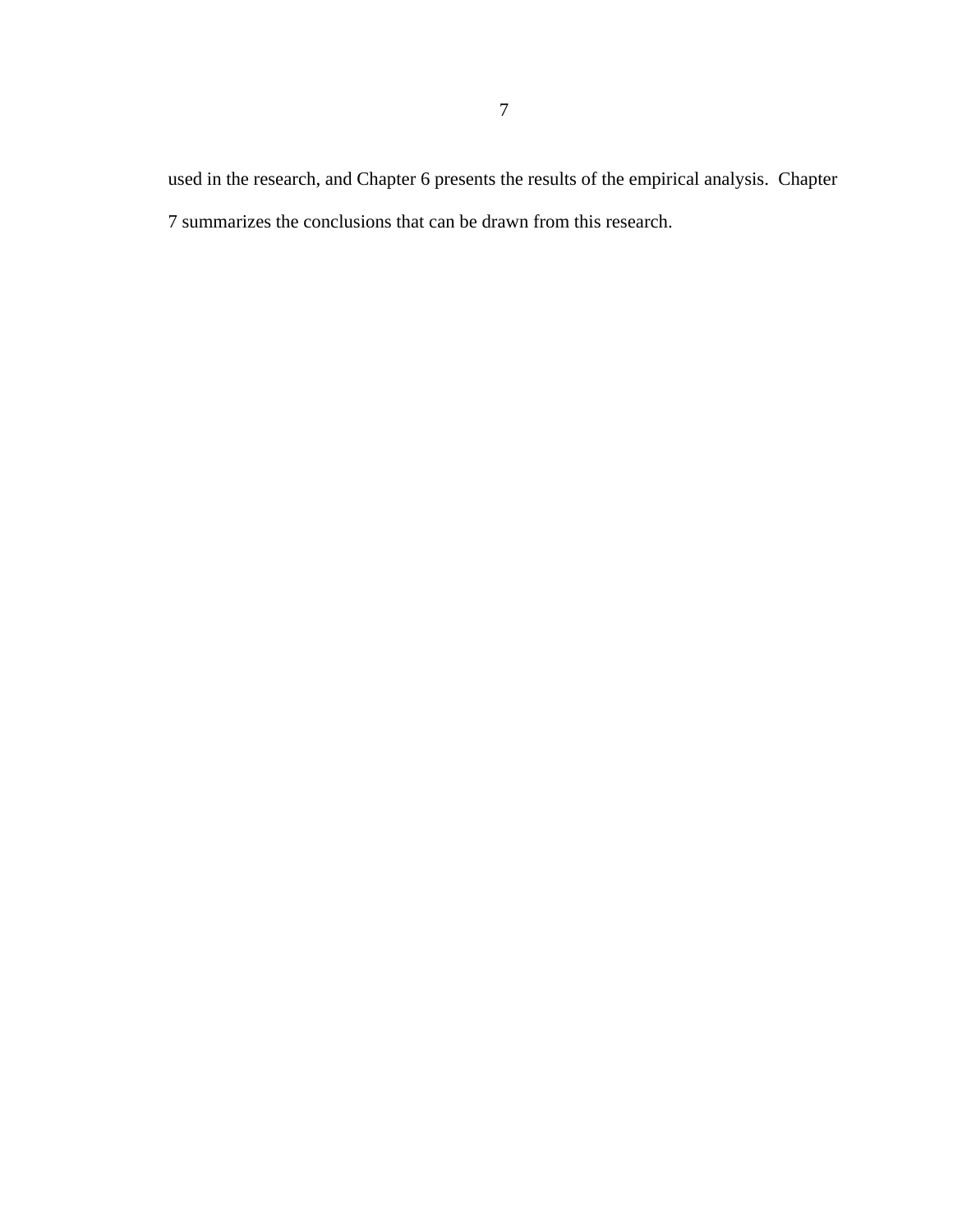used in the research, and Chapter 6 presents the results of the empirical analysis. Chapter 7 summarizes the conclusions that can be drawn from this research.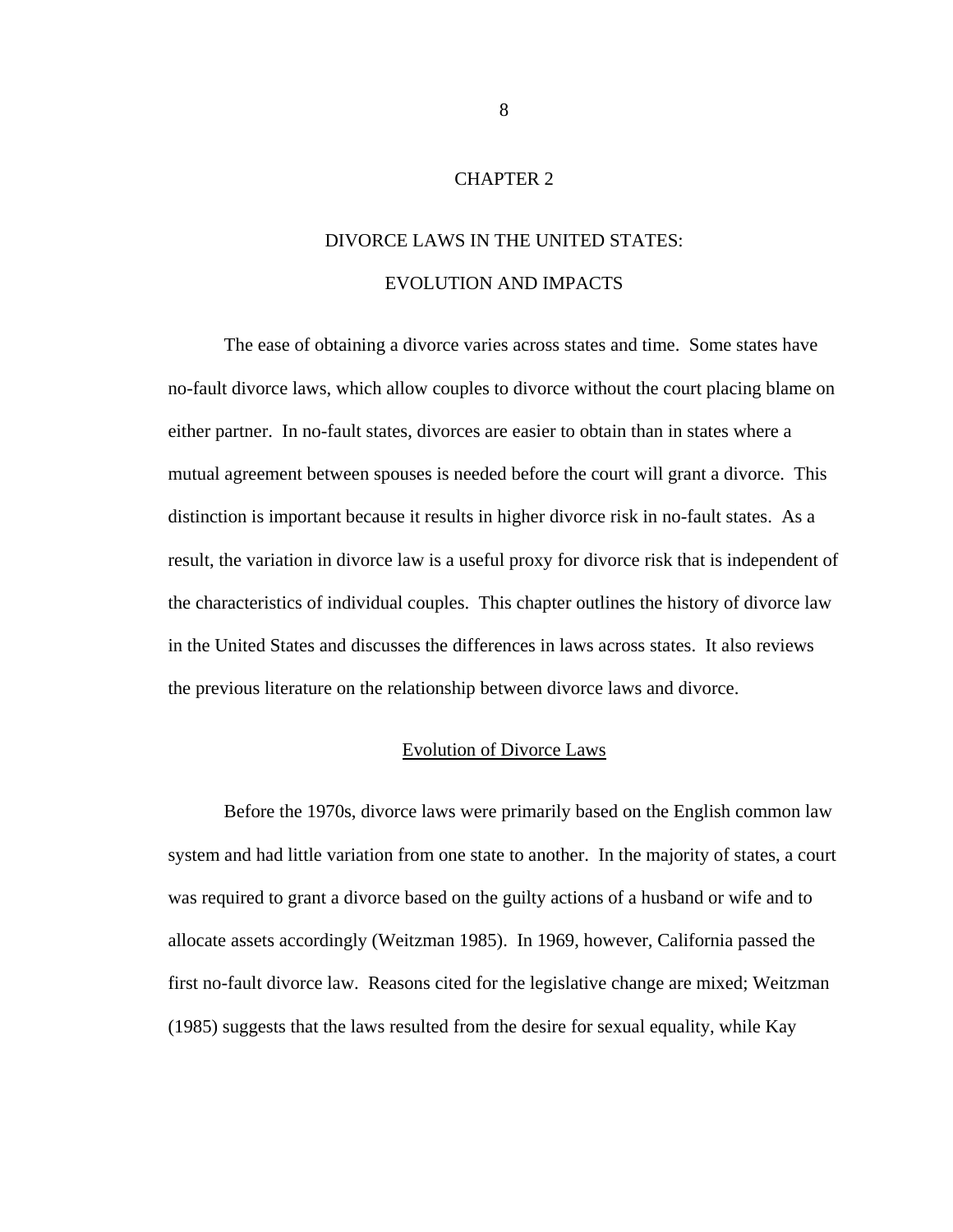# CHAPTER 2

# DIVORCE LAWS IN THE UNITED STATES: EVOLUTION AND IMPACTS

The ease of obtaining a divorce varies across states and time. Some states have no-fault divorce laws, which allow couples to divorce without the court placing blame on either partner. In no-fault states, divorces are easier to obtain than in states where a mutual agreement between spouses is needed before the court will grant a divorce. This distinction is important because it results in higher divorce risk in no-fault states. As a result, the variation in divorce law is a useful proxy for divorce risk that is independent of the characteristics of individual couples. This chapter outlines the history of divorce law in the United States and discusses the differences in laws across states. It also reviews the previous literature on the relationship between divorce laws and divorce.

## Evolution of Divorce Laws

Before the 1970s, divorce laws were primarily based on the English common law system and had little variation from one state to another. In the majority of states, a court was required to grant a divorce based on the guilty actions of a husband or wife and to allocate assets accordingly (Weitzman 1985). In 1969, however, California passed the first no-fault divorce law. Reasons cited for the legislative change are mixed; Weitzman (1985) suggests that the laws resulted from the desire for sexual equality, while Kay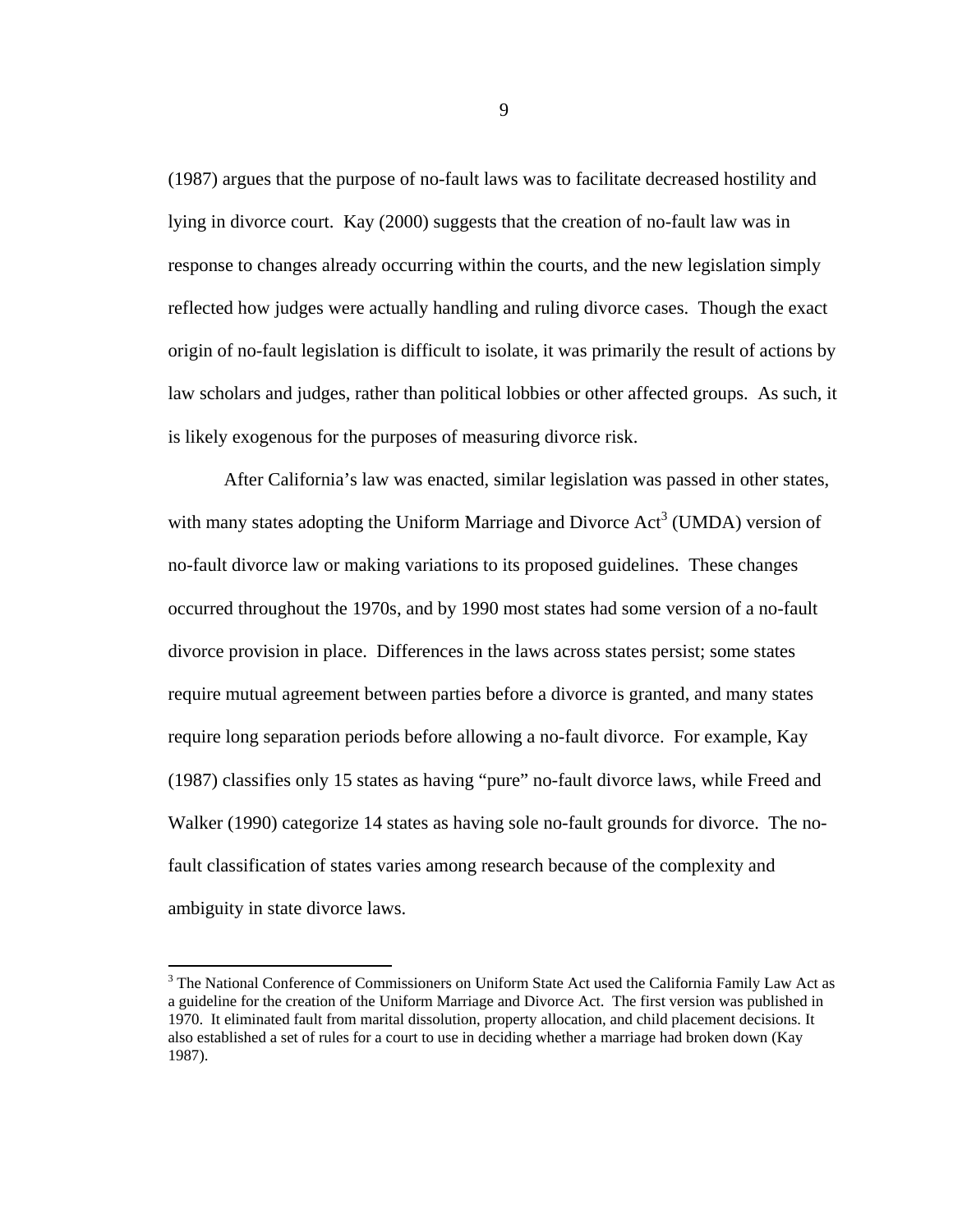(1987) argues that the purpose of no-fault laws was to facilitate decreased hostility and lying in divorce court. Kay (2000) suggests that the creation of no-fault law was in response to changes already occurring within the courts, and the new legislation simply reflected how judges were actually handling and ruling divorce cases. Though the exact origin of no-fault legislation is difficult to isolate, it was primarily the result of actions by law scholars and judges, rather than political lobbies or other affected groups. As such, it is likely exogenous for the purposes of measuring divorce risk.

After California's law was enacted, similar legislation was passed in other states, with many states adopting the Uniform Marriage and Divorce Act[3] (UMDA) version of no-fault divorce law or making variations to its proposed guidelines. These changes occurred throughout the 1970s, and by 1990 most states had some version of a no-fault divorce provision in place. Differences in the laws across states persist; some states require mutual agreement between parties before a divorce is granted, and many states require long separation periods before allowing a no-fault divorce. For example, Kay (1987) classifies only 15 states as having "pure" no-fault divorce laws, while Freed and Walker (1990) categorize 14 states as having sole no-fault grounds for divorce. The no-fault classification of states varies among research because of the complexity and ambiguity in state divorce laws.

---

[3] The National Conference of Commissioners on Uniform State Act used the California Family Law Act as a guideline for the creation of the Uniform Marriage and Divorce Act. The first version was published in 1970. It eliminated fault from marital dissolution, property allocation, and child placement decisions. It also established a set of rules for a court to use in deciding whether a marriage had broken down (Kay 1987).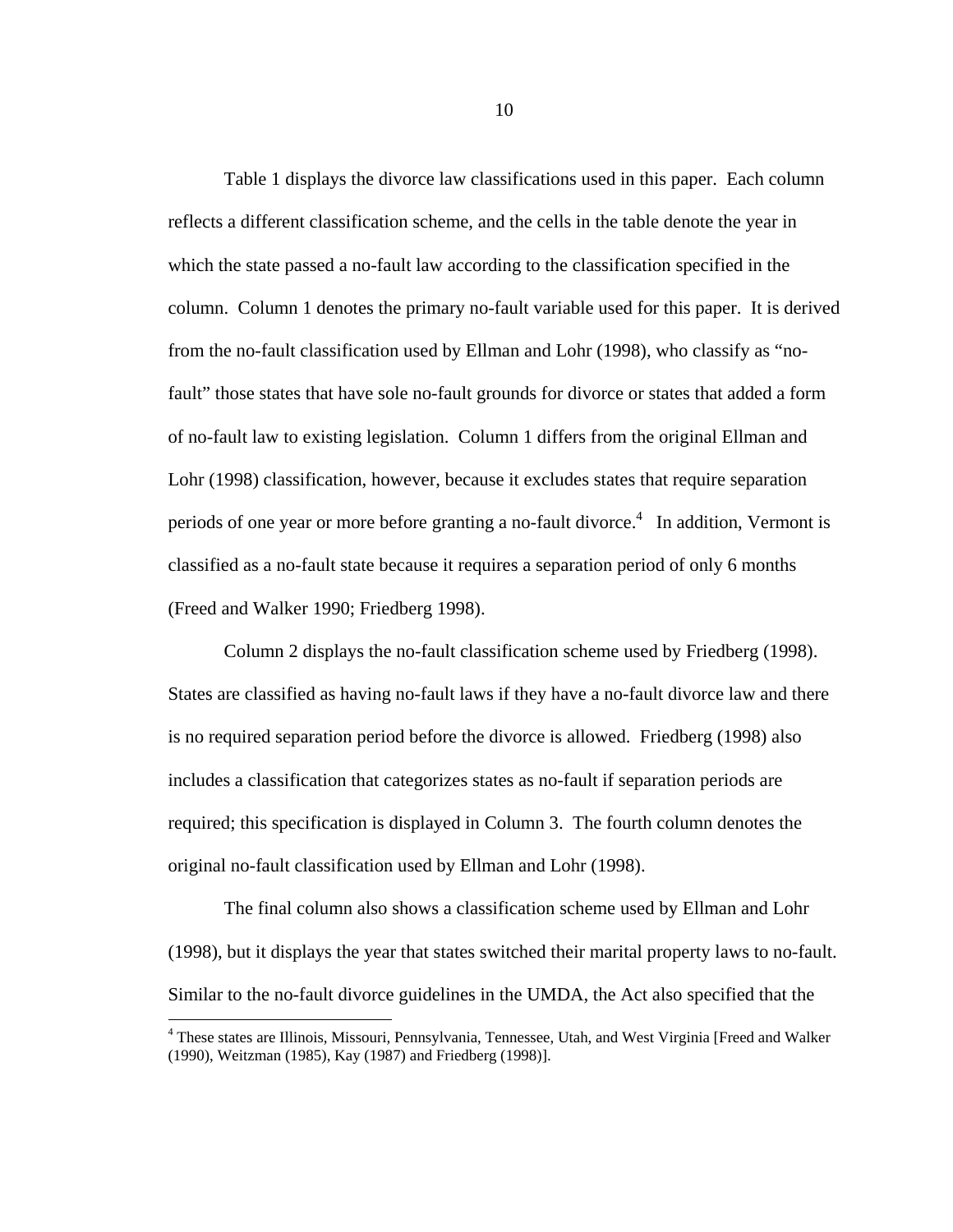Table 1 displays the divorce law classifications used in this paper. Each column reflects a different classification scheme, and the cells in the table denote the year in which the state passed a no-fault law according to the classification specified in the column. Column 1 denotes the primary no-fault variable used for this paper. It is derived from the no-fault classification used by Ellman and Lohr (1998), who classify as "no-fault" those states that have sole no-fault grounds for divorce or states that added a form of no-fault law to existing legislation. Column 1 differs from the original Ellman and Lohr (1998) classification, however, because it excludes states that require separation periods of one year or more before granting a no-fault divorce.[4] In addition, Vermont is classified as a no-fault state because it requires a separation period of only 6 months (Freed and Walker 1990; Friedberg 1998).

Column 2 displays the no-fault classification scheme used by Friedberg (1998). States are classified as having no-fault laws if they have a no-fault divorce law and there is no required separation period before the divorce is allowed. Friedberg (1998) also includes a classification that categorizes states as no-fault if separation periods are required; this specification is displayed in Column 3. The fourth column denotes the original no-fault classification used by Ellman and Lohr (1998).

The final column also shows a classification scheme used by Ellman and Lohr (1998), but it displays the year that states switched their marital property laws to no-fault. Similar to the no-fault divorce guidelines in the UMDA, the Act also specified that the

[4] These states are Illinois, Missouri, Pennsylvania, Tennessee, Utah, and West Virginia [Freed and Walker (1990), Weitzman (1985), Kay (1987) and Friedberg (1998)].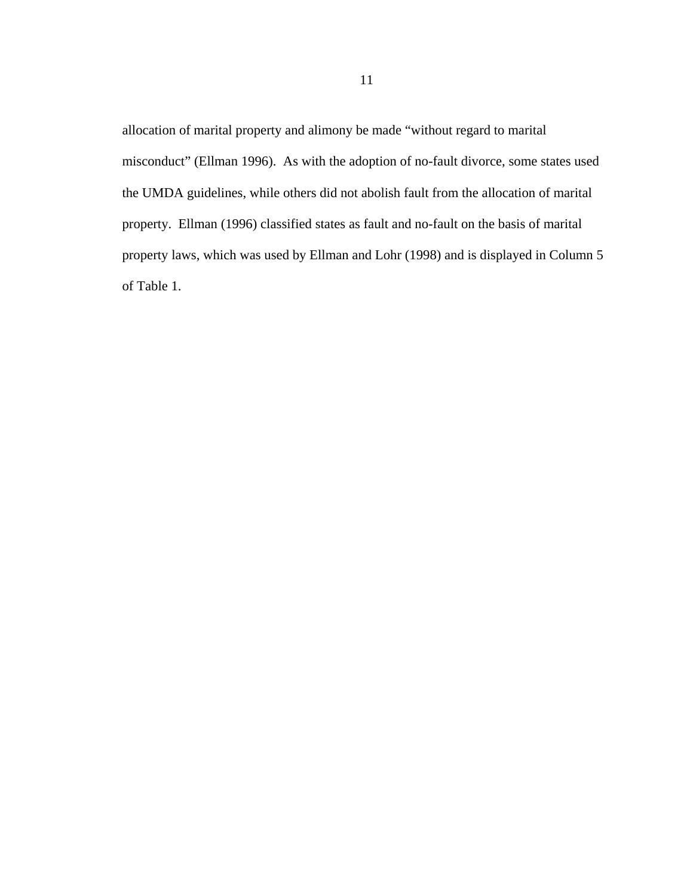allocation of marital property and alimony be made "without regard to marital misconduct" (Ellman 1996). As with the adoption of no-fault divorce, some states used the UMDA guidelines, while others did not abolish fault from the allocation of marital property. Ellman (1996) classified states as fault and no-fault on the basis of marital property laws, which was used by Ellman and Lohr (1998) and is displayed in Column 5 of Table 1.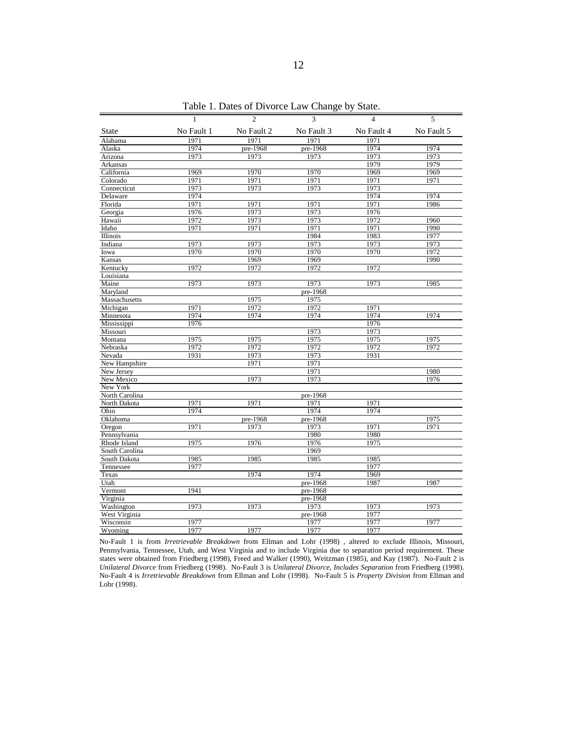Table 1. Dates of Divorce Law Change by State.

| | 1 | 2 | 3 | 4 | 5 |
|---|---|---|---|---|---|
| State | No Fault 1 | No Fault 2 | No Fault 3 | No Fault 4 | No Fault 5 |
| Alabama | 1971 | 1971 | 1971 | 1971 | |
| Alaska | 1974 | pre-1968 | pre-1968 | 1974 | 1974 |
| Arizona | 1973 | 1973 | 1973 | 1973 | 1973 |
| Arkansas | | | | 1979 | 1979 |
| California | 1969 | 1970 | 1970 | 1969 | 1969 |
| Colorado | 1971 | 1971 | 1971 | 1971 | 1971 |
| Connecticut | 1973 | 1973 | 1973 | 1973 | |
| Delaware | 1974 | | | 1974 | 1974 |
| Florida | 1971 | 1971 | 1971 | 1971 | 1986 |
| Georgia | 1976 | 1973 | 1973 | 1976 | |
| Hawaii | 1972 | 1973 | 1973 | 1972 | 1960 |
| Idaho | 1971 | 1971 | 1971 | 1971 | 1990 |
| Illinois | | | 1984 | 1983 | 1977 |
| Indiana | 1973 | 1973 | 1973 | 1973 | 1973 |
| Iowa | 1970 | 1970 | 1970 | 1970 | 1972 |
| Kansas | | 1969 | 1969 | | 1990 |
| Kentucky | 1972 | 1972 | 1972 | 1972 | |
| Louisiana | | | | | |
| Maine | 1973 | 1973 | 1973 | 1973 | 1985 |
| Maryland | | | pre-1968 | | |
| Massachusetts | | 1975 | 1975 | | |
| Michigan | 1971 | 1972 | 1972 | 1971 | |
| Minnesota | 1974 | 1974 | 1974 | 1974 | 1974 |
| Mississippi | 1976 | | | 1976 | |
| Missouri | | | 1973 | 1973 | |
| Montana | 1975 | 1975 | 1975 | 1975 | 1975 |
| Nebraska | 1972 | 1972 | 1972 | 1972 | 1972 |
| Nevada | 1931 | 1973 | 1973 | 1931 | |
| New Hampshire | | 1971 | 1971 | | |
| New Jersey | | | 1971 | | 1980 |
| New Mexico | | 1973 | 1973 | | 1976 |
| New York | | | | | |
| North Carolina | | | pre-1968 | | |
| North Dakota | 1971 | 1971 | 1971 | 1971 | |
| Ohio | 1974 | | 1974 | 1974 | |
| Oklahoma | | pre-1968 | pre-1968 | | 1975 |
| Oregon | 1971 | 1973 | 1973 | 1971 | 1971 |
| Pennsylvania | | | 1980 | 1980 | |
| Rhode Island | 1975 | 1976 | 1976 | 1975 | |
| South Carolina | | | 1969 | | |
| South Dakota | 1985 | 1985 | 1985 | 1985 | |
| Tennessee | 1977 | | | 1977 | |
| Texas | | 1974 | 1974 | 1969 | |
| Utah | | | pre-1968 | 1987 | 1987 |
| Vermont | 1941 | | pre-1968 | | |
| Virginia | | | pre-1968 | | |
| Washington | 1973 | 1973 | 1973 | 1973 | 1973 |
| West Virginia | | | pre-1968 | 1977 | |
| Wisconsin | 1977 | | 1977 | 1977 | 1977 |
| Wyoming | 1977 | 1977 | 1977 | 1977 | |

No-Fault 1 is from *Irretrievable Breakdown* from Ellman and Lohr (1998) , altered to exclude Illinois, Missouri, Pennsylvania, Tennessee, Utah, and West Virginia and to include Virginia due to separation period requirement. These states were obtained from Friedberg (1998), Freed and Walker (1990), Weitzman (1985), and Kay (1987). No-Fault 2 is *Unilateral Divorce* from Friedberg (1998). No-Fault 3 is *Unilateral Divorce, Includes Separation* from Friedberg (1998). No-Fault 4 is *Irretrievable Breakdown* from Ellman and Lohr (1998). No-Fault 5 is *Property Division* from Ellman and Lohr (1998).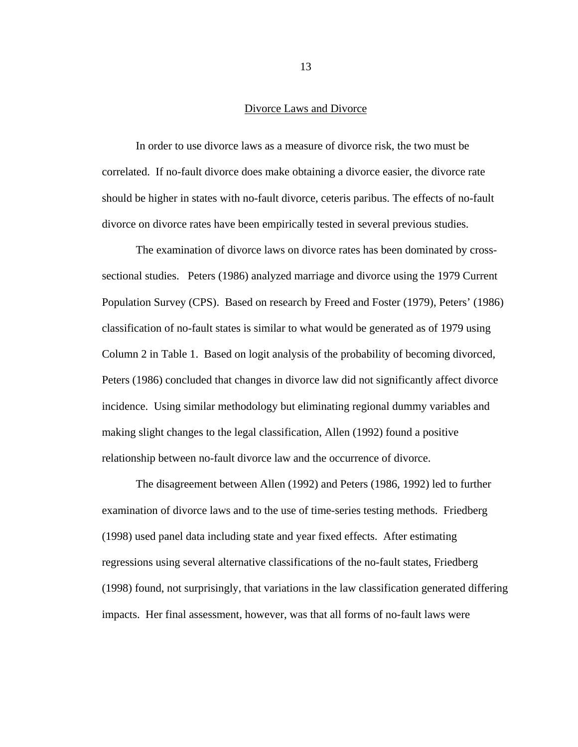## Divorce Laws and Divorce

In order to use divorce laws as a measure of divorce risk, the two must be correlated. If no-fault divorce does make obtaining a divorce easier, the divorce rate should be higher in states with no-fault divorce, ceteris paribus. The effects of no-fault divorce on divorce rates have been empirically tested in several previous studies.

The examination of divorce laws on divorce rates has been dominated by cross-sectional studies. Peters (1986) analyzed marriage and divorce using the 1979 Current Population Survey (CPS). Based on research by Freed and Foster (1979), Peters' (1986) classification of no-fault states is similar to what would be generated as of 1979 using Column 2 in Table 1. Based on logit analysis of the probability of becoming divorced, Peters (1986) concluded that changes in divorce law did not significantly affect divorce incidence. Using similar methodology but eliminating regional dummy variables and making slight changes to the legal classification, Allen (1992) found a positive relationship between no-fault divorce law and the occurrence of divorce.

The disagreement between Allen (1992) and Peters (1986, 1992) led to further examination of divorce laws and to the use of time-series testing methods. Friedberg (1998) used panel data including state and year fixed effects. After estimating regressions using several alternative classifications of the no-fault states, Friedberg (1998) found, not surprisingly, that variations in the law classification generated differing impacts. Her final assessment, however, was that all forms of no-fault laws were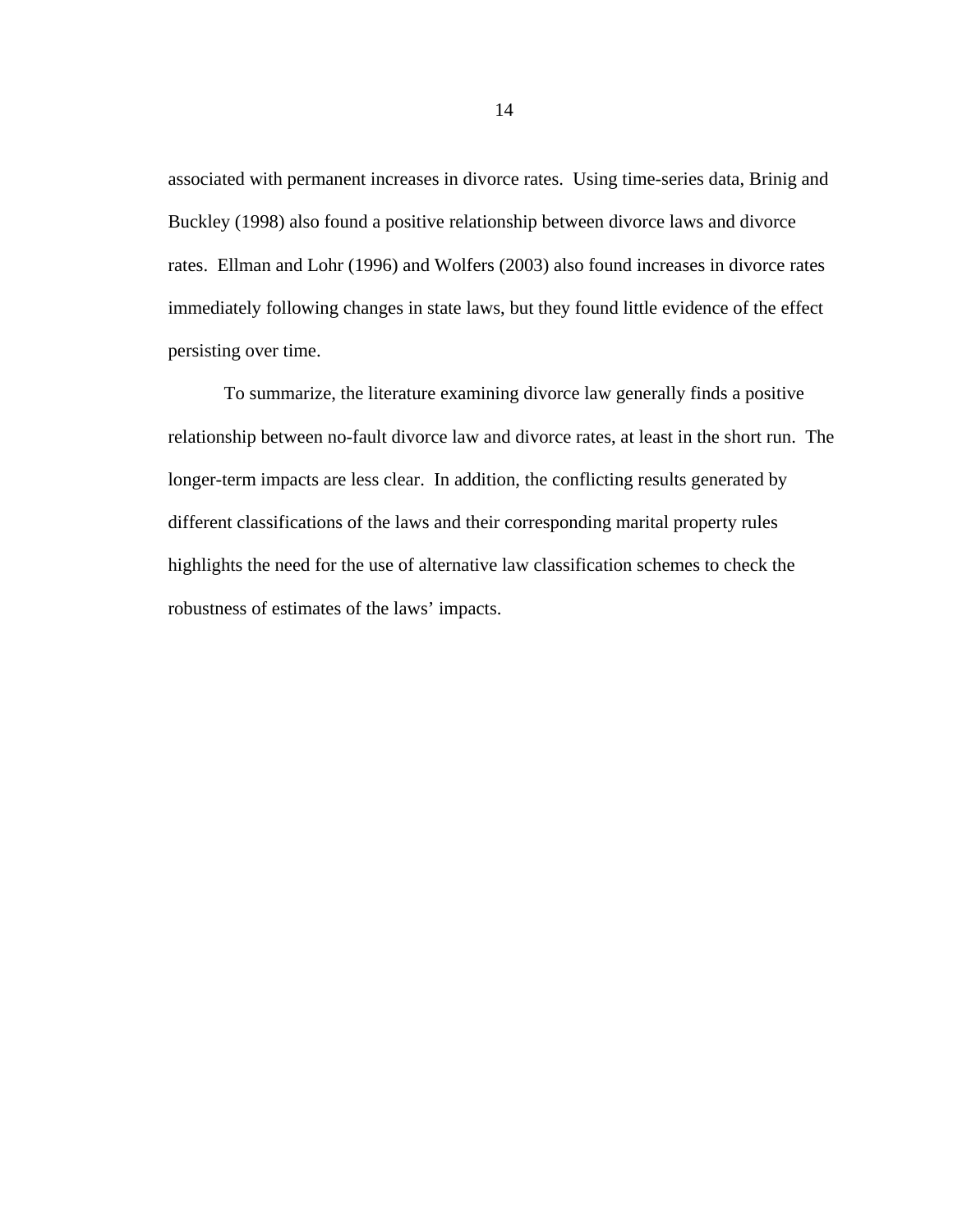associated with permanent increases in divorce rates.  Using time-series data, Brinig and Buckley (1998) also found a positive relationship between divorce laws and divorce rates.  Ellman and Lohr (1996) and Wolfers (2003) also found increases in divorce rates immediately following changes in state laws, but they found little evidence of the effect persisting over time.

To summarize, the literature examining divorce law generally finds a positive relationship between no-fault divorce law and divorce rates, at least in the short run.  The longer-term impacts are less clear.  In addition, the conflicting results generated by different classifications of the laws and their corresponding marital property rules highlights the need for the use of alternative law classification schemes to check the robustness of estimates of the laws' impacts.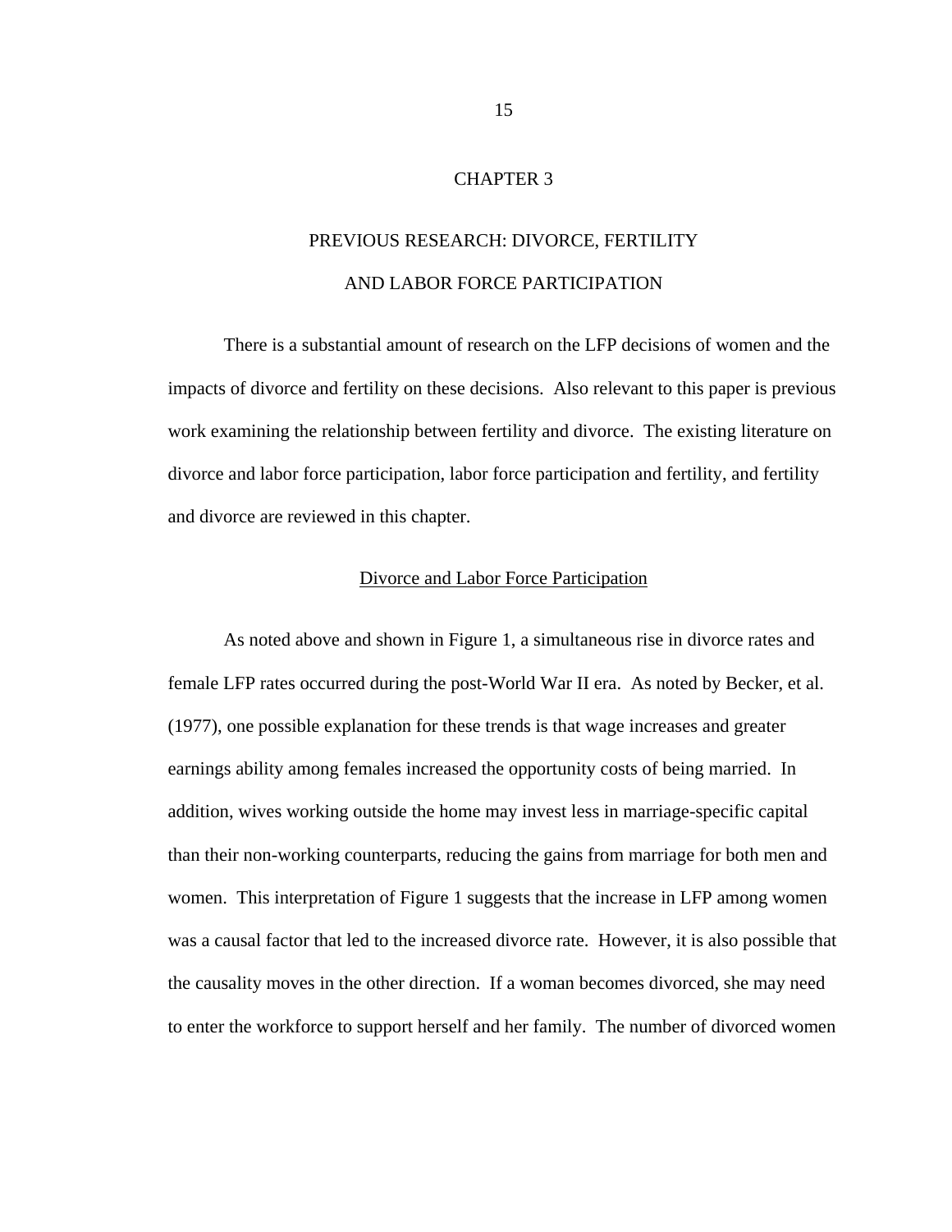# CHAPTER 3

## PREVIOUS RESEARCH: DIVORCE, FERTILITY AND LABOR FORCE PARTICIPATION

There is a substantial amount of research on the LFP decisions of women and the impacts of divorce and fertility on these decisions. Also relevant to this paper is previous work examining the relationship between fertility and divorce. The existing literature on divorce and labor force participation, labor force participation and fertility, and fertility and divorce are reviewed in this chapter.

### Divorce and Labor Force Participation

As noted above and shown in Figure 1, a simultaneous rise in divorce rates and female LFP rates occurred during the post-World War II era. As noted by Becker, et al. (1977), one possible explanation for these trends is that wage increases and greater earnings ability among females increased the opportunity costs of being married. In addition, wives working outside the home may invest less in marriage-specific capital than their non-working counterparts, reducing the gains from marriage for both men and women. This interpretation of Figure 1 suggests that the increase in LFP among women was a causal factor that led to the increased divorce rate. However, it is also possible that the causality moves in the other direction. If a woman becomes divorced, she may need to enter the workforce to support herself and her family. The number of divorced women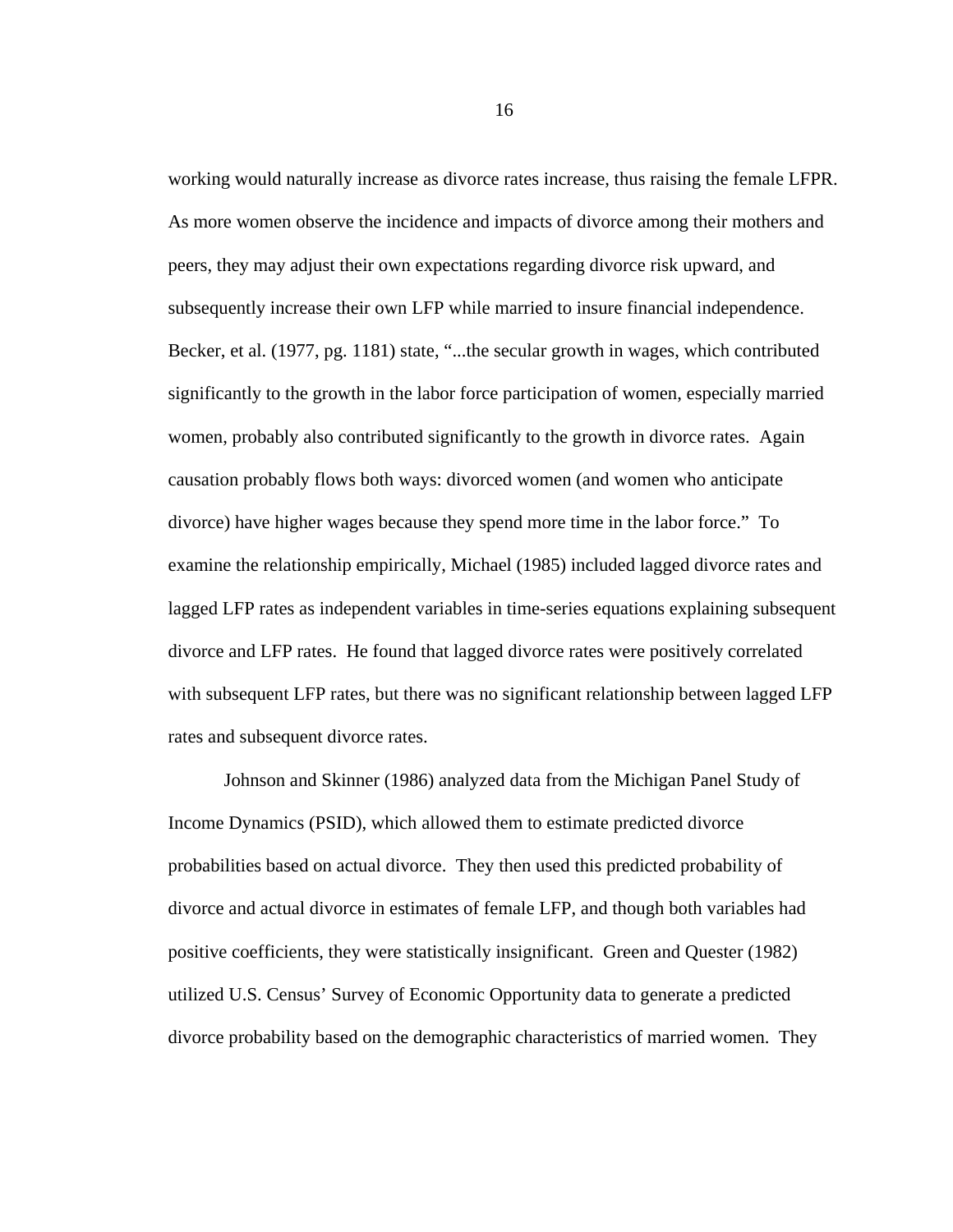working would naturally increase as divorce rates increase, thus raising the female LFPR. As more women observe the incidence and impacts of divorce among their mothers and peers, they may adjust their own expectations regarding divorce risk upward, and subsequently increase their own LFP while married to insure financial independence. Becker, et al. (1977, pg. 1181) state, "...the secular growth in wages, which contributed significantly to the growth in the labor force participation of women, especially married women, probably also contributed significantly to the growth in divorce rates. Again causation probably flows both ways: divorced women (and women who anticipate divorce) have higher wages because they spend more time in the labor force." To examine the relationship empirically, Michael (1985) included lagged divorce rates and lagged LFP rates as independent variables in time-series equations explaining subsequent divorce and LFP rates. He found that lagged divorce rates were positively correlated with subsequent LFP rates, but there was no significant relationship between lagged LFP rates and subsequent divorce rates.

Johnson and Skinner (1986) analyzed data from the Michigan Panel Study of Income Dynamics (PSID), which allowed them to estimate predicted divorce probabilities based on actual divorce. They then used this predicted probability of divorce and actual divorce in estimates of female LFP, and though both variables had positive coefficients, they were statistically insignificant. Green and Quester (1982) utilized U.S. Census' Survey of Economic Opportunity data to generate a predicted divorce probability based on the demographic characteristics of married women. They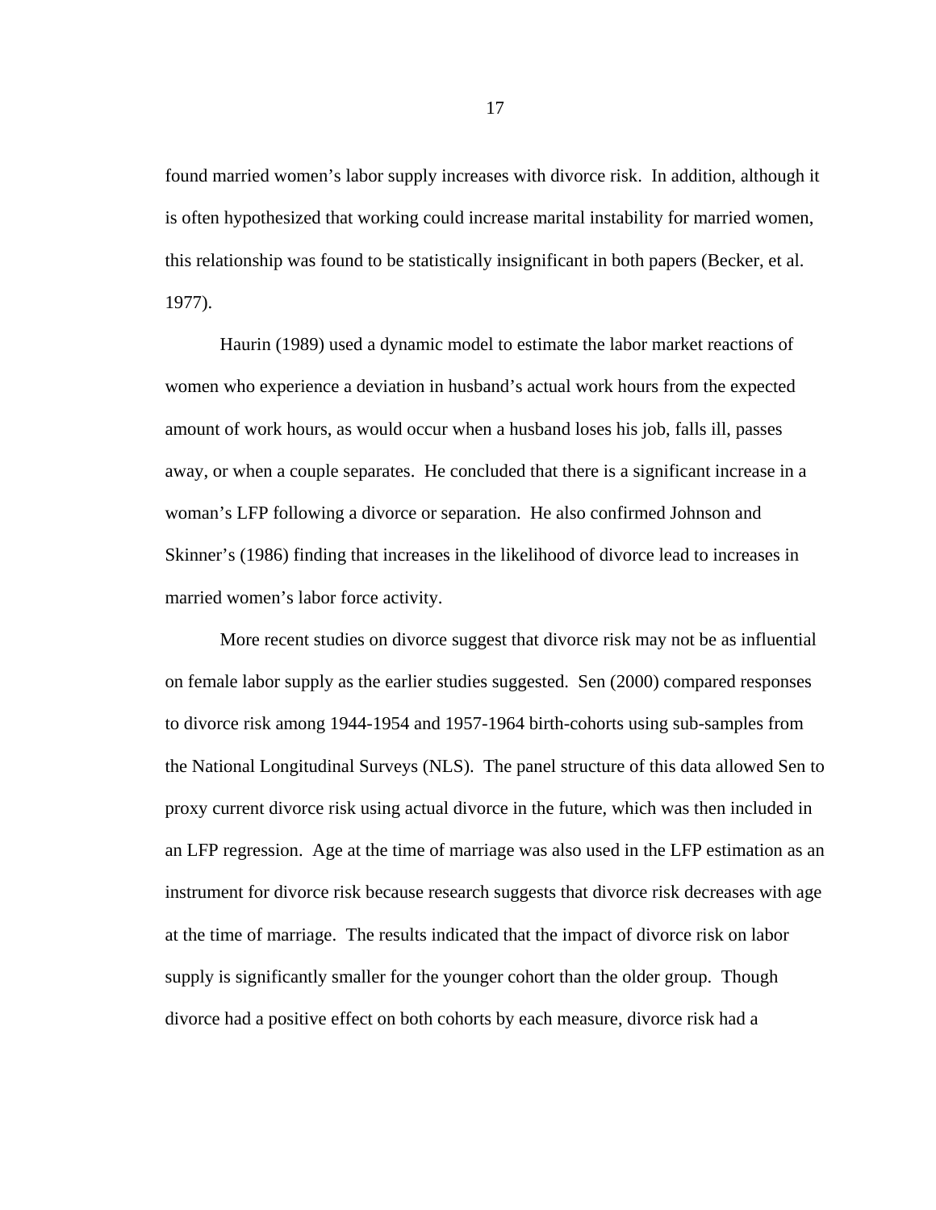found married women's labor supply increases with divorce risk. In addition, although it is often hypothesized that working could increase marital instability for married women, this relationship was found to be statistically insignificant in both papers (Becker, et al. 1977).

Haurin (1989) used a dynamic model to estimate the labor market reactions of women who experience a deviation in husband's actual work hours from the expected amount of work hours, as would occur when a husband loses his job, falls ill, passes away, or when a couple separates. He concluded that there is a significant increase in a woman's LFP following a divorce or separation. He also confirmed Johnson and Skinner's (1986) finding that increases in the likelihood of divorce lead to increases in married women's labor force activity.

More recent studies on divorce suggest that divorce risk may not be as influential on female labor supply as the earlier studies suggested. Sen (2000) compared responses to divorce risk among 1944-1954 and 1957-1964 birth-cohorts using sub-samples from the National Longitudinal Surveys (NLS). The panel structure of this data allowed Sen to proxy current divorce risk using actual divorce in the future, which was then included in an LFP regression. Age at the time of marriage was also used in the LFP estimation as an instrument for divorce risk because research suggests that divorce risk decreases with age at the time of marriage. The results indicated that the impact of divorce risk on labor supply is significantly smaller for the younger cohort than the older group. Though divorce had a positive effect on both cohorts by each measure, divorce risk had a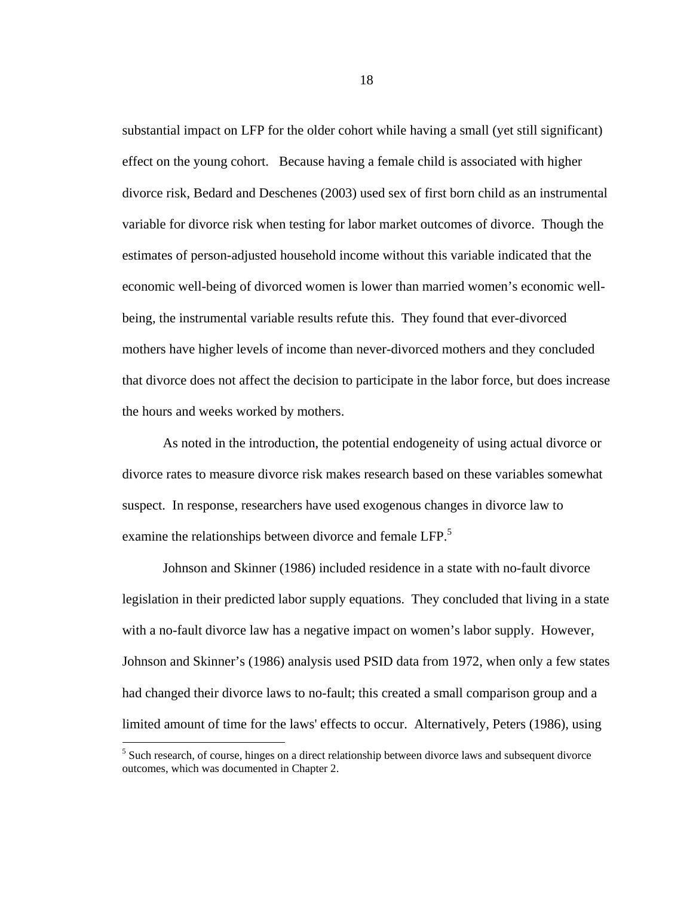substantial impact on LFP for the older cohort while having a small (yet still significant) effect on the young cohort. Because having a female child is associated with higher divorce risk, Bedard and Deschenes (2003) used sex of first born child as an instrumental variable for divorce risk when testing for labor market outcomes of divorce. Though the estimates of person-adjusted household income without this variable indicated that the economic well-being of divorced women is lower than married women's economic well-being, the instrumental variable results refute this. They found that ever-divorced mothers have higher levels of income than never-divorced mothers and they concluded that divorce does not affect the decision to participate in the labor force, but does increase the hours and weeks worked by mothers.

As noted in the introduction, the potential endogeneity of using actual divorce or divorce rates to measure divorce risk makes research based on these variables somewhat suspect. In response, researchers have used exogenous changes in divorce law to examine the relationships between divorce and female LFP.[5]

Johnson and Skinner (1986) included residence in a state with no-fault divorce legislation in their predicted labor supply equations. They concluded that living in a state with a no-fault divorce law has a negative impact on women's labor supply. However, Johnson and Skinner's (1986) analysis used PSID data from 1972, when only a few states had changed their divorce laws to no-fault; this created a small comparison group and a limited amount of time for the laws' effects to occur. Alternatively, Peters (1986), using

[5] Such research, of course, hinges on a direct relationship between divorce laws and subsequent divorce outcomes, which was documented in Chapter 2.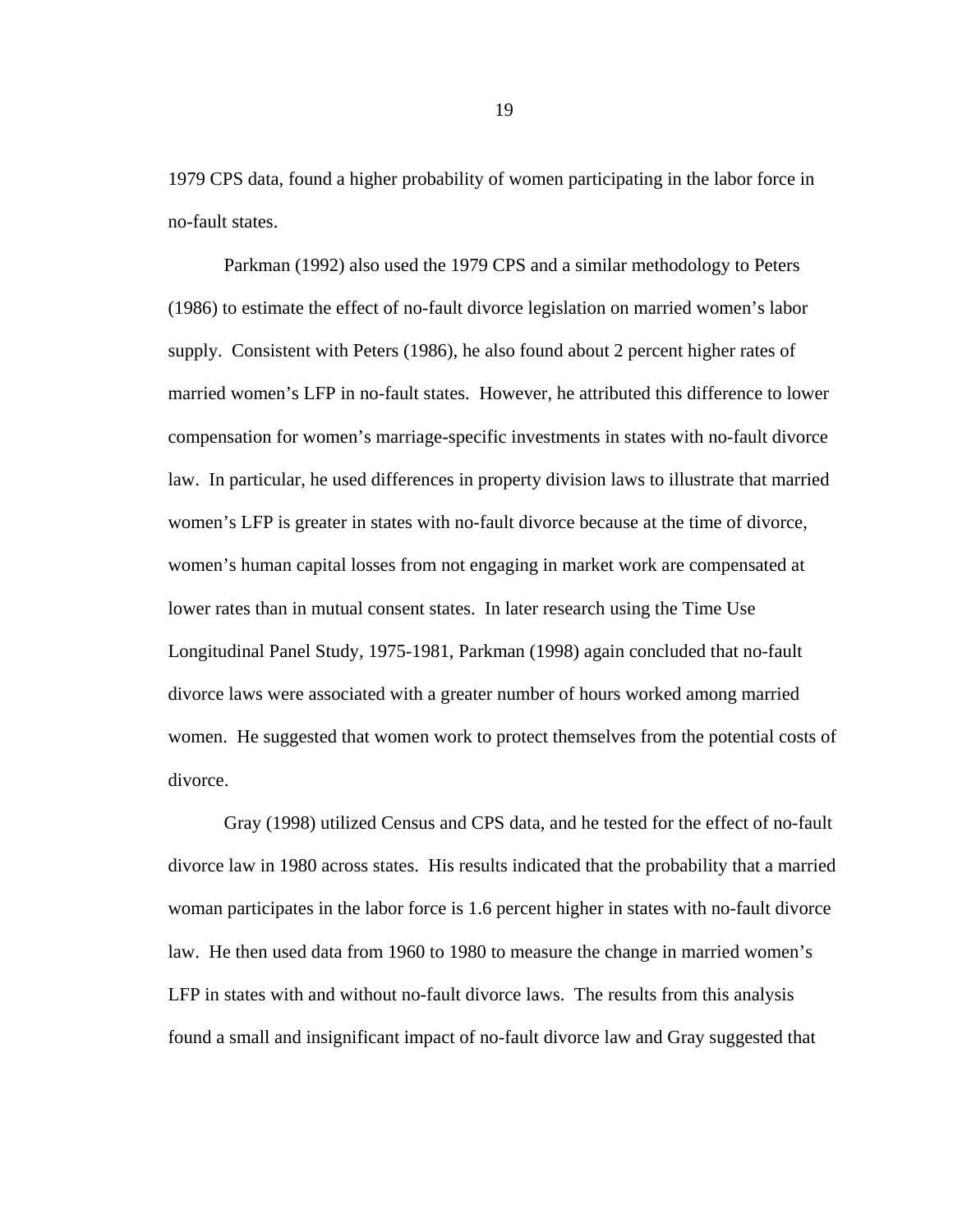1979 CPS data, found a higher probability of women participating in the labor force in no-fault states.

Parkman (1992) also used the 1979 CPS and a similar methodology to Peters (1986) to estimate the effect of no-fault divorce legislation on married women's labor supply. Consistent with Peters (1986), he also found about 2 percent higher rates of married women's LFP in no-fault states. However, he attributed this difference to lower compensation for women's marriage-specific investments in states with no-fault divorce law. In particular, he used differences in property division laws to illustrate that married women's LFP is greater in states with no-fault divorce because at the time of divorce, women's human capital losses from not engaging in market work are compensated at lower rates than in mutual consent states. In later research using the Time Use Longitudinal Panel Study, 1975-1981, Parkman (1998) again concluded that no-fault divorce laws were associated with a greater number of hours worked among married women. He suggested that women work to protect themselves from the potential costs of divorce.

Gray (1998) utilized Census and CPS data, and he tested for the effect of no-fault divorce law in 1980 across states. His results indicated that the probability that a married woman participates in the labor force is 1.6 percent higher in states with no-fault divorce law. He then used data from 1960 to 1980 to measure the change in married women's LFP in states with and without no-fault divorce laws. The results from this analysis found a small and insignificant impact of no-fault divorce law and Gray suggested that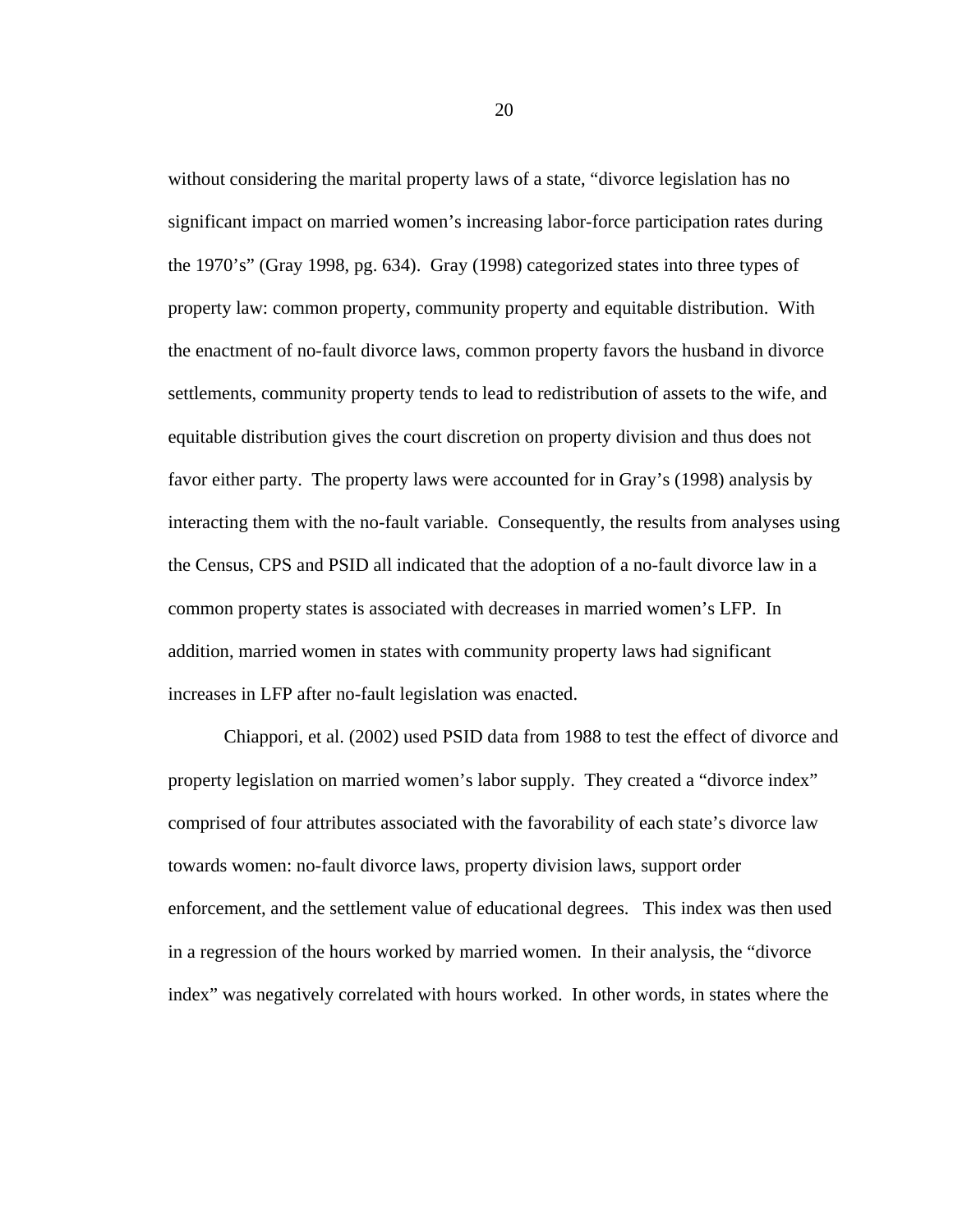without considering the marital property laws of a state, "divorce legislation has no significant impact on married women's increasing labor-force participation rates during the 1970's" (Gray 1998, pg. 634). Gray (1998) categorized states into three types of property law: common property, community property and equitable distribution. With the enactment of no-fault divorce laws, common property favors the husband in divorce settlements, community property tends to lead to redistribution of assets to the wife, and equitable distribution gives the court discretion on property division and thus does not favor either party. The property laws were accounted for in Gray's (1998) analysis by interacting them with the no-fault variable. Consequently, the results from analyses using the Census, CPS and PSID all indicated that the adoption of a no-fault divorce law in a common property states is associated with decreases in married women's LFP. In addition, married women in states with community property laws had significant increases in LFP after no-fault legislation was enacted.

Chiappori, et al. (2002) used PSID data from 1988 to test the effect of divorce and property legislation on married women's labor supply. They created a "divorce index" comprised of four attributes associated with the favorability of each state's divorce law towards women: no-fault divorce laws, property division laws, support order enforcement, and the settlement value of educational degrees. This index was then used in a regression of the hours worked by married women. In their analysis, the "divorce index" was negatively correlated with hours worked. In other words, in states where the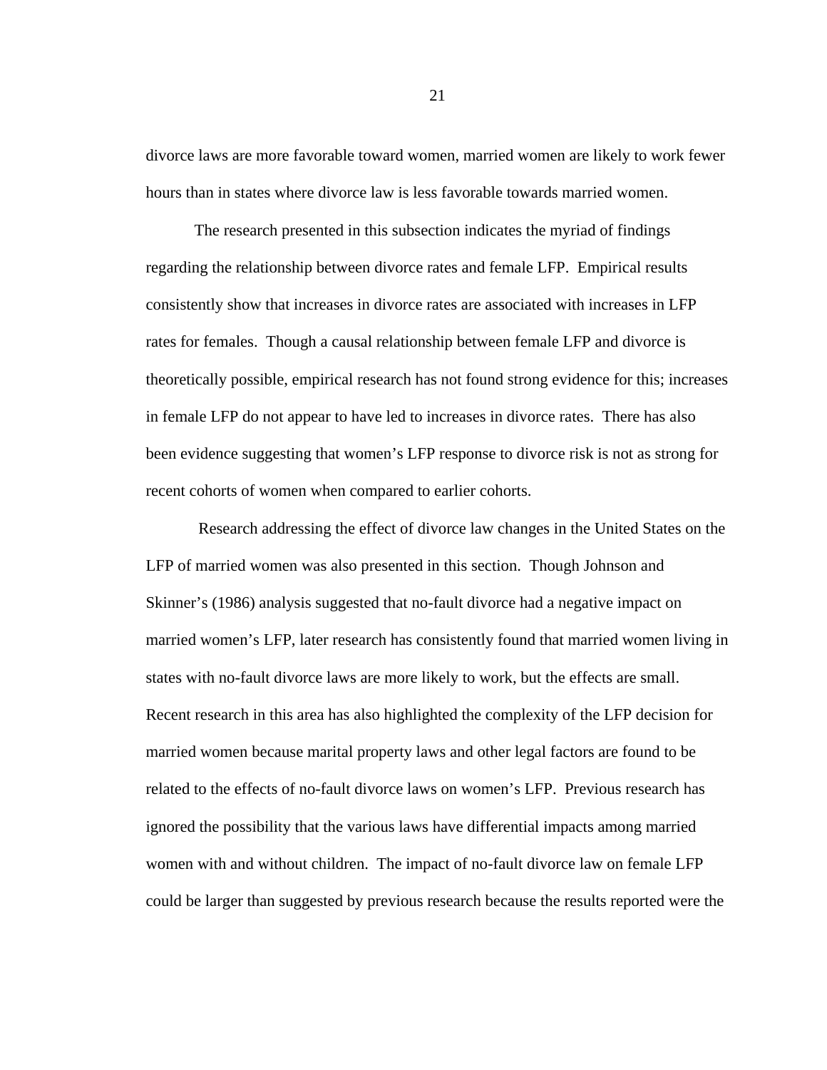divorce laws are more favorable toward women, married women are likely to work fewer hours than in states where divorce law is less favorable towards married women.

The research presented in this subsection indicates the myriad of findings regarding the relationship between divorce rates and female LFP. Empirical results consistently show that increases in divorce rates are associated with increases in LFP rates for females. Though a causal relationship between female LFP and divorce is theoretically possible, empirical research has not found strong evidence for this; increases in female LFP do not appear to have led to increases in divorce rates. There has also been evidence suggesting that women's LFP response to divorce risk is not as strong for recent cohorts of women when compared to earlier cohorts.

Research addressing the effect of divorce law changes in the United States on the LFP of married women was also presented in this section. Though Johnson and Skinner's (1986) analysis suggested that no-fault divorce had a negative impact on married women's LFP, later research has consistently found that married women living in states with no-fault divorce laws are more likely to work, but the effects are small. Recent research in this area has also highlighted the complexity of the LFP decision for married women because marital property laws and other legal factors are found to be related to the effects of no-fault divorce laws on women's LFP. Previous research has ignored the possibility that the various laws have differential impacts among married women with and without children. The impact of no-fault divorce law on female LFP could be larger than suggested by previous research because the results reported were the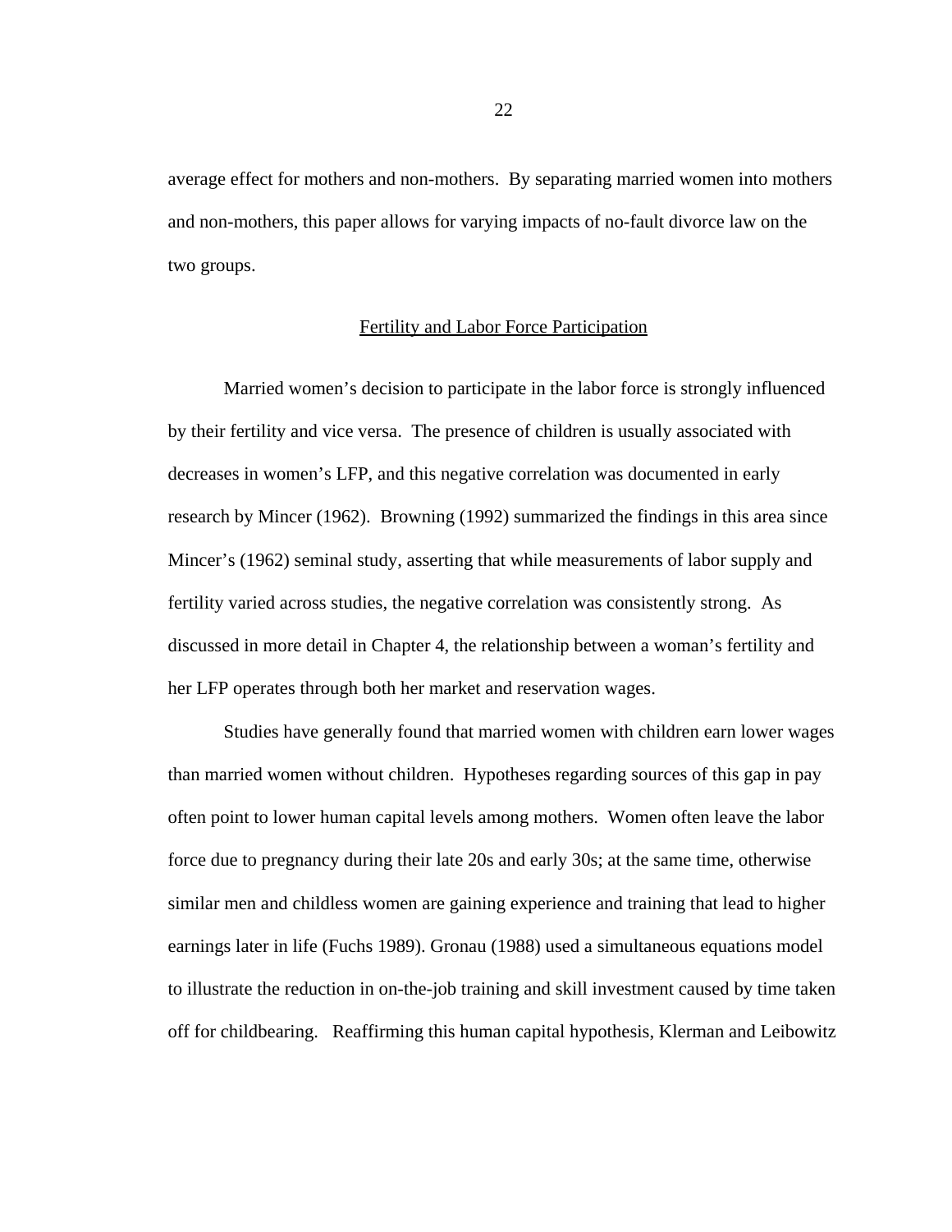average effect for mothers and non-mothers. By separating married women into mothers and non-mothers, this paper allows for varying impacts of no-fault divorce law on the two groups.

## Fertility and Labor Force Participation

Married women's decision to participate in the labor force is strongly influenced by their fertility and vice versa. The presence of children is usually associated with decreases in women's LFP, and this negative correlation was documented in early research by Mincer (1962). Browning (1992) summarized the findings in this area since Mincer's (1962) seminal study, asserting that while measurements of labor supply and fertility varied across studies, the negative correlation was consistently strong. As discussed in more detail in Chapter 4, the relationship between a woman's fertility and her LFP operates through both her market and reservation wages.

Studies have generally found that married women with children earn lower wages than married women without children. Hypotheses regarding sources of this gap in pay often point to lower human capital levels among mothers. Women often leave the labor force due to pregnancy during their late 20s and early 30s; at the same time, otherwise similar men and childless women are gaining experience and training that lead to higher earnings later in life (Fuchs 1989). Gronau (1988) used a simultaneous equations model to illustrate the reduction in on-the-job training and skill investment caused by time taken off for childbearing. Reaffirming this human capital hypothesis, Klerman and Leibowitz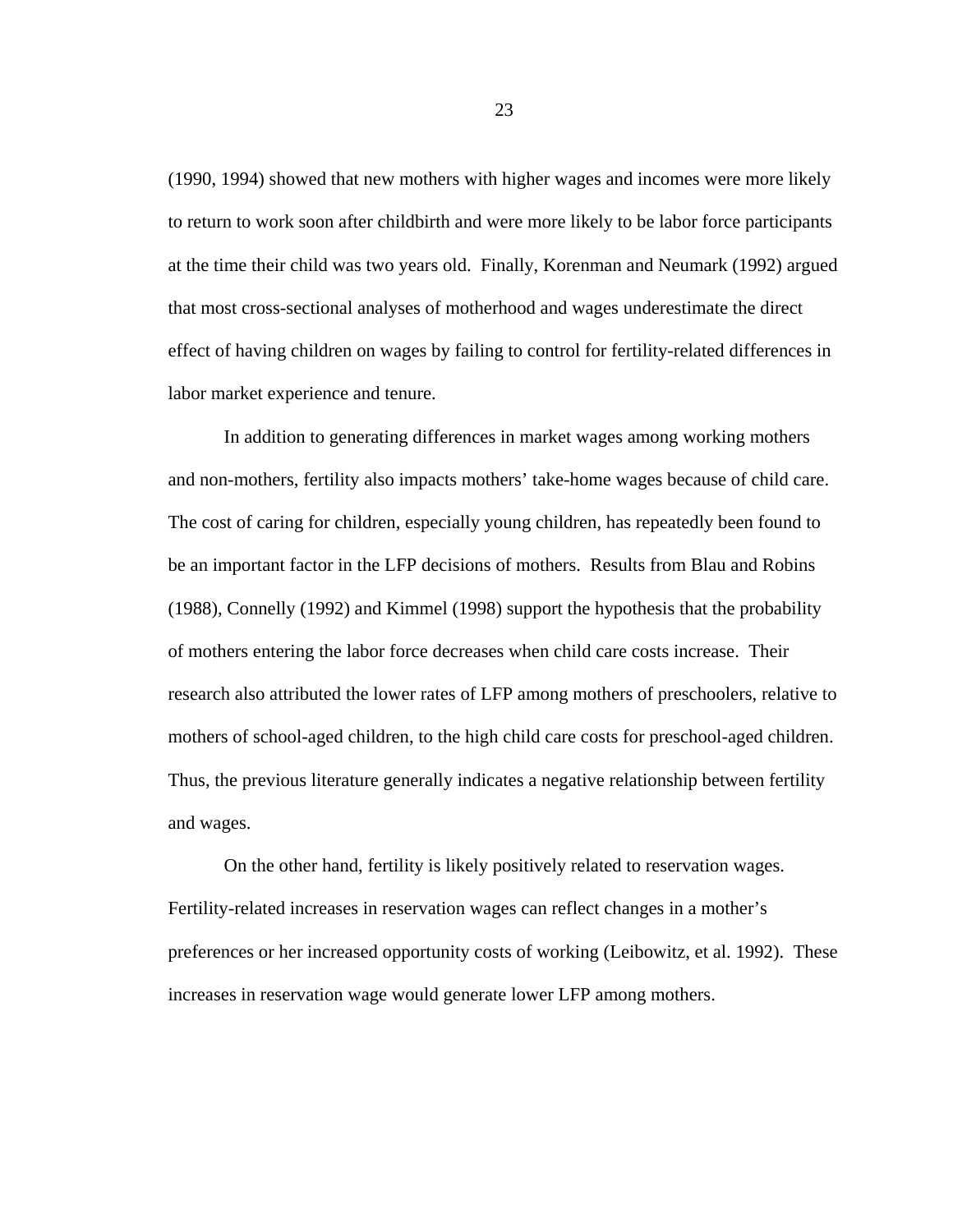(1990, 1994) showed that new mothers with higher wages and incomes were more likely to return to work soon after childbirth and were more likely to be labor force participants at the time their child was two years old. Finally, Korenman and Neumark (1992) argued that most cross-sectional analyses of motherhood and wages underestimate the direct effect of having children on wages by failing to control for fertility-related differences in labor market experience and tenure.

In addition to generating differences in market wages among working mothers and non-mothers, fertility also impacts mothers' take-home wages because of child care. The cost of caring for children, especially young children, has repeatedly been found to be an important factor in the LFP decisions of mothers. Results from Blau and Robins (1988), Connelly (1992) and Kimmel (1998) support the hypothesis that the probability of mothers entering the labor force decreases when child care costs increase. Their research also attributed the lower rates of LFP among mothers of preschoolers, relative to mothers of school-aged children, to the high child care costs for preschool-aged children. Thus, the previous literature generally indicates a negative relationship between fertility and wages.

On the other hand, fertility is likely positively related to reservation wages. Fertility-related increases in reservation wages can reflect changes in a mother's preferences or her increased opportunity costs of working (Leibowitz, et al. 1992). These increases in reservation wage would generate lower LFP among mothers.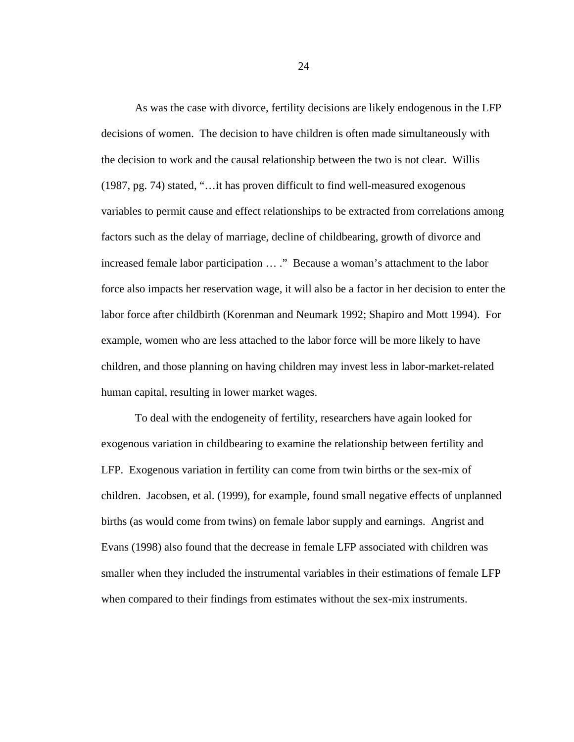As was the case with divorce, fertility decisions are likely endogenous in the LFP decisions of women. The decision to have children is often made simultaneously with the decision to work and the causal relationship between the two is not clear. Willis (1987, pg. 74) stated, "…it has proven difficult to find well-measured exogenous variables to permit cause and effect relationships to be extracted from correlations among factors such as the delay of marriage, decline of childbearing, growth of divorce and increased female labor participation … ." Because a woman's attachment to the labor force also impacts her reservation wage, it will also be a factor in her decision to enter the labor force after childbirth (Korenman and Neumark 1992; Shapiro and Mott 1994). For example, women who are less attached to the labor force will be more likely to have children, and those planning on having children may invest less in labor-market-related human capital, resulting in lower market wages.

To deal with the endogeneity of fertility, researchers have again looked for exogenous variation in childbearing to examine the relationship between fertility and LFP. Exogenous variation in fertility can come from twin births or the sex-mix of children. Jacobsen, et al. (1999), for example, found small negative effects of unplanned births (as would come from twins) on female labor supply and earnings. Angrist and Evans (1998) also found that the decrease in female LFP associated with children was smaller when they included the instrumental variables in their estimations of female LFP when compared to their findings from estimates without the sex-mix instruments.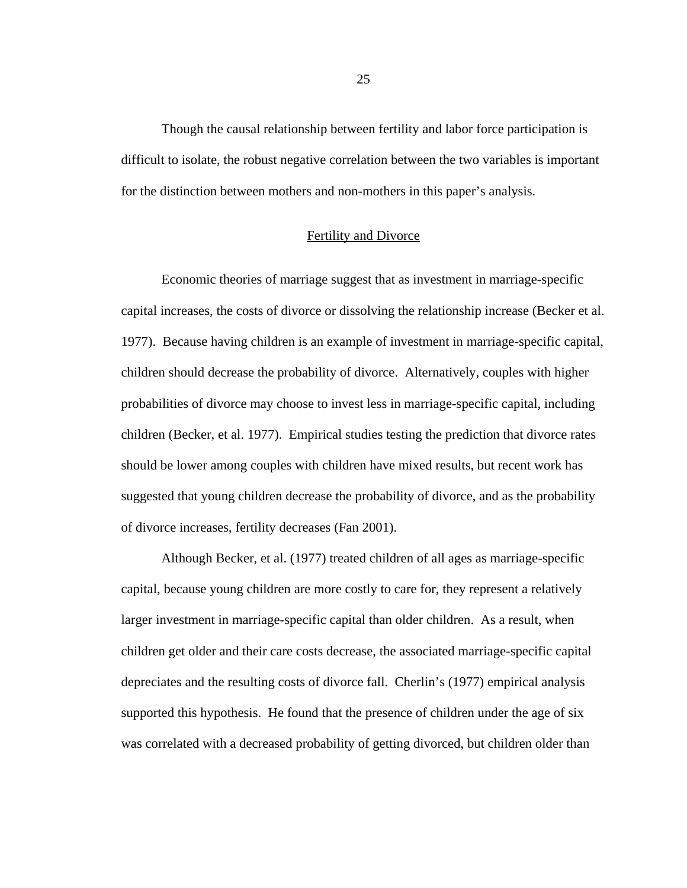Though the causal relationship between fertility and labor force participation is difficult to isolate, the robust negative correlation between the two variables is important for the distinction between mothers and non-mothers in this paper's analysis.

## Fertility and Divorce

Economic theories of marriage suggest that as investment in marriage-specific capital increases, the costs of divorce or dissolving the relationship increase (Becker et al. 1977). Because having children is an example of investment in marriage-specific capital, children should decrease the probability of divorce. Alternatively, couples with higher probabilities of divorce may choose to invest less in marriage-specific capital, including children (Becker, et al. 1977). Empirical studies testing the prediction that divorce rates should be lower among couples with children have mixed results, but recent work has suggested that young children decrease the probability of divorce, and as the probability of divorce increases, fertility decreases (Fan 2001).

Although Becker, et al. (1977) treated children of all ages as marriage-specific capital, because young children are more costly to care for, they represent a relatively larger investment in marriage-specific capital than older children. As a result, when children get older and their care costs decrease, the associated marriage-specific capital depreciates and the resulting costs of divorce fall. Cherlin's (1977) empirical analysis supported this hypothesis. He found that the presence of children under the age of six was correlated with a decreased probability of getting divorced, but children older than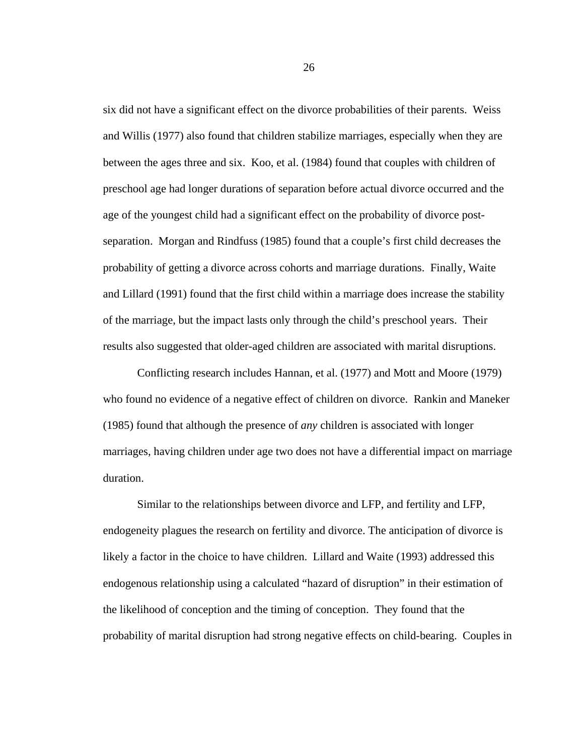six did not have a significant effect on the divorce probabilities of their parents. Weiss and Willis (1977) also found that children stabilize marriages, especially when they are between the ages three and six. Koo, et al. (1984) found that couples with children of preschool age had longer durations of separation before actual divorce occurred and the age of the youngest child had a significant effect on the probability of divorce post-separation. Morgan and Rindfuss (1985) found that a couple's first child decreases the probability of getting a divorce across cohorts and marriage durations. Finally, Waite and Lillard (1991) found that the first child within a marriage does increase the stability of the marriage, but the impact lasts only through the child's preschool years. Their results also suggested that older-aged children are associated with marital disruptions.

Conflicting research includes Hannan, et al. (1977) and Mott and Moore (1979) who found no evidence of a negative effect of children on divorce. Rankin and Maneker (1985) found that although the presence of *any* children is associated with longer marriages, having children under age two does not have a differential impact on marriage duration.

Similar to the relationships between divorce and LFP, and fertility and LFP, endogeneity plagues the research on fertility and divorce. The anticipation of divorce is likely a factor in the choice to have children. Lillard and Waite (1993) addressed this endogenous relationship using a calculated "hazard of disruption" in their estimation of the likelihood of conception and the timing of conception. They found that the probability of marital disruption had strong negative effects on child-bearing. Couples in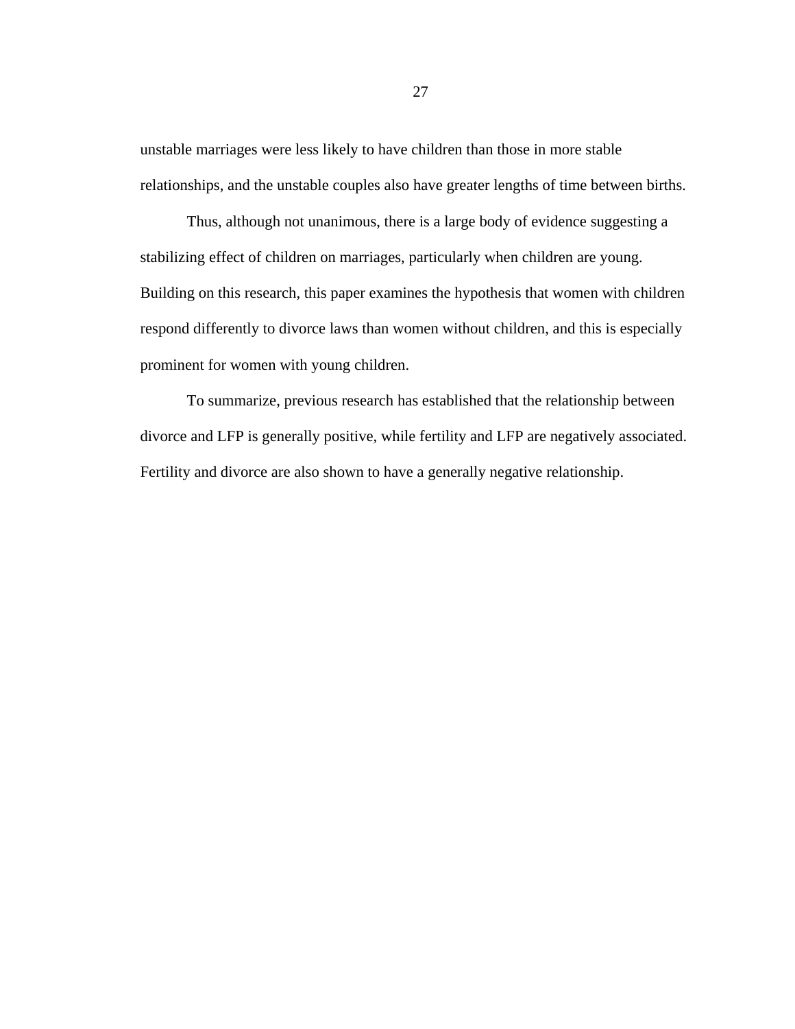unstable marriages were less likely to have children than those in more stable relationships, and the unstable couples also have greater lengths of time between births.

Thus, although not unanimous, there is a large body of evidence suggesting a stabilizing effect of children on marriages, particularly when children are young. Building on this research, this paper examines the hypothesis that women with children respond differently to divorce laws than women without children, and this is especially prominent for women with young children.

To summarize, previous research has established that the relationship between divorce and LFP is generally positive, while fertility and LFP are negatively associated. Fertility and divorce are also shown to have a generally negative relationship.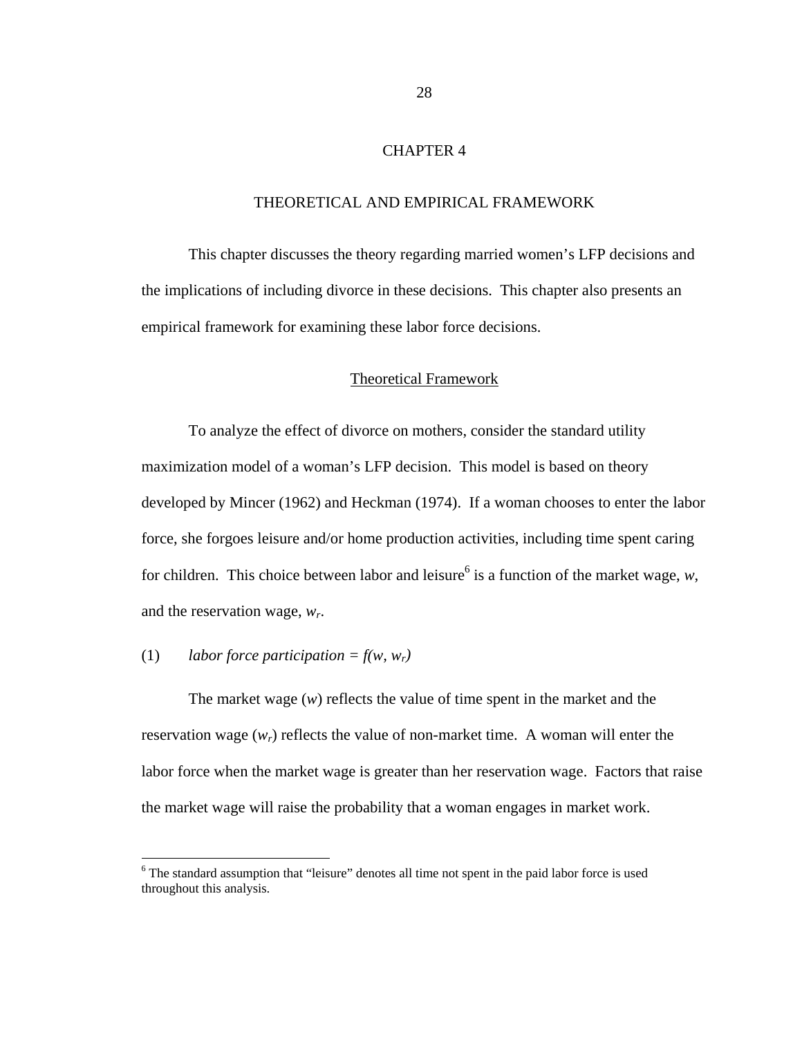# CHAPTER 4

## THEORETICAL AND EMPIRICAL FRAMEWORK

This chapter discusses the theory regarding married women's LFP decisions and the implications of including divorce in these decisions. This chapter also presents an empirical framework for examining these labor force decisions.

### Theoretical Framework

To analyze the effect of divorce on mothers, consider the standard utility maximization model of a woman's LFP decision. This model is based on theory developed by Mincer (1962) and Heckman (1974). If a woman chooses to enter the labor force, she forgoes leisure and/or home production activities, including time spent caring for children. This choice between labor and leisure[6] is a function of the market wage, $w$, and the reservation wage, $w_r$.

(1) $\textit{labor force participation} = f(w, w_r)$

The market wage ($w$) reflects the value of time spent in the market and the reservation wage ($w_r$) reflects the value of non-market time. A woman will enter the labor force when the market wage is greater than her reservation wage. Factors that raise the market wage will raise the probability that a woman engages in market work.

[6] The standard assumption that "leisure" denotes all time not spent in the paid labor force is used throughout this analysis.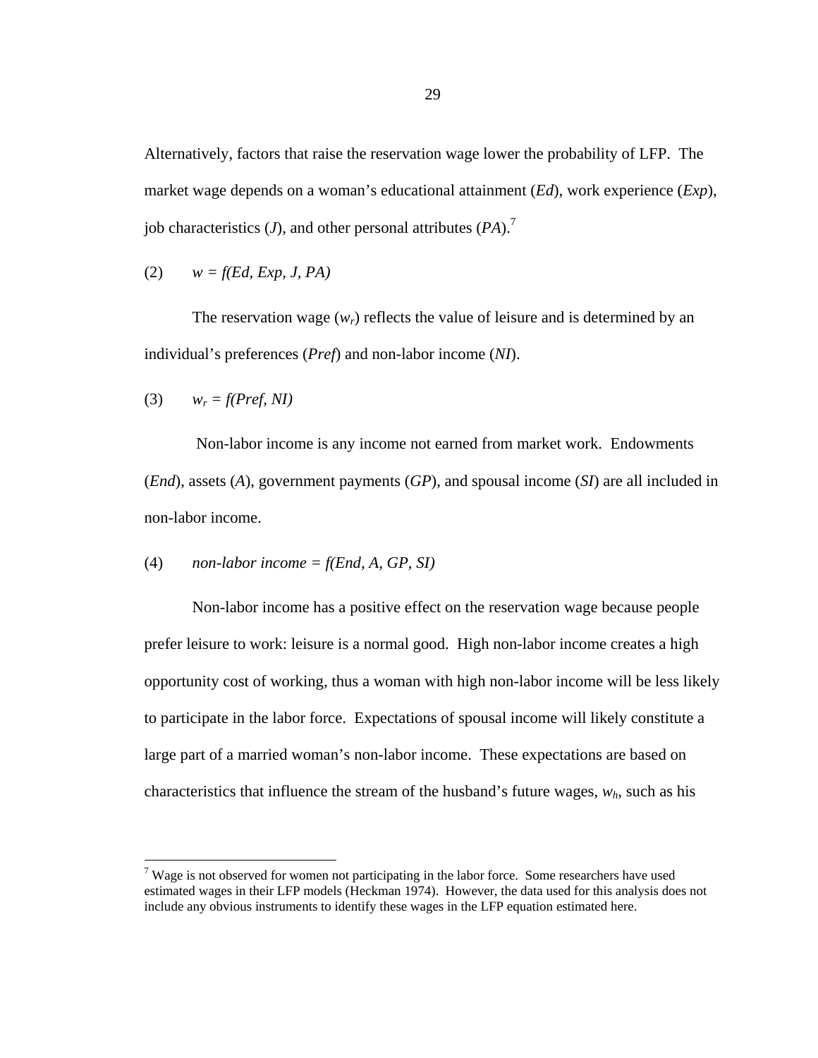Alternatively, factors that raise the reservation wage lower the probability of LFP. The market wage depends on a woman's educational attainment (*Ed*), work experience (*Exp*), job characteristics (*J*), and other personal attributes (*PA*).[7]

(2) $w = f(Ed, Exp, J, PA)$

The reservation wage ($w_r$) reflects the value of leisure and is determined by an individual's preferences (*Pref*) and non-labor income (*NI*).

(3) $w_r = f(Pref, NI)$

Non-labor income is any income not earned from market work. Endowments (*End*), assets (*A*), government payments (*GP*), and spousal income (*SI*) are all included in non-labor income.

(4) $\text{non-labor income} = f(End, A, GP, SI)$

Non-labor income has a positive effect on the reservation wage because people prefer leisure to work: leisure is a normal good. High non-labor income creates a high opportunity cost of working, thus a woman with high non-labor income will be less likely to participate in the labor force. Expectations of spousal income will likely constitute a large part of a married woman's non-labor income. These expectations are based on characteristics that influence the stream of the husband's future wages, $w_h$, such as his

---

[7] Wage is not observed for women not participating in the labor force. Some researchers have used estimated wages in their LFP models (Heckman 1974). However, the data used for this analysis does not include any obvious instruments to identify these wages in the LFP equation estimated here.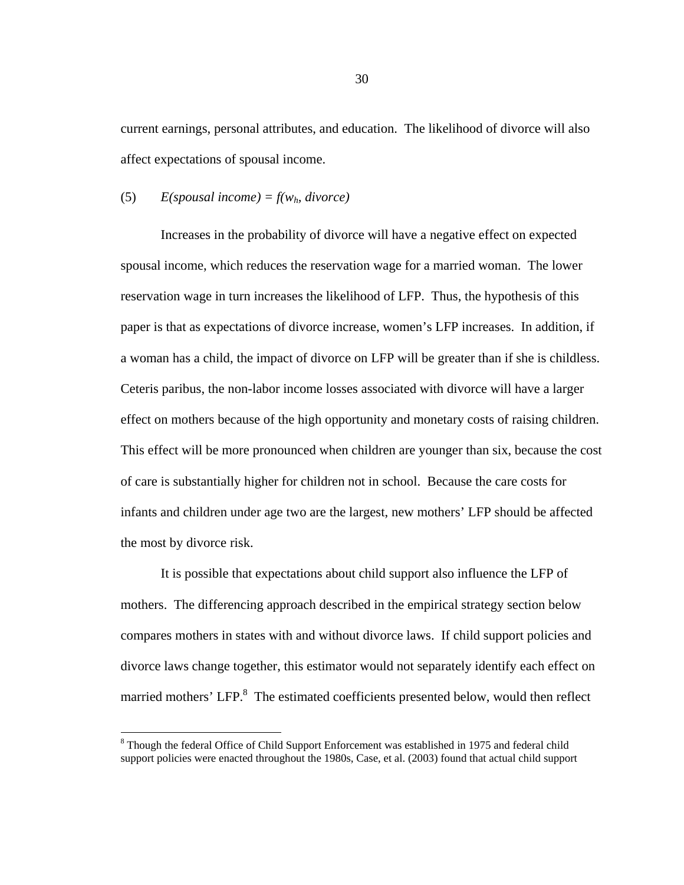current earnings, personal attributes, and education. The likelihood of divorce will also affect expectations of spousal income.

(5) $E(\textit{spousal income}) = f(w_h, \textit{divorce})$

Increases in the probability of divorce will have a negative effect on expected spousal income, which reduces the reservation wage for a married woman. The lower reservation wage in turn increases the likelihood of LFP. Thus, the hypothesis of this paper is that as expectations of divorce increase, women's LFP increases. In addition, if a woman has a child, the impact of divorce on LFP will be greater than if she is childless. Ceteris paribus, the non-labor income losses associated with divorce will have a larger effect on mothers because of the high opportunity and monetary costs of raising children. This effect will be more pronounced when children are younger than six, because the cost of care is substantially higher for children not in school. Because the care costs for infants and children under age two are the largest, new mothers' LFP should be affected the most by divorce risk.

It is possible that expectations about child support also influence the LFP of mothers. The differencing approach described in the empirical strategy section below compares mothers in states with and without divorce laws. If child support policies and divorce laws change together, this estimator would not separately identify each effect on married mothers' LFP.[8] The estimated coefficients presented below, would then reflect

[8] Though the federal Office of Child Support Enforcement was established in 1975 and federal child support policies were enacted throughout the 1980s, Case, et al. (2003) found that actual child support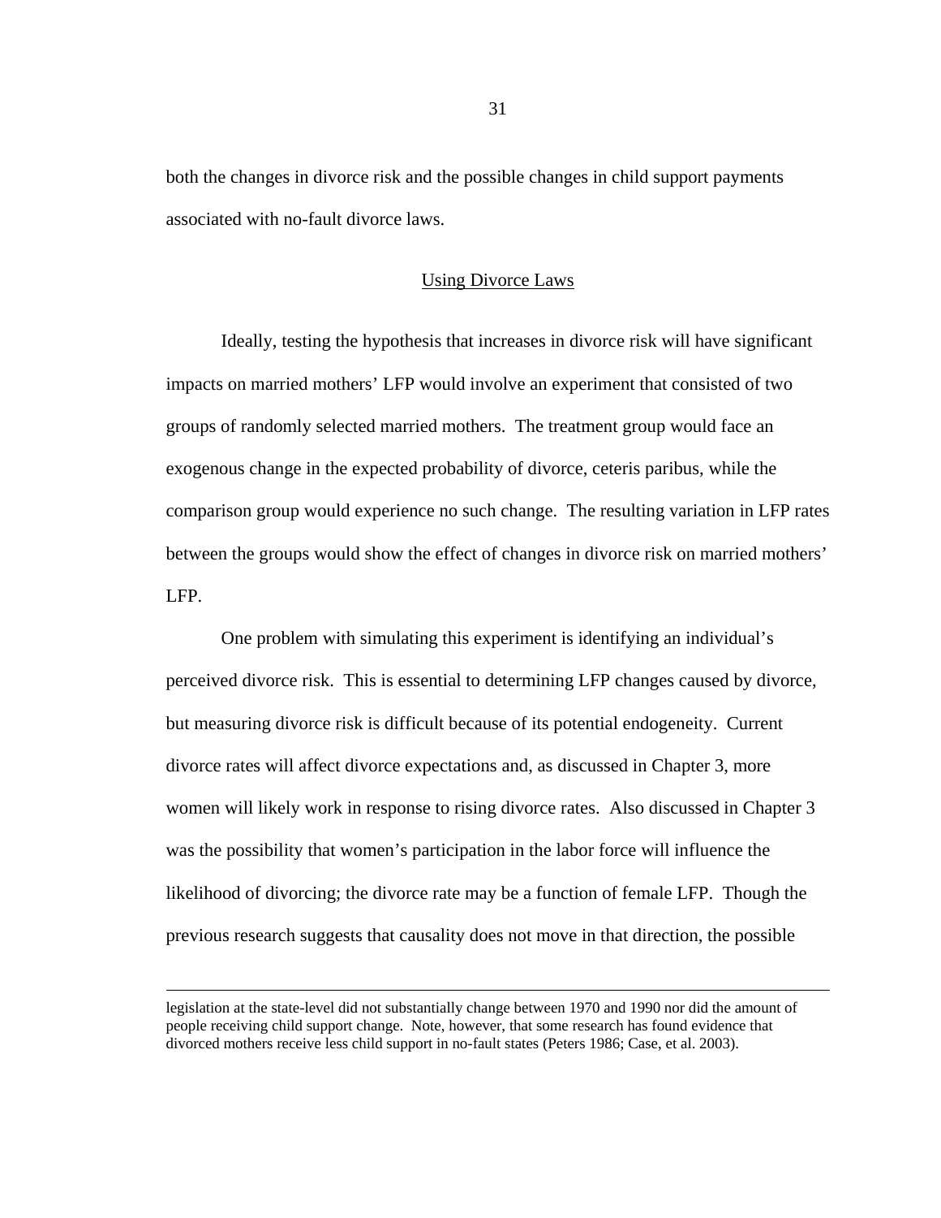both the changes in divorce risk and the possible changes in child support payments associated with no-fault divorce laws.

## Using Divorce Laws

Ideally, testing the hypothesis that increases in divorce risk will have significant impacts on married mothers' LFP would involve an experiment that consisted of two groups of randomly selected married mothers. The treatment group would face an exogenous change in the expected probability of divorce, ceteris paribus, while the comparison group would experience no such change. The resulting variation in LFP rates between the groups would show the effect of changes in divorce risk on married mothers' LFP.

One problem with simulating this experiment is identifying an individual's perceived divorce risk. This is essential to determining LFP changes caused by divorce, but measuring divorce risk is difficult because of its potential endogeneity. Current divorce rates will affect divorce expectations and, as discussed in Chapter 3, more women will likely work in response to rising divorce rates. Also discussed in Chapter 3 was the possibility that women's participation in the labor force will influence the likelihood of divorcing; the divorce rate may be a function of female LFP. Though the previous research suggests that causality does not move in that direction, the possible

---

legislation at the state-level did not substantially change between 1970 and 1990 nor did the amount of people receiving child support change. Note, however, that some research has found evidence that divorced mothers receive less child support in no-fault states (Peters 1986; Case, et al. 2003).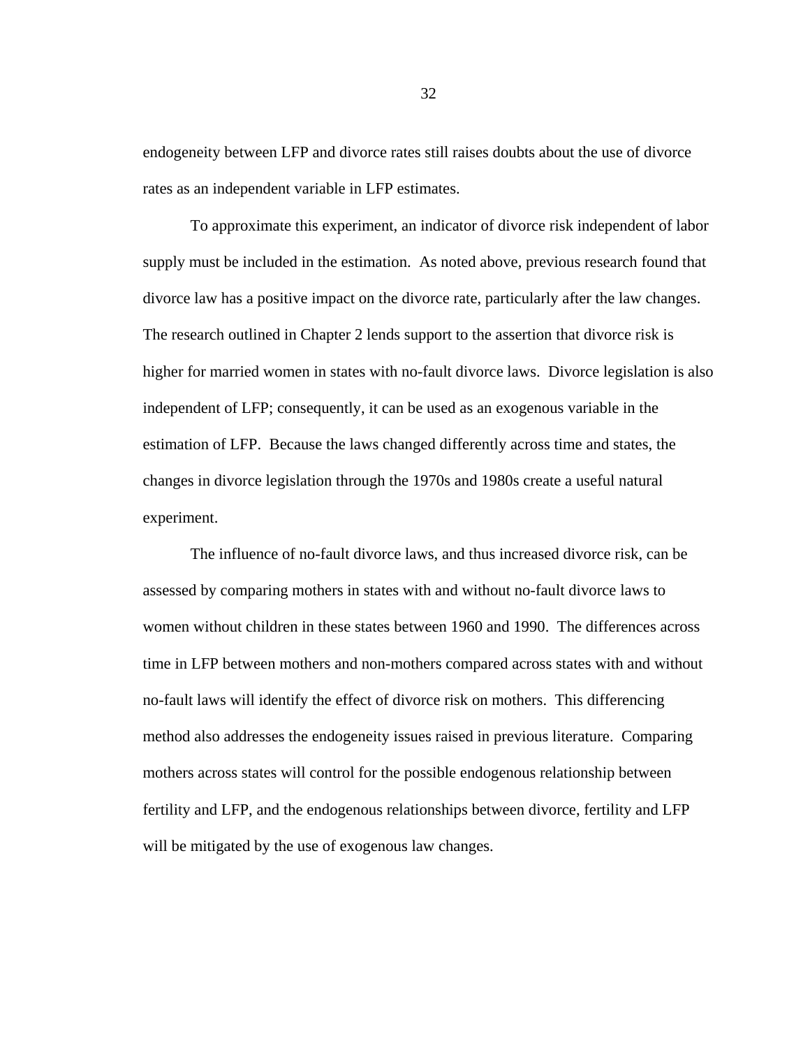endogeneity between LFP and divorce rates still raises doubts about the use of divorce rates as an independent variable in LFP estimates.

To approximate this experiment, an indicator of divorce risk independent of labor supply must be included in the estimation. As noted above, previous research found that divorce law has a positive impact on the divorce rate, particularly after the law changes. The research outlined in Chapter 2 lends support to the assertion that divorce risk is higher for married women in states with no-fault divorce laws. Divorce legislation is also independent of LFP; consequently, it can be used as an exogenous variable in the estimation of LFP. Because the laws changed differently across time and states, the changes in divorce legislation through the 1970s and 1980s create a useful natural experiment.

The influence of no-fault divorce laws, and thus increased divorce risk, can be assessed by comparing mothers in states with and without no-fault divorce laws to women without children in these states between 1960 and 1990. The differences across time in LFP between mothers and non-mothers compared across states with and without no-fault laws will identify the effect of divorce risk on mothers. This differencing method also addresses the endogeneity issues raised in previous literature. Comparing mothers across states will control for the possible endogenous relationship between fertility and LFP, and the endogenous relationships between divorce, fertility and LFP will be mitigated by the use of exogenous law changes.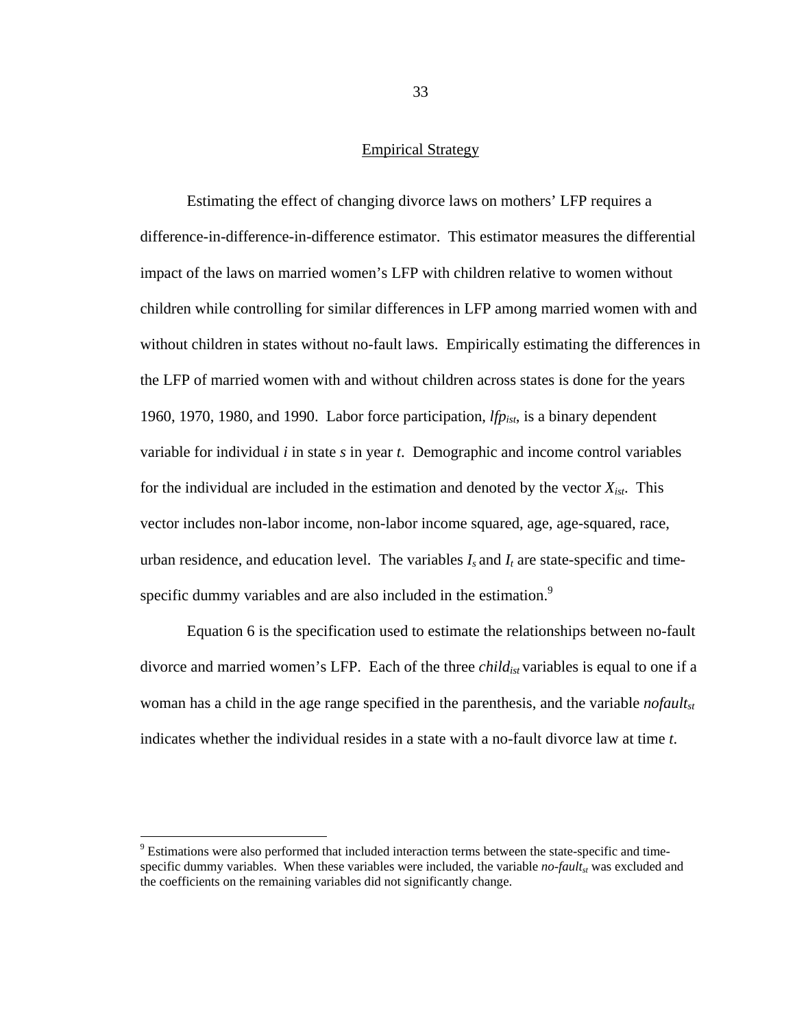## Empirical Strategy

Estimating the effect of changing divorce laws on mothers' LFP requires a difference-in-difference-in-difference estimator. This estimator measures the differential impact of the laws on married women's LFP with children relative to women without children while controlling for similar differences in LFP among married women with and without children in states without no-fault laws. Empirically estimating the differences in the LFP of married women with and without children across states is done for the years 1960, 1970, 1980, and 1990. Labor force participation, $lfp_{ist}$, is a binary dependent variable for individual $i$ in state $s$ in year $t$. Demographic and income control variables for the individual are included in the estimation and denoted by the vector $X_{ist}$. This vector includes non-labor income, non-labor income squared, age, age-squared, race, urban residence, and education level. The variables $I_s$ and $I_t$ are state-specific and time-specific dummy variables and are also included in the estimation.[9]

Equation 6 is the specification used to estimate the relationships between no-fault divorce and married women's LFP. Each of the three $child_{ist}$ variables is equal to one if a woman has a child in the age range specified in the parenthesis, and the variable $nofault_{st}$ indicates whether the individual resides in a state with a no-fault divorce law at time $t$.

---

[9] Estimations were also performed that included interaction terms between the state-specific and time-specific dummy variables. When these variables were included, the variable $no\text{-}fault_{st}$ was excluded and the coefficients on the remaining variables did not significantly change.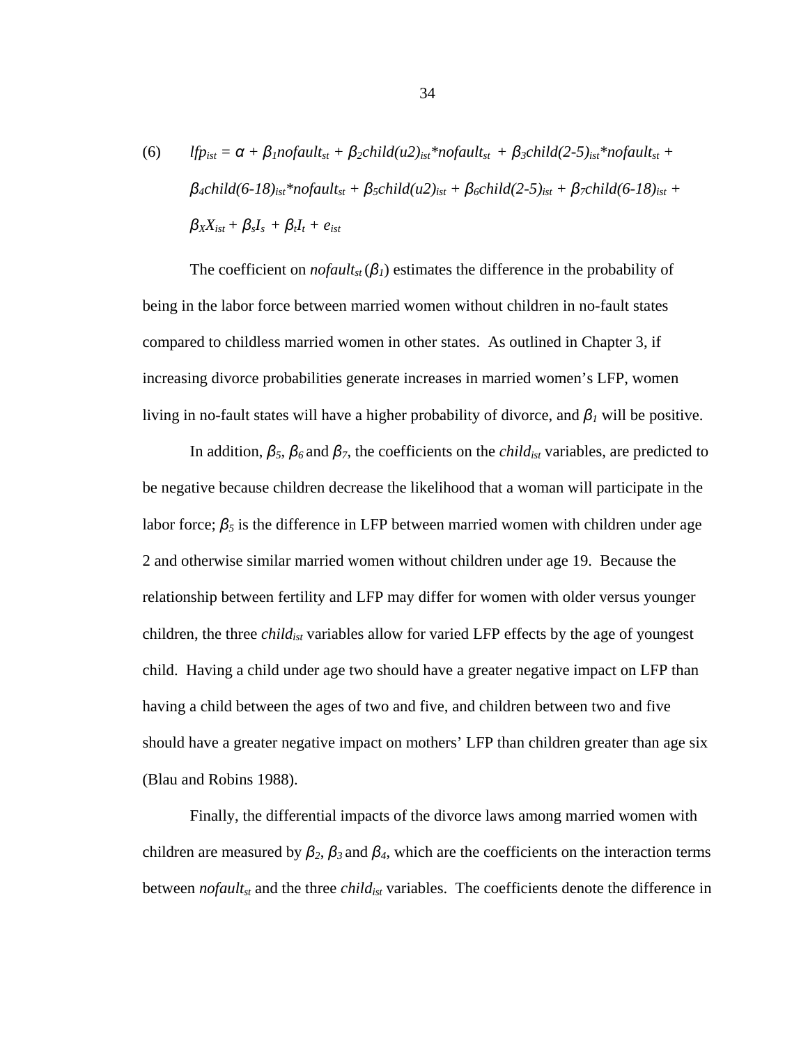$$(6) \qquad lfp_{ist} = \alpha + \beta_1 nofault_{st} + \beta_2 child(u2)_{ist}{*}nofault_{st} + \beta_3 child(2\text{-}5)_{ist}{*}nofault_{st} + \beta_4 child(6\text{-}18)_{ist}{*}nofault_{st} + \beta_5 child(u2)_{ist} + \beta_6 child(2\text{-}5)_{ist} + \beta_7 child(6\text{-}18)_{ist} + \beta_X X_{ist} + \beta_s I_s + \beta_t I_t + e_{ist}$$

The coefficient on $nofault_{st}$ ($\beta_1$) estimates the difference in the probability of being in the labor force between married women without children in no-fault states compared to childless married women in other states. As outlined in Chapter 3, if increasing divorce probabilities generate increases in married women's LFP, women living in no-fault states will have a higher probability of divorce, and $\beta_1$ will be positive.

In addition, $\beta_5$, $\beta_6$ and $\beta_7$, the coefficients on the $child_{ist}$ variables, are predicted to be negative because children decrease the likelihood that a woman will participate in the labor force; $\beta_5$ is the difference in LFP between married women with children under age 2 and otherwise similar married women without children under age 19. Because the relationship between fertility and LFP may differ for women with older versus younger children, the three $child_{ist}$ variables allow for varied LFP effects by the age of youngest child. Having a child under age two should have a greater negative impact on LFP than having a child between the ages of two and five, and children between two and five should have a greater negative impact on mothers' LFP than children greater than age six (Blau and Robins 1988).

Finally, the differential impacts of the divorce laws among married women with children are measured by $\beta_2$, $\beta_3$ and $\beta_4$, which are the coefficients on the interaction terms between $nofault_{st}$ and the three $child_{ist}$ variables. The coefficients denote the difference in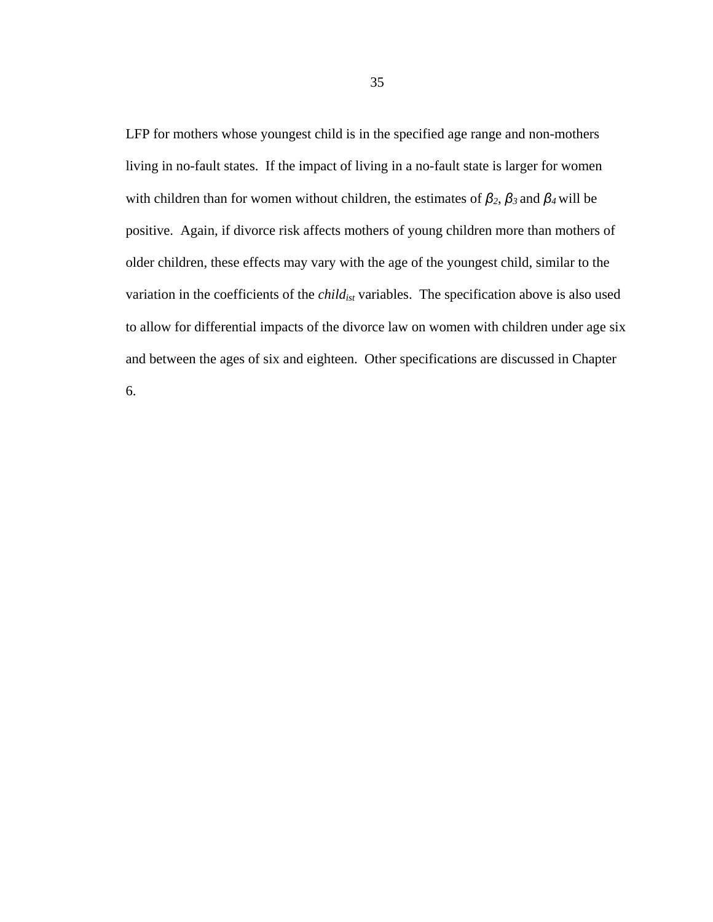LFP for mothers whose youngest child is in the specified age range and non-mothers living in no-fault states. If the impact of living in a no-fault state is larger for women with children than for women without children, the estimates of $\beta_2$, $\beta_3$ and $\beta_4$ will be positive. Again, if divorce risk affects mothers of young children more than mothers of older children, these effects may vary with the age of the youngest child, similar to the variation in the coefficients of the $child_{ist}$ variables. The specification above is also used to allow for differential impacts of the divorce law on women with children under age six and between the ages of six and eighteen. Other specifications are discussed in Chapter 6.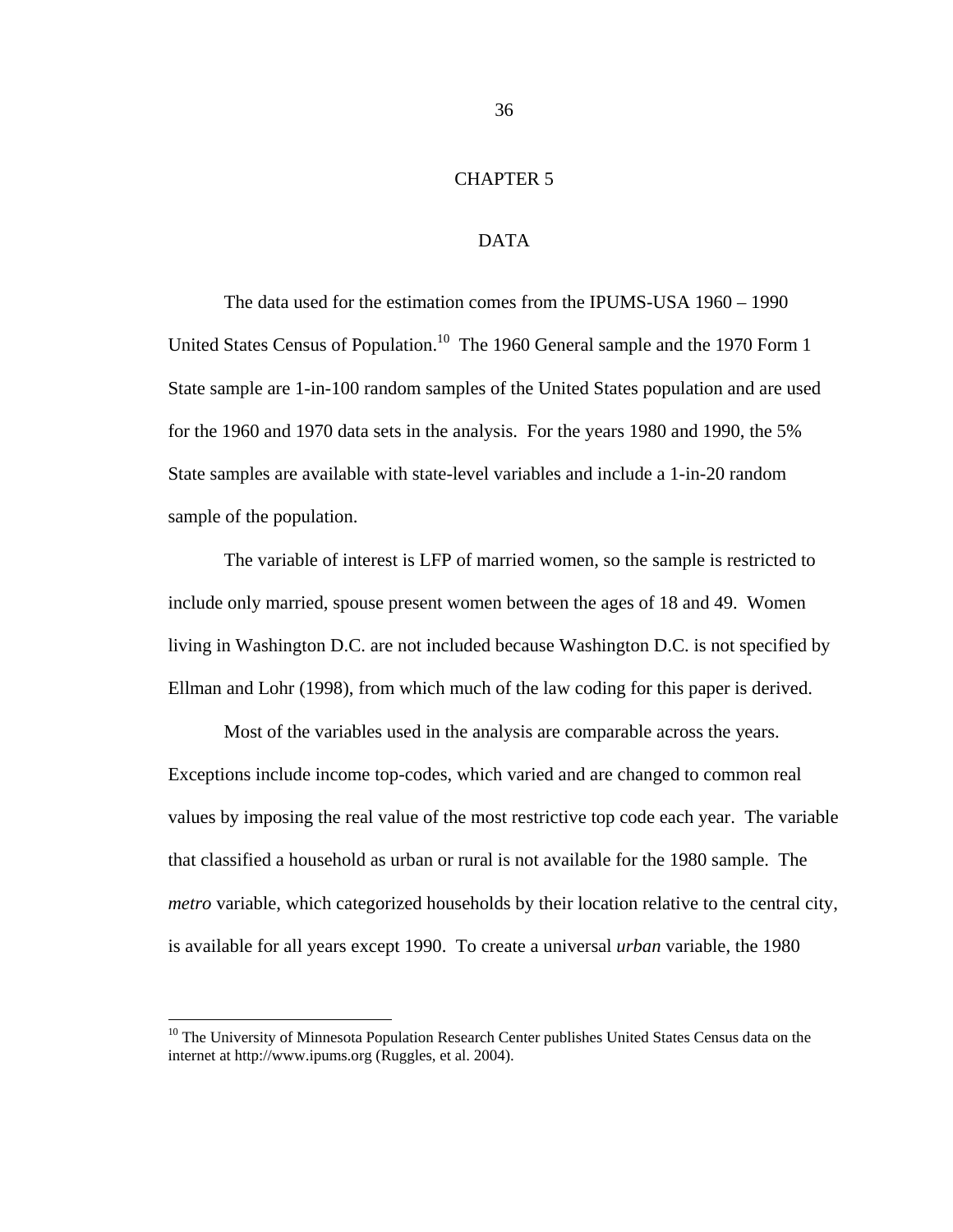# CHAPTER 5

## DATA

The data used for the estimation comes from the IPUMS-USA 1960 – 1990 United States Census of Population.[10] The 1960 General sample and the 1970 Form 1 State sample are 1-in-100 random samples of the United States population and are used for the 1960 and 1970 data sets in the analysis. For the years 1980 and 1990, the 5% State samples are available with state-level variables and include a 1-in-20 random sample of the population.

The variable of interest is LFP of married women, so the sample is restricted to include only married, spouse present women between the ages of 18 and 49. Women living in Washington D.C. are not included because Washington D.C. is not specified by Ellman and Lohr (1998), from which much of the law coding for this paper is derived.

Most of the variables used in the analysis are comparable across the years. Exceptions include income top-codes, which varied and are changed to common real values by imposing the real value of the most restrictive top code each year. The variable that classified a household as urban or rural is not available for the 1980 sample. The *metro* variable, which categorized households by their location relative to the central city, is available for all years except 1990. To create a universal *urban* variable, the 1980

[10] The University of Minnesota Population Research Center publishes United States Census data on the internet at http://www.ipums.org (Ruggles, et al. 2004).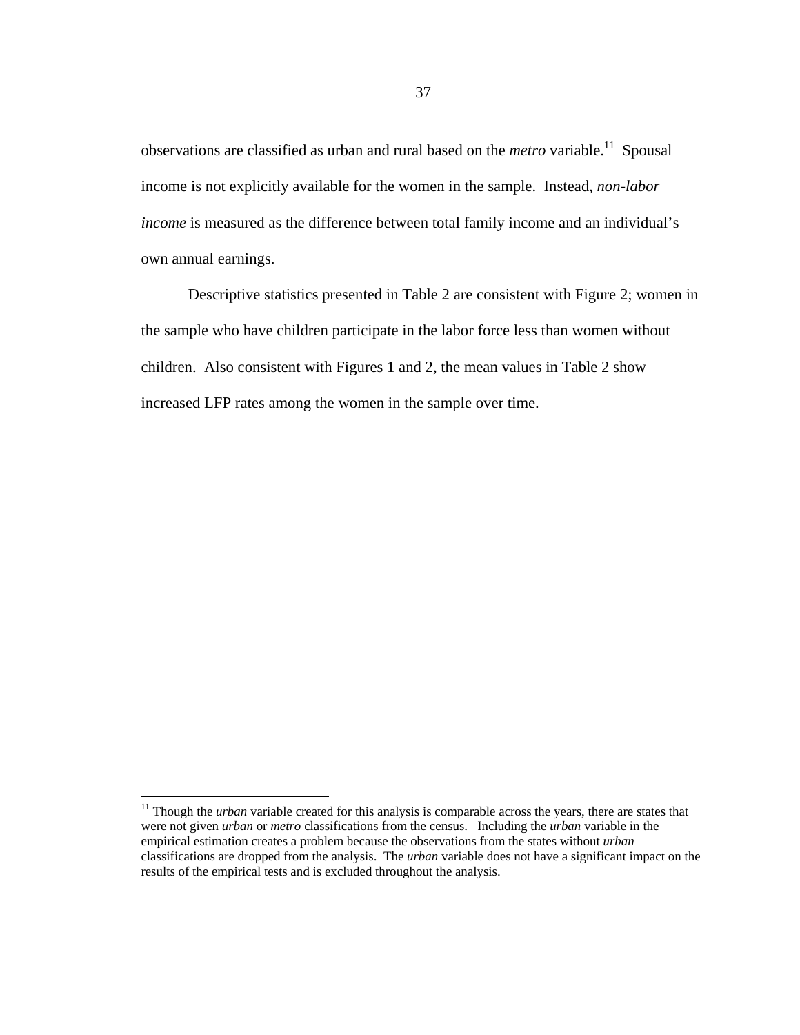observations are classified as urban and rural based on the *metro* variable.[11] Spousal income is not explicitly available for the women in the sample. Instead, *non-labor income* is measured as the difference between total family income and an individual's own annual earnings.

Descriptive statistics presented in Table 2 are consistent with Figure 2; women in the sample who have children participate in the labor force less than women without children. Also consistent with Figures 1 and 2, the mean values in Table 2 show increased LFP rates among the women in the sample over time.

---

[11] Though the *urban* variable created for this analysis is comparable across the years, there are states that were not given *urban* or *metro* classifications from the census. Including the *urban* variable in the empirical estimation creates a problem because the observations from the states without *urban* classifications are dropped from the analysis. The *urban* variable does not have a significant impact on the results of the empirical tests and is excluded throughout the analysis.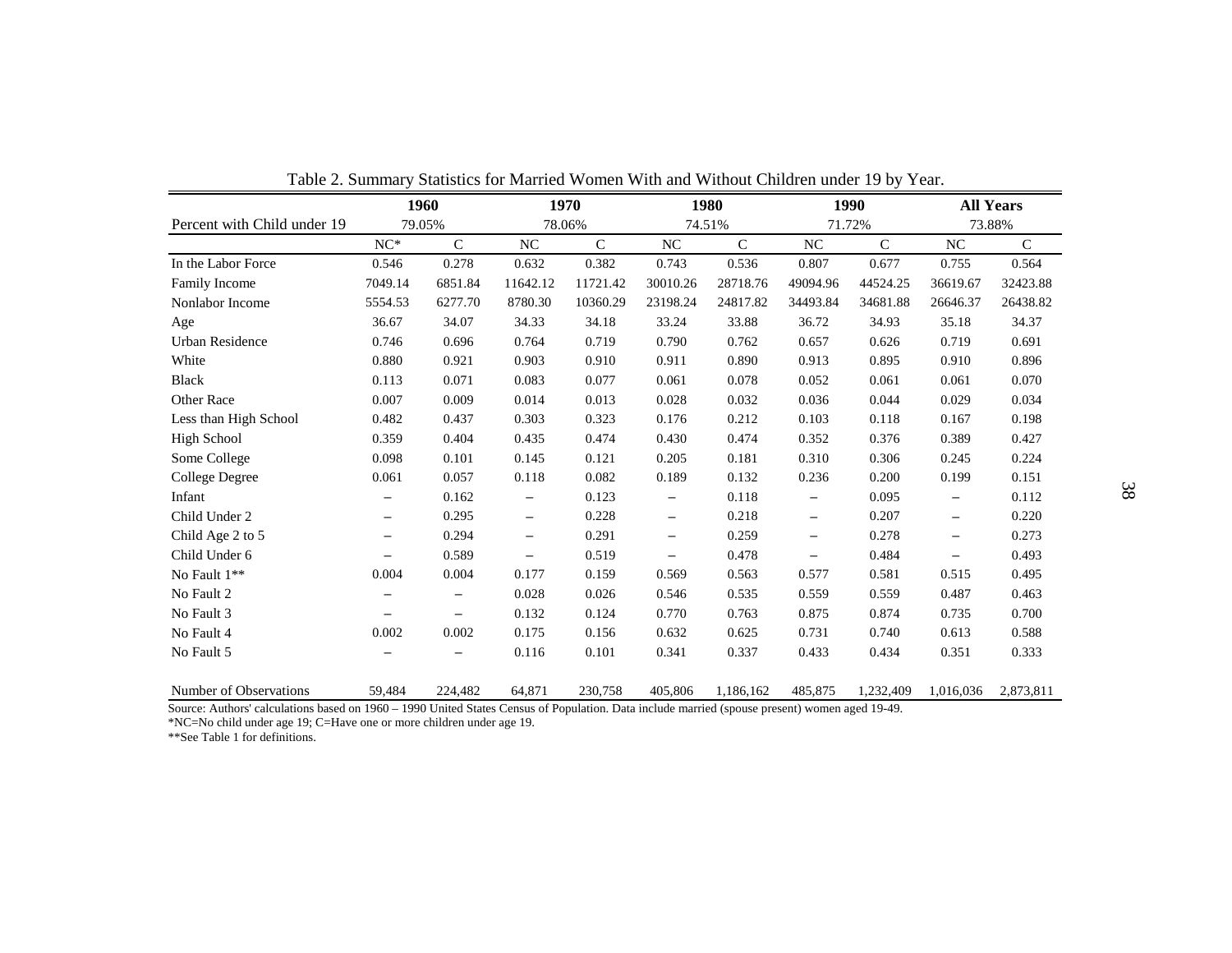Table 2. Summary Statistics for Married Women With and Without Children under 19 by Year.

| | 1960 | | 1970 | | 1980 | | 1990 | | All Years | |
|---|---|---|---|---|---|---|---|---|---|---|
| Percent with Child under 19 | 79.05% | | 78.06% | | 74.51% | | 71.72% | | 73.88% | |
| | NC* | C | NC | C | NC | C | NC | C | NC | C |
| In the Labor Force | 0.546 | 0.278 | 0.632 | 0.382 | 0.743 | 0.536 | 0.807 | 0.677 | 0.755 | 0.564 |
| Family Income | 7049.14 | 6851.84 | 11642.12 | 11721.42 | 30010.26 | 28718.76 | 49094.96 | 44524.25 | 36619.67 | 32423.88 |
| Nonlabor Income | 5554.53 | 6277.70 | 8780.30 | 10360.29 | 23198.24 | 24817.82 | 34493.84 | 34681.88 | 26646.37 | 26438.82 |
| Age | 36.67 | 34.07 | 34.33 | 34.18 | 33.24 | 33.88 | 36.72 | 34.93 | 35.18 | 34.37 |
| Urban Residence | 0.746 | 0.696 | 0.764 | 0.719 | 0.790 | 0.762 | 0.657 | 0.626 | 0.719 | 0.691 |
| White | 0.880 | 0.921 | 0.903 | 0.910 | 0.911 | 0.890 | 0.913 | 0.895 | 0.910 | 0.896 |
| Black | 0.113 | 0.071 | 0.083 | 0.077 | 0.061 | 0.078 | 0.052 | 0.061 | 0.061 | 0.070 |
| Other Race | 0.007 | 0.009 | 0.014 | 0.013 | 0.028 | 0.032 | 0.036 | 0.044 | 0.029 | 0.034 |
| Less than High School | 0.482 | 0.437 | 0.303 | 0.323 | 0.176 | 0.212 | 0.103 | 0.118 | 0.167 | 0.198 |
| High School | 0.359 | 0.404 | 0.435 | 0.474 | 0.430 | 0.474 | 0.352 | 0.376 | 0.389 | 0.427 |
| Some College | 0.098 | 0.101 | 0.145 | 0.121 | 0.205 | 0.181 | 0.310 | 0.306 | 0.245 | 0.224 |
| College Degree | 0.061 | 0.057 | 0.118 | 0.082 | 0.189 | 0.132 | 0.236 | 0.200 | 0.199 | 0.151 |
| Infant | – | 0.162 | – | 0.123 | – | 0.118 | – | 0.095 | – | 0.112 |
| Child Under 2 | – | 0.295 | – | 0.228 | – | 0.218 | – | 0.207 | – | 0.220 |
| Child Age 2 to 5 | – | 0.294 | – | 0.291 | – | 0.259 | – | 0.278 | – | 0.273 |
| Child Under 6 | – | 0.589 | – | 0.519 | – | 0.478 | – | 0.484 | – | 0.493 |
| No Fault 1** | 0.004 | 0.004 | 0.177 | 0.159 | 0.569 | 0.563 | 0.577 | 0.581 | 0.515 | 0.495 |
| No Fault 2 | – | – | 0.028 | 0.026 | 0.546 | 0.535 | 0.559 | 0.559 | 0.487 | 0.463 |
| No Fault 3 | – | – | 0.132 | 0.124 | 0.770 | 0.763 | 0.875 | 0.874 | 0.735 | 0.700 |
| No Fault 4 | 0.002 | 0.002 | 0.175 | 0.156 | 0.632 | 0.625 | 0.731 | 0.740 | 0.613 | 0.588 |
| No Fault 5 | – | – | 0.116 | 0.101 | 0.341 | 0.337 | 0.433 | 0.434 | 0.351 | 0.333 |
| Number of Observations | 59,484 | 224,482 | 64,871 | 230,758 | 405,806 | 1,186,162 | 485,875 | 1,232,409 | 1,016,036 | 2,873,811 |

Source: Authors' calculations based on 1960 – 1990 United States Census of Population. Data include married (spouse present) women aged 19-49.
*NC=No child under age 19; C=Have one or more children under age 19.
**See Table 1 for definitions.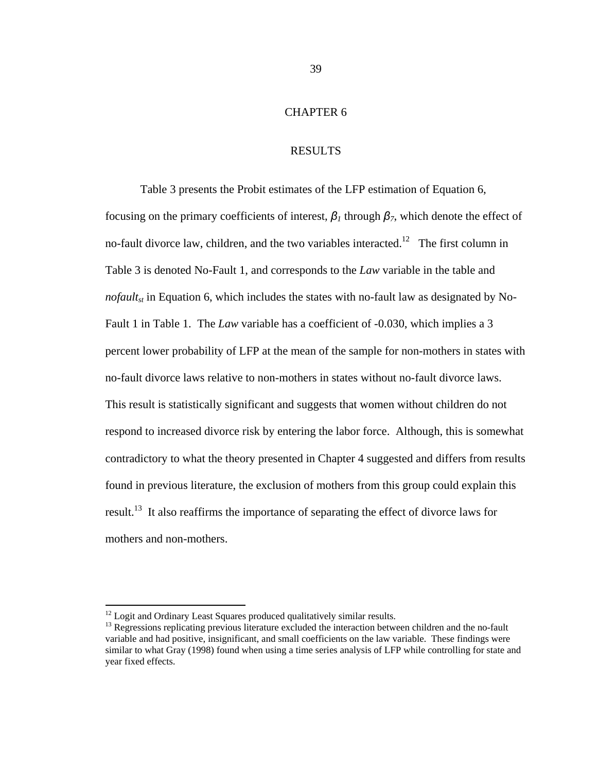# CHAPTER 6

## RESULTS

Table 3 presents the Probit estimates of the LFP estimation of Equation 6, focusing on the primary coefficients of interest, $\beta_1$ through $\beta_7$, which denote the effect of no-fault divorce law, children, and the two variables interacted.[12] The first column in Table 3 is denoted No-Fault 1, and corresponds to the *Law* variable in the table and $nofault_{st}$ in Equation 6, which includes the states with no-fault law as designated by No-Fault 1 in Table 1. The *Law* variable has a coefficient of -0.030, which implies a 3 percent lower probability of LFP at the mean of the sample for non-mothers in states with no-fault divorce laws relative to non-mothers in states without no-fault divorce laws. This result is statistically significant and suggests that women without children do not respond to increased divorce risk by entering the labor force. Although, this is somewhat contradictory to what the theory presented in Chapter 4 suggested and differs from results found in previous literature, the exclusion of mothers from this group could explain this result.[13] It also reaffirms the importance of separating the effect of divorce laws for mothers and non-mothers.

---

[12] Logit and Ordinary Least Squares produced qualitatively similar results.

[13] Regressions replicating previous literature excluded the interaction between children and the no-fault variable and had positive, insignificant, and small coefficients on the law variable. These findings were similar to what Gray (1998) found when using a time series analysis of LFP while controlling for state and year fixed effects.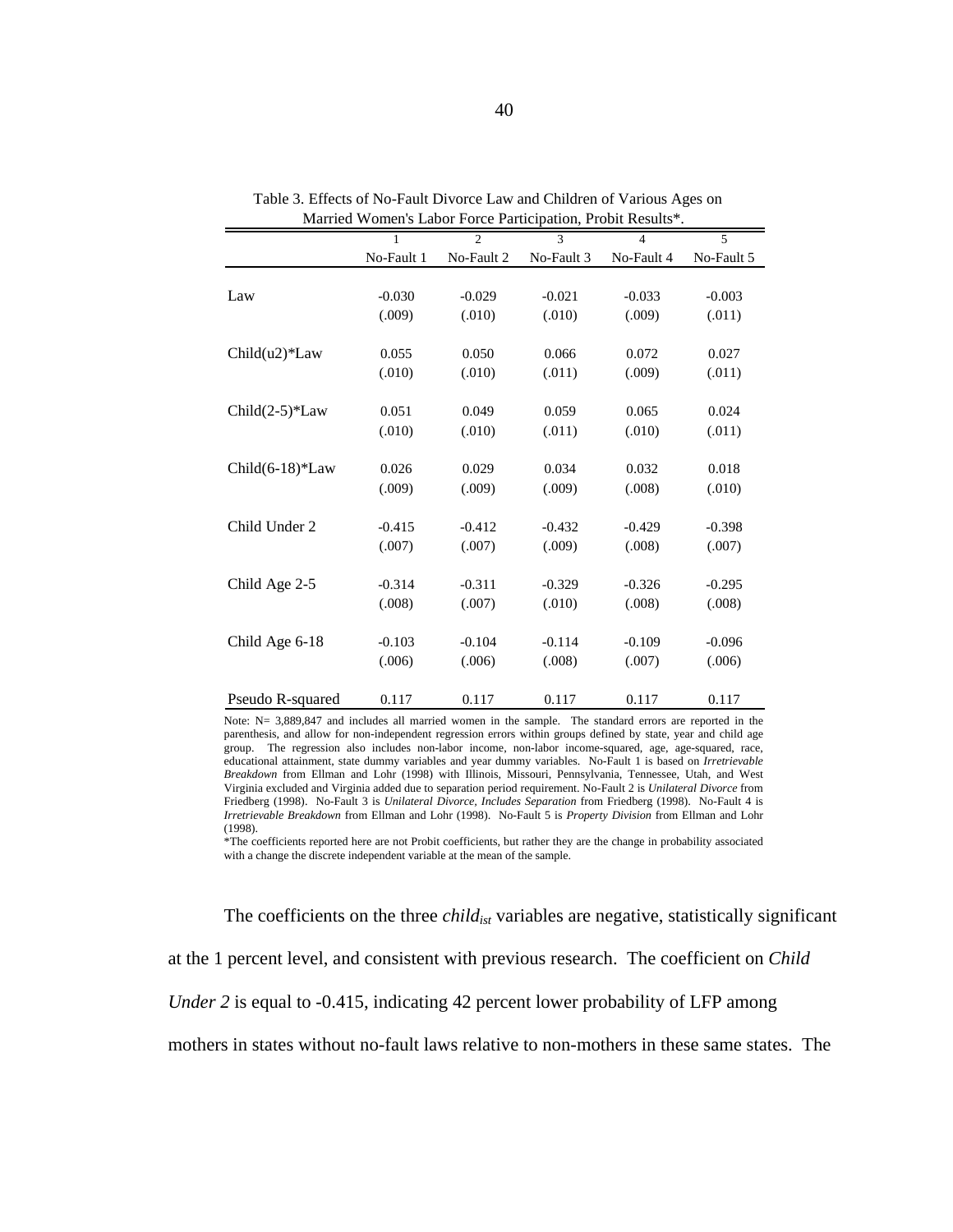Table 3. Effects of No-Fault Divorce Law and Children of Various Ages on Married Women's Labor Force Participation, Probit Results*.

| | 1 | 2 | 3 | 4 | 5 |
|---|---|---|---|---|---|
| | No-Fault 1 | No-Fault 2 | No-Fault 3 | No-Fault 4 | No-Fault 5 |
| Law | -0.030 | -0.029 | -0.021 | -0.033 | -0.003 |
| | (.009) | (.010) | (.010) | (.009) | (.011) |
| Child(u2)*Law | 0.055 | 0.050 | 0.066 | 0.072 | 0.027 |
| | (.010) | (.010) | (.011) | (.009) | (.011) |
| Child(2-5)*Law | 0.051 | 0.049 | 0.059 | 0.065 | 0.024 |
| | (.010) | (.010) | (.011) | (.010) | (.011) |
| Child(6-18)*Law | 0.026 | 0.029 | 0.034 | 0.032 | 0.018 |
| | (.009) | (.009) | (.009) | (.008) | (.010) |
| Child Under 2 | -0.415 | -0.412 | -0.432 | -0.429 | -0.398 |
| | (.007) | (.007) | (.009) | (.008) | (.007) |
| Child Age 2-5 | -0.314 | -0.311 | -0.329 | -0.326 | -0.295 |
| | (.008) | (.007) | (.010) | (.008) | (.008) |
| Child Age 6-18 | -0.103 | -0.104 | -0.114 | -0.109 | -0.096 |
| | (.006) | (.006) | (.008) | (.007) | (.006) |
| Pseudo R-squared | 0.117 | 0.117 | 0.117 | 0.117 | 0.117 |

Note: N= 3,889,847 and includes all married women in the sample. The standard errors are reported in the parenthesis, and allow for non-independent regression errors within groups defined by state, year and child age group. The regression also includes non-labor income, non-labor income-squared, age, age-squared, race, educational attainment, state dummy variables and year dummy variables. No-Fault 1 is based on *Irretrievable Breakdown* from Ellman and Lohr (1998) with Illinois, Missouri, Pennsylvania, Tennessee, Utah, and West Virginia excluded and Virginia added due to separation period requirement. No-Fault 2 is *Unilateral Divorce* from Friedberg (1998). No-Fault 3 is *Unilateral Divorce, Includes Separation* from Friedberg (1998). No-Fault 4 is *Irretrievable Breakdown* from Ellman and Lohr (1998). No-Fault 5 is *Property Division* from Ellman and Lohr (1998).

*The coefficients reported here are not Probit coefficients, but rather they are the change in probability associated with a change the discrete independent variable at the mean of the sample.

The coefficients on the three $child_{ist}$ variables are negative, statistically significant at the 1 percent level, and consistent with previous research. The coefficient on *Child Under 2* is equal to -0.415, indicating 42 percent lower probability of LFP among mothers in states without no-fault laws relative to non-mothers in these same states. The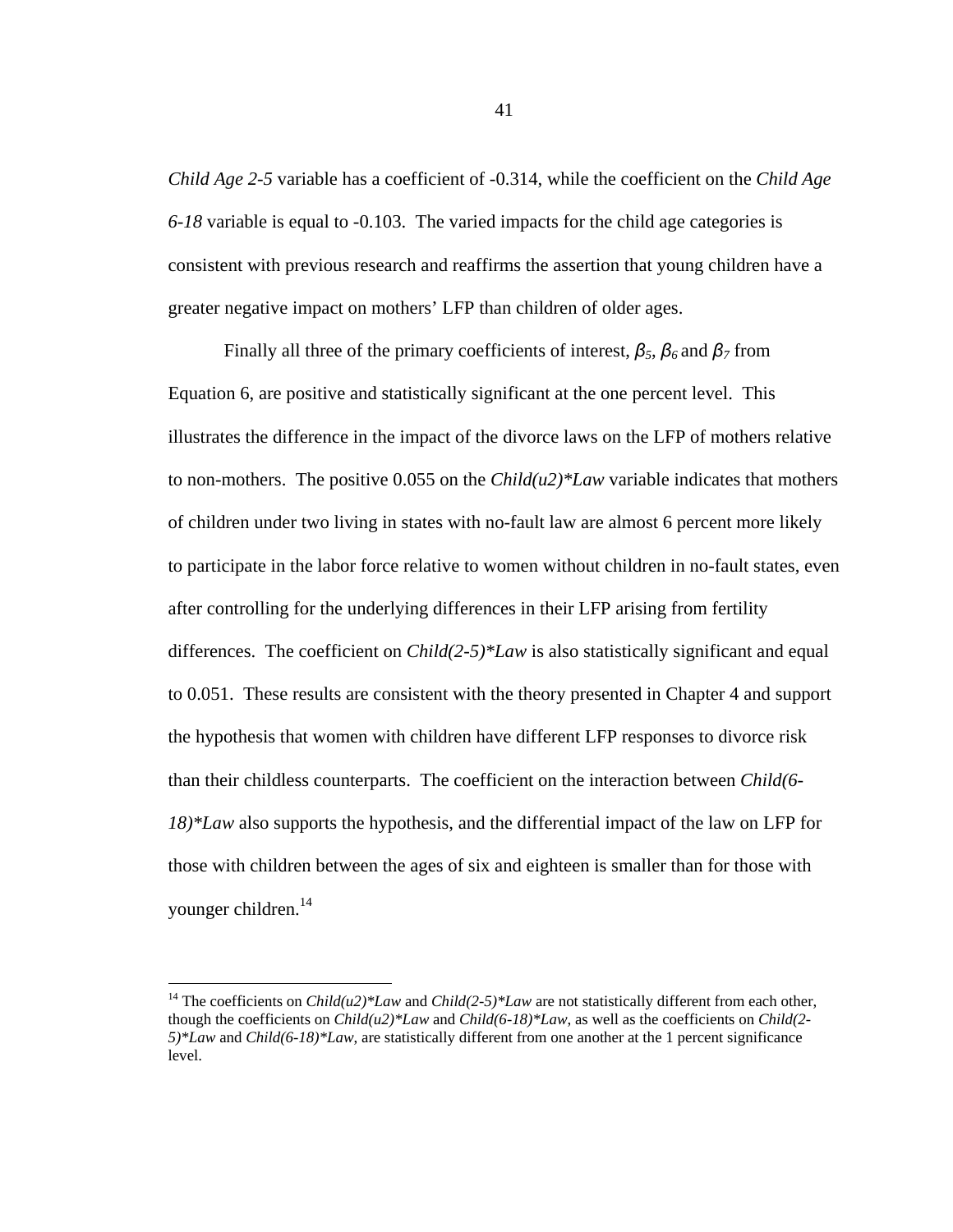*Child Age 2-5* variable has a coefficient of -0.314, while the coefficient on the *Child Age 6-18* variable is equal to -0.103. The varied impacts for the child age categories is consistent with previous research and reaffirms the assertion that young children have a greater negative impact on mothers' LFP than children of older ages.

Finally all three of the primary coefficients of interest, $\beta_5$, $\beta_6$ and $\beta_7$ from Equation 6, are positive and statistically significant at the one percent level. This illustrates the difference in the impact of the divorce laws on the LFP of mothers relative to non-mothers. The positive 0.055 on the *Child(u2)*Law* variable indicates that mothers of children under two living in states with no-fault law are almost 6 percent more likely to participate in the labor force relative to women without children in no-fault states, even after controlling for the underlying differences in their LFP arising from fertility differences. The coefficient on *Child(2-5)*Law* is also statistically significant and equal to 0.051. These results are consistent with the theory presented in Chapter 4 and support the hypothesis that women with children have different LFP responses to divorce risk than their childless counterparts. The coefficient on the interaction between *Child(6-18)*Law* also supports the hypothesis, and the differential impact of the law on LFP for those with children between the ages of six and eighteen is smaller than for those with younger children.[14]

---

[14] The coefficients on *Child(u2)*Law* and *Child(2-5)*Law* are not statistically different from each other, though the coefficients on *Child(u2)*Law* and *Child(6-18)*Law*, as well as the coefficients on *Child(2-5)*Law* and *Child(6-18)*Law*, are statistically different from one another at the 1 percent significance level.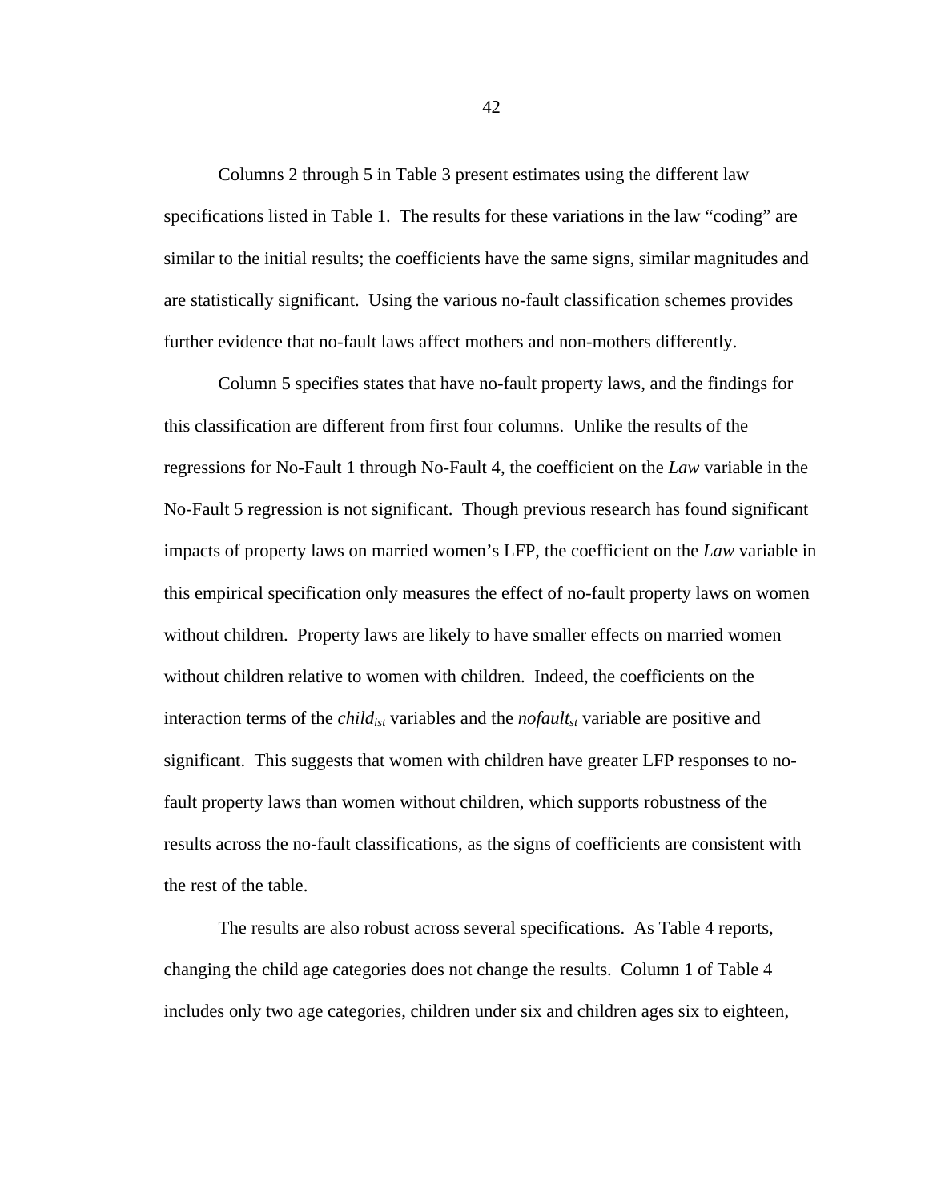Columns 2 through 5 in Table 3 present estimates using the different law specifications listed in Table 1. The results for these variations in the law "coding" are similar to the initial results; the coefficients have the same signs, similar magnitudes and are statistically significant. Using the various no-fault classification schemes provides further evidence that no-fault laws affect mothers and non-mothers differently.

Column 5 specifies states that have no-fault property laws, and the findings for this classification are different from first four columns. Unlike the results of the regressions for No-Fault 1 through No-Fault 4, the coefficient on the *Law* variable in the No-Fault 5 regression is not significant. Though previous research has found significant impacts of property laws on married women's LFP, the coefficient on the *Law* variable in this empirical specification only measures the effect of no-fault property laws on women without children. Property laws are likely to have smaller effects on married women without children relative to women with children. Indeed, the coefficients on the interaction terms of the $child_{ist}$ variables and the $nofault_{st}$ variable are positive and significant. This suggests that women with children have greater LFP responses to no-fault property laws than women without children, which supports robustness of the results across the no-fault classifications, as the signs of coefficients are consistent with the rest of the table.

The results are also robust across several specifications. As Table 4 reports, changing the child age categories does not change the results. Column 1 of Table 4 includes only two age categories, children under six and children ages six to eighteen,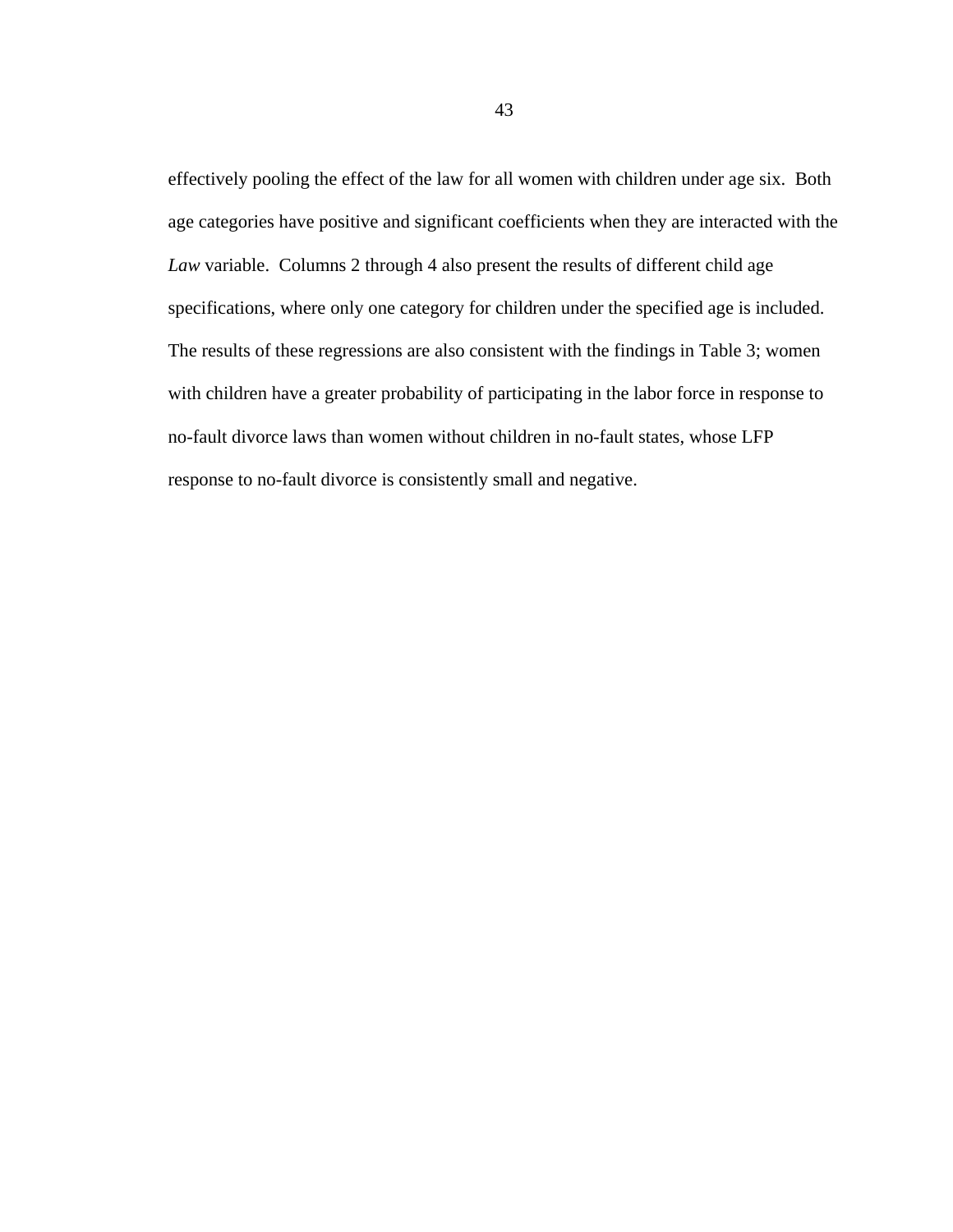effectively pooling the effect of the law for all women with children under age six.  Both age categories have positive and significant coefficients when they are interacted with the *Law* variable.  Columns 2 through 4 also present the results of different child age specifications, where only one category for children under the specified age is included. The results of these regressions are also consistent with the findings in Table 3; women with children have a greater probability of participating in the labor force in response to no-fault divorce laws than women without children in no-fault states, whose LFP response to no-fault divorce is consistently small and negative.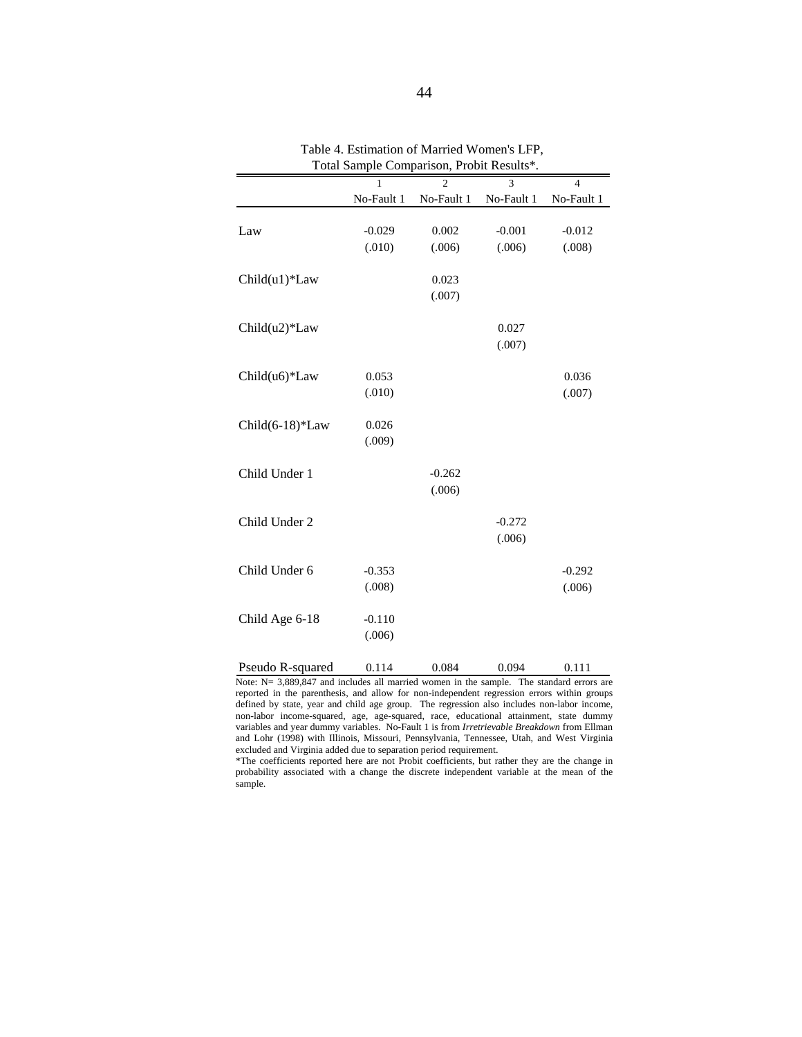Table 4. Estimation of Married Women's LFP, Total Sample Comparison, Probit Results*.

| | 1<br>No-Fault 1 | 2<br>No-Fault 1 | 3<br>No-Fault 1 | 4<br>No-Fault 1 |
|---|---|---|---|---|
| Law | -0.029<br>(.010) | 0.002<br>(.006) | -0.001<br>(.006) | -0.012<br>(.008) |
| Child(u1)*Law | | 0.023<br>(.007) | | |
| Child(u2)*Law | | | 0.027<br>(.007) | |
| Child(u6)*Law | 0.053<br>(.010) | | | 0.036<br>(.007) |
| Child(6-18)*Law | 0.026<br>(.009) | | | |
| Child Under 1 | | -0.262<br>(.006) | | |
| Child Under 2 | | | -0.272<br>(.006) | |
| Child Under 6 | -0.353<br>(.008) | | | -0.292<br>(.006) |
| Child Age 6-18 | -0.110<br>(.006) | | | |
| Pseudo R-squared | 0.114 | 0.084 | 0.094 | 0.111 |

Note: N= 3,889,847 and includes all married women in the sample. The standard errors are reported in the parenthesis, and allow for non-independent regression errors within groups defined by state, year and child age group. The regression also includes non-labor income, non-labor income-squared, age, age-squared, race, educational attainment, state dummy variables and year dummy variables. No-Fault 1 is from *Irretrievable Breakdown* from Ellman and Lohr (1998) with Illinois, Missouri, Pennsylvania, Tennessee, Utah, and West Virginia excluded and Virginia added due to separation period requirement.

*The coefficients reported here are not Probit coefficients, but rather they are the change in probability associated with a change the discrete independent variable at the mean of the sample.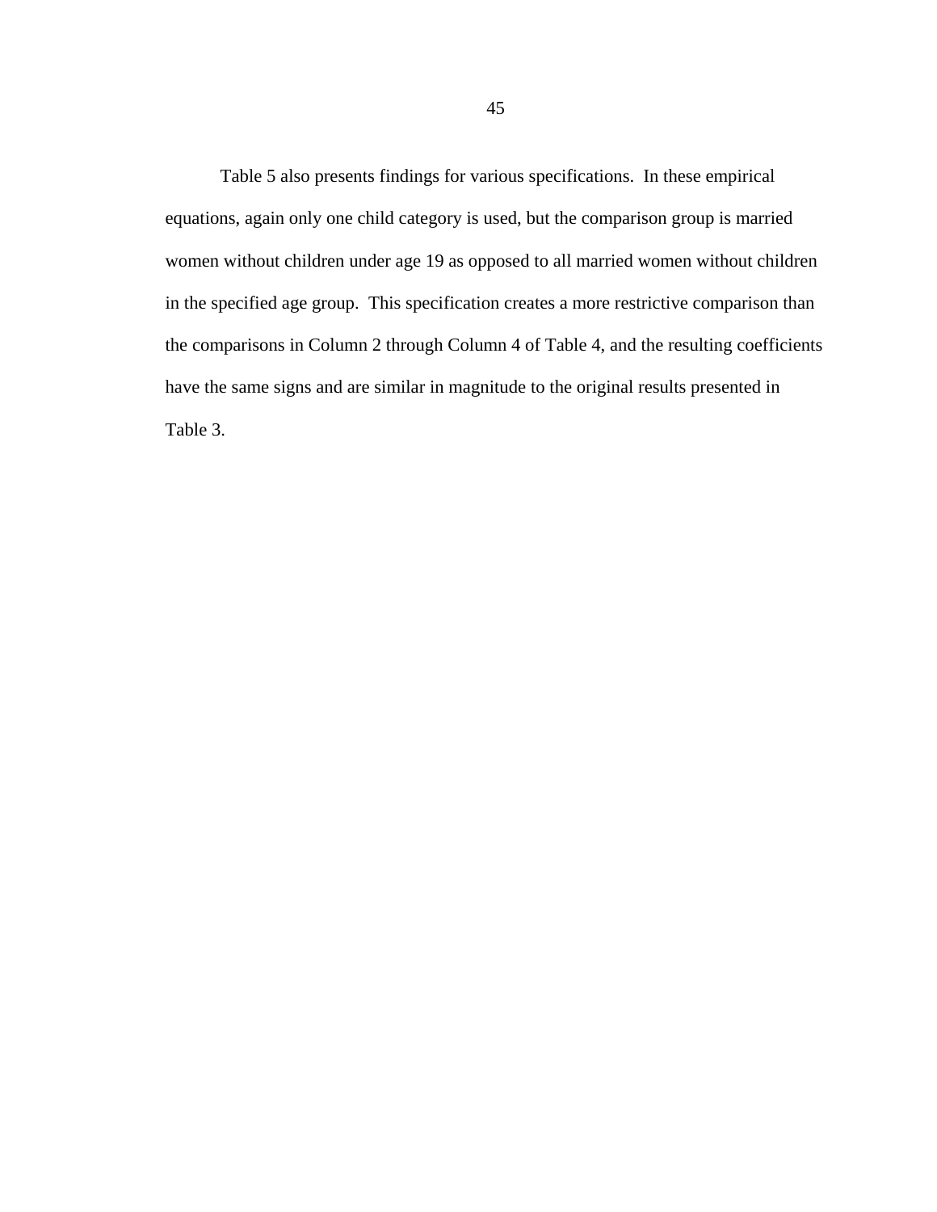Table 5 also presents findings for various specifications. In these empirical equations, again only one child category is used, but the comparison group is married women without children under age 19 as opposed to all married women without children in the specified age group. This specification creates a more restrictive comparison than the comparisons in Column 2 through Column 4 of Table 4, and the resulting coefficients have the same signs and are similar in magnitude to the original results presented in Table 3.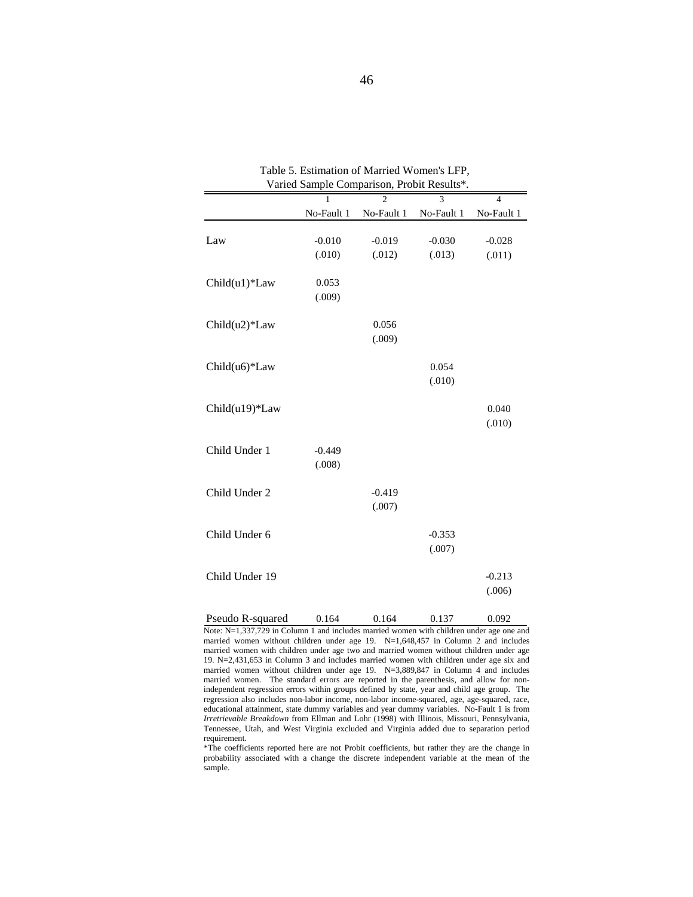Table 5. Estimation of Married Women's LFP, Varied Sample Comparison, Probit Results*.

| | 1<br>No-Fault 1 | 2<br>No-Fault 1 | 3<br>No-Fault 1 | 4<br>No-Fault 1 |
|---|---|---|---|---|
| Law | -0.010<br>(.010) | -0.019<br>(.012) | -0.030<br>(.013) | -0.028<br>(.011) |
| Child(u1)*Law | 0.053<br>(.009) | | | |
| Child(u2)*Law | | 0.056<br>(.009) | | |
| Child(u6)*Law | | | 0.054<br>(.010) | |
| Child(u19)*Law | | | | 0.040<br>(.010) |
| Child Under 1 | -0.449<br>(.008) | | | |
| Child Under 2 | | -0.419<br>(.007) | | |
| Child Under 6 | | | -0.353<br>(.007) | |
| Child Under 19 | | | | -0.213<br>(.006) |
| Pseudo R-squared | 0.164 | 0.164 | 0.137 | 0.092 |

Note: N=1,337,729 in Column 1 and includes married women with children under age one and married women without children under age 19. N=1,648,457 in Column 2 and includes married women with children under age two and married women without children under age 19. N=2,431,653 in Column 3 and includes married women with children under age six and married women without children under age 19. N=3,889,847 in Column 4 and includes married women. The standard errors are reported in the parenthesis, and allow for non-independent regression errors within groups defined by state, year and child age group. The regression also includes non-labor income, non-labor income-squared, age, age-squared, race, educational attainment, state dummy variables and year dummy variables. No-Fault 1 is from *Irretrievable Breakdown* from Ellman and Lohr (1998) with Illinois, Missouri, Pennsylvania, Tennessee, Utah, and West Virginia excluded and Virginia added due to separation period requirement.

*The coefficients reported here are not Probit coefficients, but rather they are the change in probability associated with a change the discrete independent variable at the mean of the sample.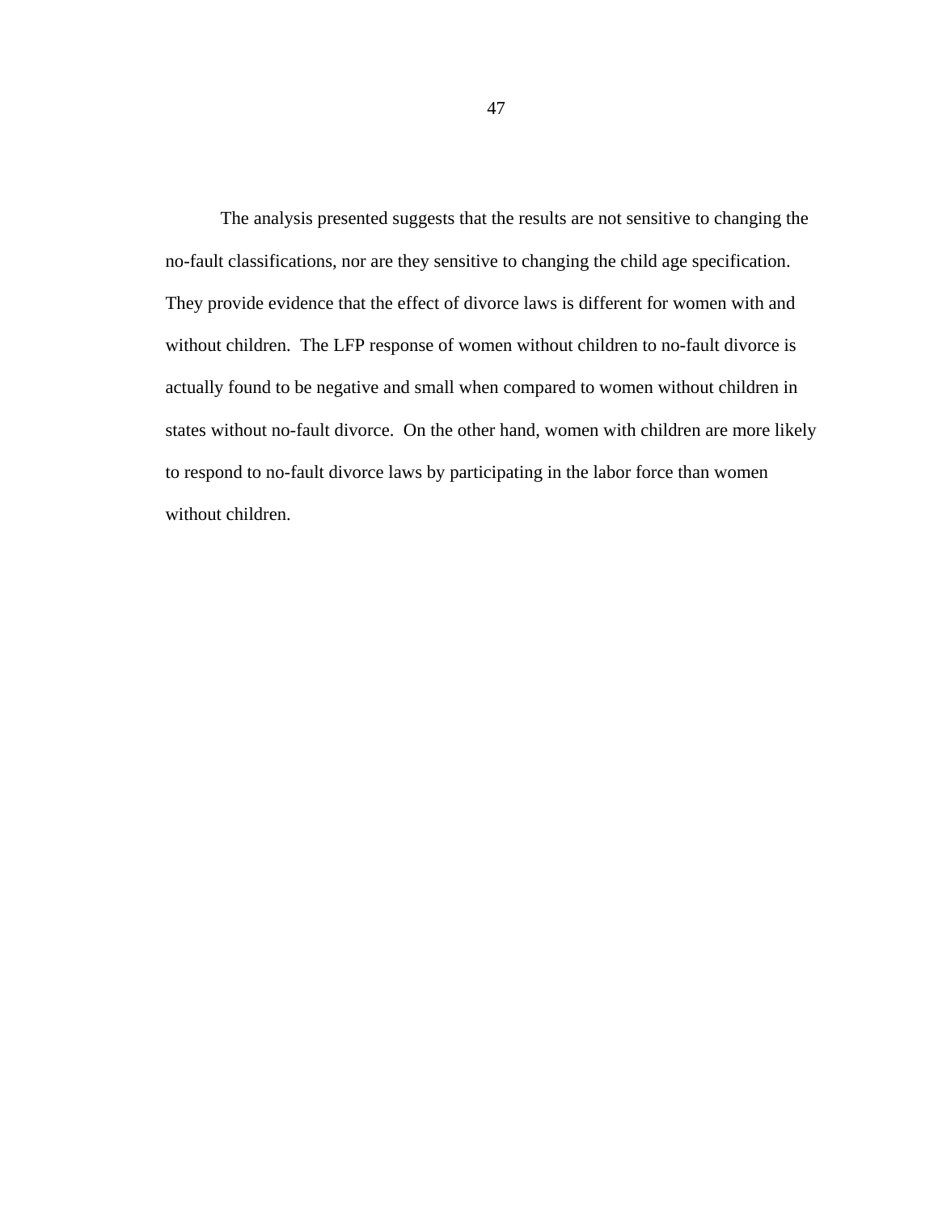The analysis presented suggests that the results are not sensitive to changing the no-fault classifications, nor are they sensitive to changing the child age specification. They provide evidence that the effect of divorce laws is different for women with and without children. The LFP response of women without children to no-fault divorce is actually found to be negative and small when compared to women without children in states without no-fault divorce. On the other hand, women with children are more likely to respond to no-fault divorce laws by participating in the labor force than women without children.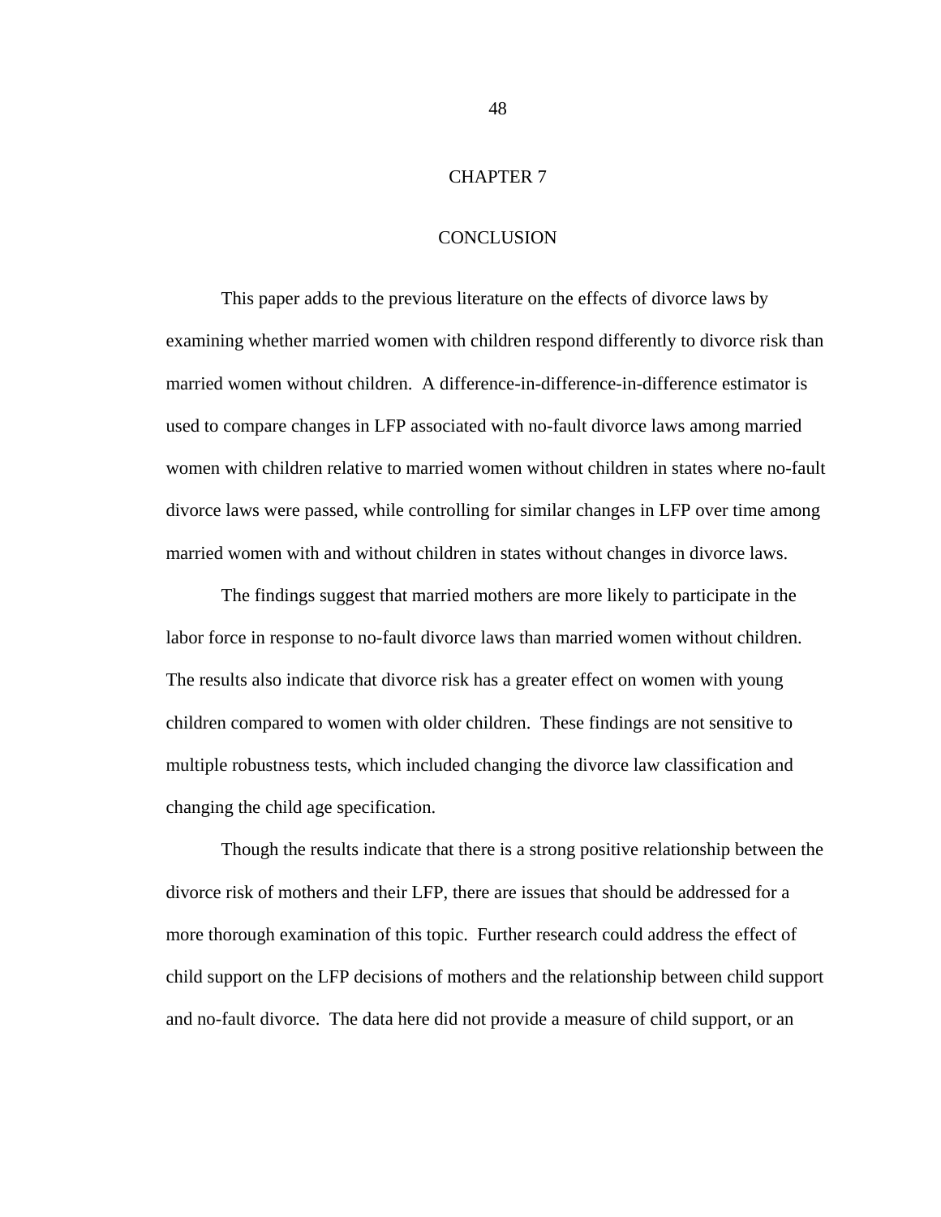# CHAPTER 7

## CONCLUSION

This paper adds to the previous literature on the effects of divorce laws by examining whether married women with children respond differently to divorce risk than married women without children. A difference-in-difference-in-difference estimator is used to compare changes in LFP associated with no-fault divorce laws among married women with children relative to married women without children in states where no-fault divorce laws were passed, while controlling for similar changes in LFP over time among married women with and without children in states without changes in divorce laws.

The findings suggest that married mothers are more likely to participate in the labor force in response to no-fault divorce laws than married women without children. The results also indicate that divorce risk has a greater effect on women with young children compared to women with older children. These findings are not sensitive to multiple robustness tests, which included changing the divorce law classification and changing the child age specification.

Though the results indicate that there is a strong positive relationship between the divorce risk of mothers and their LFP, there are issues that should be addressed for a more thorough examination of this topic. Further research could address the effect of child support on the LFP decisions of mothers and the relationship between child support and no-fault divorce. The data here did not provide a measure of child support, or an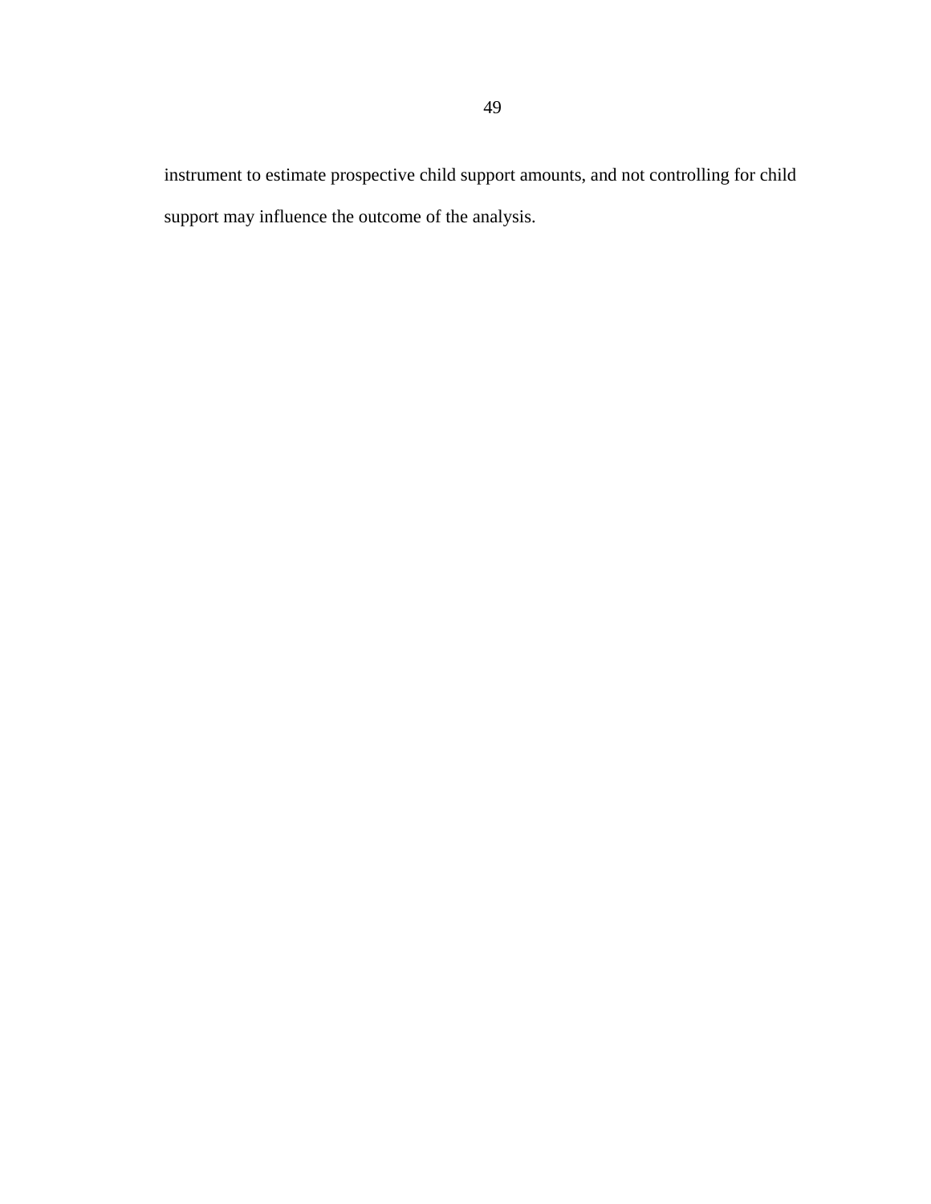instrument to estimate prospective child support amounts, and not controlling for child support may influence the outcome of the analysis.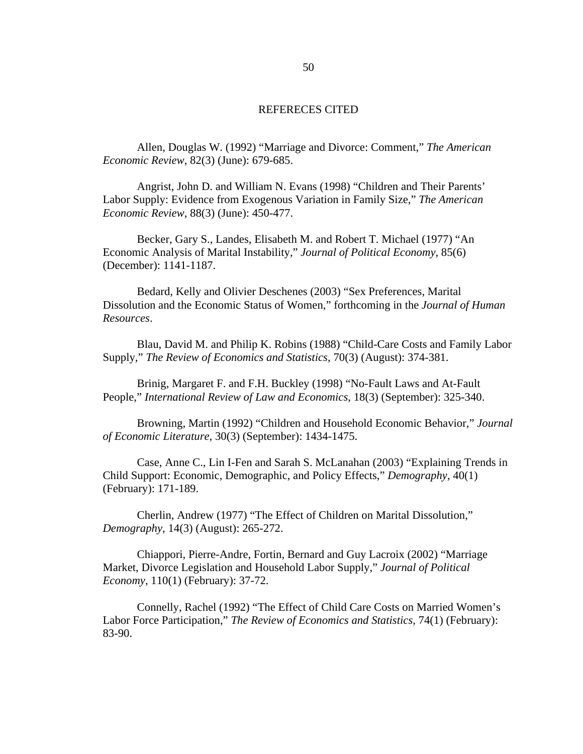## REFERECES CITED

Allen, Douglas W. (1992) "Marriage and Divorce: Comment," *The American Economic Review*, 82(3) (June): 679-685.

Angrist, John D. and William N. Evans (1998) "Children and Their Parents' Labor Supply: Evidence from Exogenous Variation in Family Size," *The American Economic Review*, 88(3) (June): 450-477.

Becker, Gary S., Landes, Elisabeth M. and Robert T. Michael (1977) "An Economic Analysis of Marital Instability," *Journal of Political Economy*, 85(6) (December): 1141-1187.

Bedard, Kelly and Olivier Deschenes (2003) "Sex Preferences, Marital Dissolution and the Economic Status of Women," forthcoming in the *Journal of Human Resources*.

Blau, David M. and Philip K. Robins (1988) "Child-Care Costs and Family Labor Supply," *The Review of Economics and Statistics*, 70(3) (August): 374-381.

Brinig, Margaret F. and F.H. Buckley (1998) "No-Fault Laws and At-Fault People," *International Review of Law and Economics*, 18(3) (September): 325-340.

Browning, Martin (1992) "Children and Household Economic Behavior," *Journal of Economic Literature*, 30(3) (September): 1434-1475.

Case, Anne C., Lin I-Fen and Sarah S. McLanahan (2003) "Explaining Trends in Child Support: Economic, Demographic, and Policy Effects," *Demography*, 40(1) (February): 171-189.

Cherlin, Andrew (1977) "The Effect of Children on Marital Dissolution," *Demography*, 14(3) (August): 265-272.

Chiappori, Pierre-Andre, Fortin, Bernard and Guy Lacroix (2002) "Marriage Market, Divorce Legislation and Household Labor Supply," *Journal of Political Economy*, 110(1) (February): 37-72.

Connelly, Rachel (1992) "The Effect of Child Care Costs on Married Women's Labor Force Participation," *The Review of Economics and Statistics*, 74(1) (February): 83-90.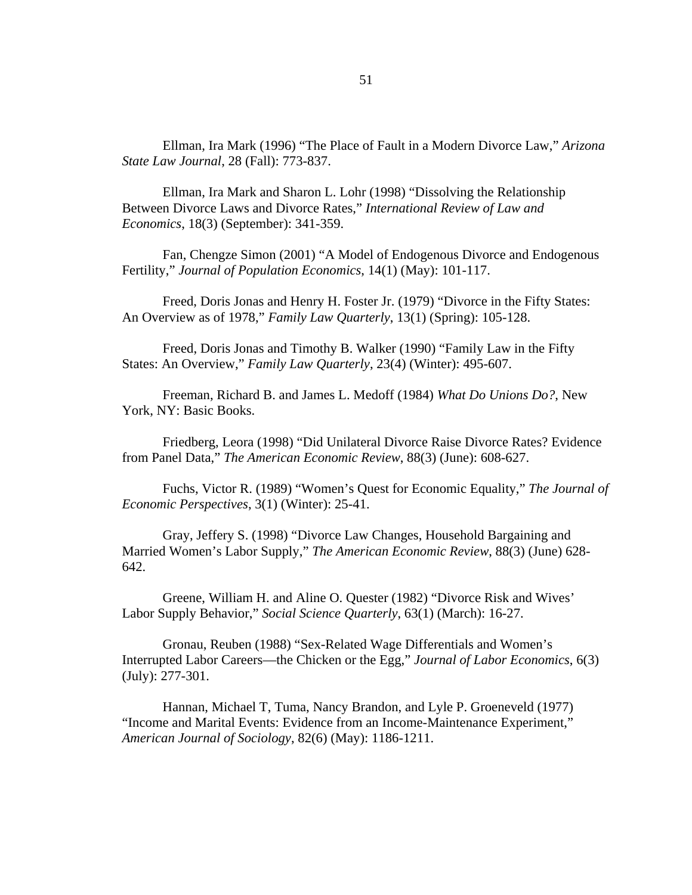Ellman, Ira Mark (1996) "The Place of Fault in a Modern Divorce Law," *Arizona State Law Journal*, 28 (Fall): 773-837.

Ellman, Ira Mark and Sharon L. Lohr (1998) "Dissolving the Relationship Between Divorce Laws and Divorce Rates," *International Review of Law and Economics*, 18(3) (September): 341-359.

Fan, Chengze Simon (2001) "A Model of Endogenous Divorce and Endogenous Fertility," *Journal of Population Economics*, 14(1) (May): 101-117.

Freed, Doris Jonas and Henry H. Foster Jr. (1979) "Divorce in the Fifty States: An Overview as of 1978," *Family Law Quarterly*, 13(1) (Spring): 105-128.

Freed, Doris Jonas and Timothy B. Walker (1990) "Family Law in the Fifty States: An Overview," *Family Law Quarterly*, 23(4) (Winter): 495-607.

Freeman, Richard B. and James L. Medoff (1984) *What Do Unions Do?*, New York, NY: Basic Books.

Friedberg, Leora (1998) "Did Unilateral Divorce Raise Divorce Rates? Evidence from Panel Data," *The American Economic Review*, 88(3) (June): 608-627.

Fuchs, Victor R. (1989) "Women's Quest for Economic Equality," *The Journal of Economic Perspectives*, 3(1) (Winter): 25-41.

Gray, Jeffery S. (1998) "Divorce Law Changes, Household Bargaining and Married Women's Labor Supply," *The American Economic Review*, 88(3) (June) 628-642.

Greene, William H. and Aline O. Quester (1982) "Divorce Risk and Wives' Labor Supply Behavior," *Social Science Quarterly*, 63(1) (March): 16-27.

Gronau, Reuben (1988) "Sex-Related Wage Differentials and Women's Interrupted Labor Careers—the Chicken or the Egg," *Journal of Labor Economics*, 6(3) (July): 277-301.

Hannan, Michael T, Tuma, Nancy Brandon, and Lyle P. Groeneveld (1977) "Income and Marital Events: Evidence from an Income-Maintenance Experiment," *American Journal of Sociology*, 82(6) (May): 1186-1211.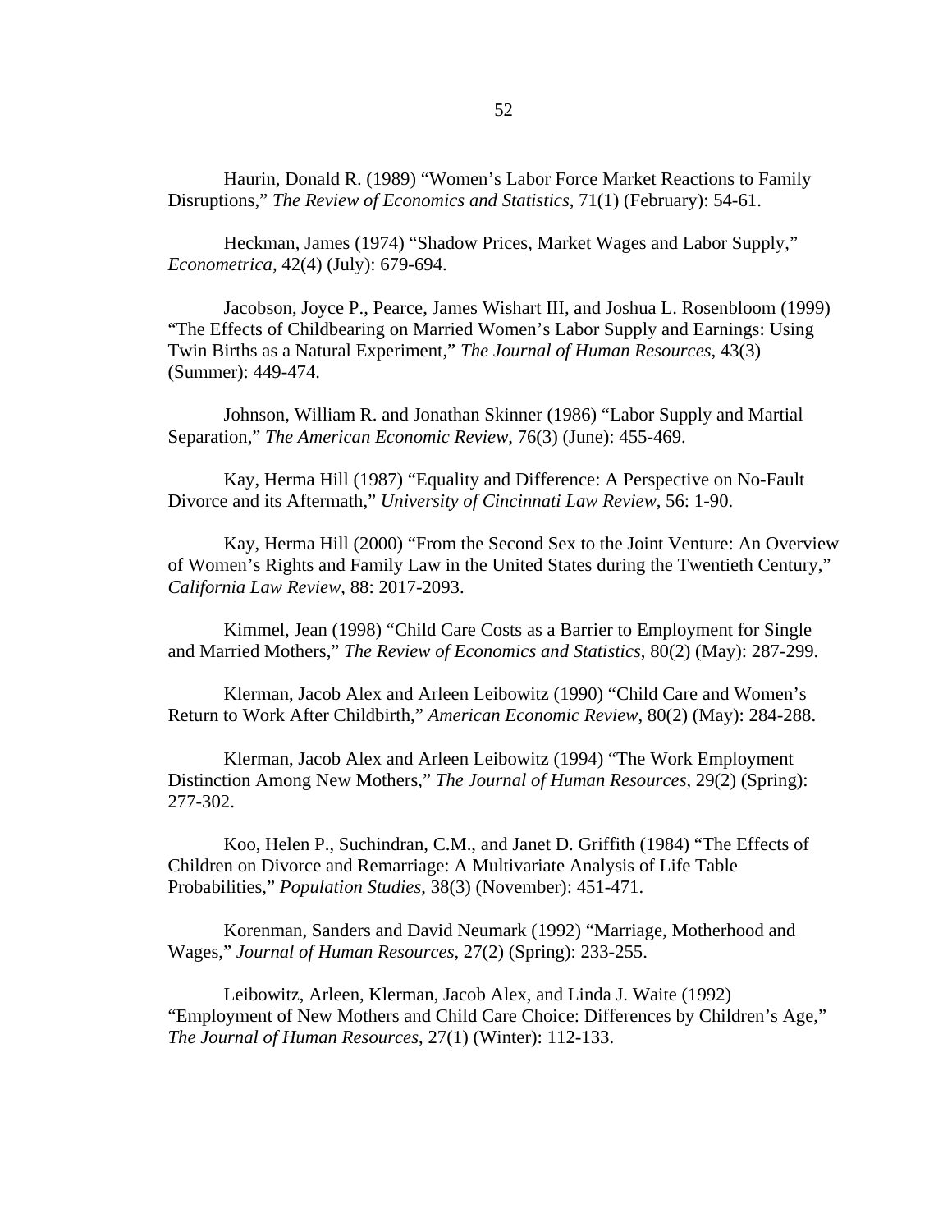Haurin, Donald R. (1989) "Women's Labor Force Market Reactions to Family Disruptions," *The Review of Economics and Statistics*, 71(1) (February): 54-61.

Heckman, James (1974) "Shadow Prices, Market Wages and Labor Supply," *Econometrica*, 42(4) (July): 679-694.

Jacobson, Joyce P., Pearce, James Wishart III, and Joshua L. Rosenbloom (1999) "The Effects of Childbearing on Married Women's Labor Supply and Earnings: Using Twin Births as a Natural Experiment," *The Journal of Human Resources*, 43(3) (Summer): 449-474.

Johnson, William R. and Jonathan Skinner (1986) "Labor Supply and Martial Separation," *The American Economic Review*, 76(3) (June): 455-469.

Kay, Herma Hill (1987) "Equality and Difference: A Perspective on No-Fault Divorce and its Aftermath," *University of Cincinnati Law Review*, 56: 1-90.

Kay, Herma Hill (2000) "From the Second Sex to the Joint Venture: An Overview of Women's Rights and Family Law in the United States during the Twentieth Century," *California Law Review*, 88: 2017-2093.

Kimmel, Jean (1998) "Child Care Costs as a Barrier to Employment for Single and Married Mothers," *The Review of Economics and Statistics*, 80(2) (May): 287-299.

Klerman, Jacob Alex and Arleen Leibowitz (1990) "Child Care and Women's Return to Work After Childbirth," *American Economic Review*, 80(2) (May): 284-288.

Klerman, Jacob Alex and Arleen Leibowitz (1994) "The Work Employment Distinction Among New Mothers," *The Journal of Human Resources*, 29(2) (Spring): 277-302.

Koo, Helen P., Suchindran, C.M., and Janet D. Griffith (1984) "The Effects of Children on Divorce and Remarriage: A Multivariate Analysis of Life Table Probabilities," *Population Studies*, 38(3) (November): 451-471.

Korenman, Sanders and David Neumark (1992) "Marriage, Motherhood and Wages," *Journal of Human Resources*, 27(2) (Spring): 233-255.

Leibowitz, Arleen, Klerman, Jacob Alex, and Linda J. Waite (1992) "Employment of New Mothers and Child Care Choice: Differences by Children's Age," *The Journal of Human Resources*, 27(1) (Winter): 112-133.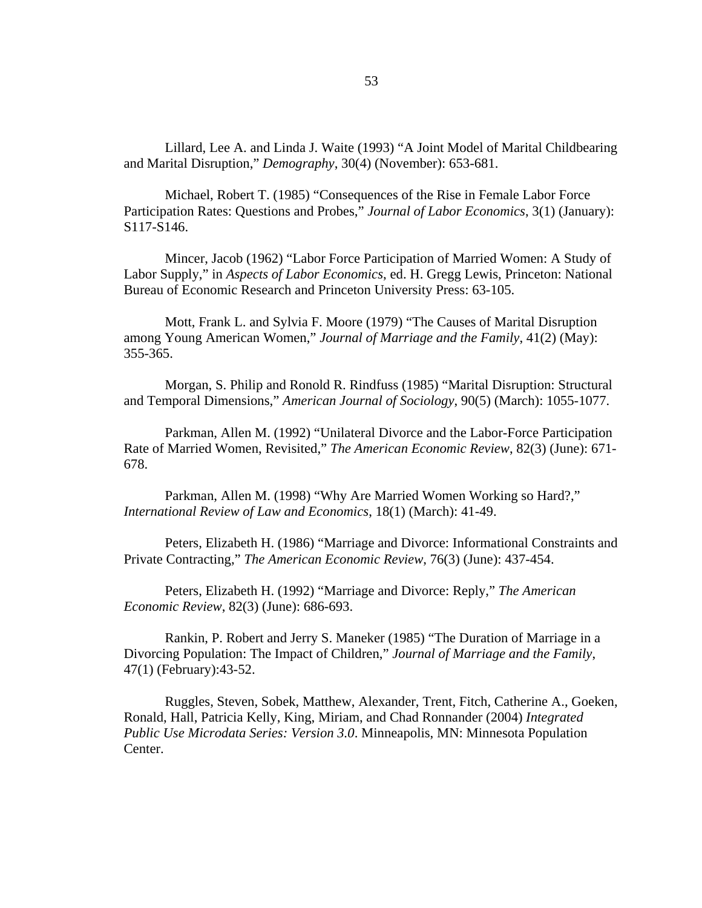Lillard, Lee A. and Linda J. Waite (1993) "A Joint Model of Marital Childbearing and Marital Disruption," *Demography*, 30(4) (November): 653-681.

Michael, Robert T. (1985) "Consequences of the Rise in Female Labor Force Participation Rates: Questions and Probes," *Journal of Labor Economics*, 3(1) (January): S117-S146.

Mincer, Jacob (1962) "Labor Force Participation of Married Women: A Study of Labor Supply," in *Aspects of Labor Economics*, ed. H. Gregg Lewis, Princeton: National Bureau of Economic Research and Princeton University Press: 63-105.

Mott, Frank L. and Sylvia F. Moore (1979) "The Causes of Marital Disruption among Young American Women," *Journal of Marriage and the Family*, 41(2) (May): 355-365.

Morgan, S. Philip and Ronold R. Rindfuss (1985) "Marital Disruption: Structural and Temporal Dimensions," *American Journal of Sociology*, 90(5) (March): 1055-1077.

Parkman, Allen M. (1992) "Unilateral Divorce and the Labor-Force Participation Rate of Married Women, Revisited," *The American Economic Review*, 82(3) (June): 671-678.

Parkman, Allen M. (1998) "Why Are Married Women Working so Hard?," *International Review of Law and Economics*, 18(1) (March): 41-49.

Peters, Elizabeth H. (1986) "Marriage and Divorce: Informational Constraints and Private Contracting," *The American Economic Review*, 76(3) (June): 437-454.

Peters, Elizabeth H. (1992) "Marriage and Divorce: Reply," *The American Economic Review*, 82(3) (June): 686-693.

Rankin, P. Robert and Jerry S. Maneker (1985) "The Duration of Marriage in a Divorcing Population: The Impact of Children," *Journal of Marriage and the Family*, 47(1) (February):43-52.

Ruggles, Steven, Sobek, Matthew, Alexander, Trent, Fitch, Catherine A., Goeken, Ronald, Hall, Patricia Kelly, King, Miriam, and Chad Ronnander (2004) *Integrated Public Use Microdata Series: Version 3.0*. Minneapolis, MN: Minnesota Population Center.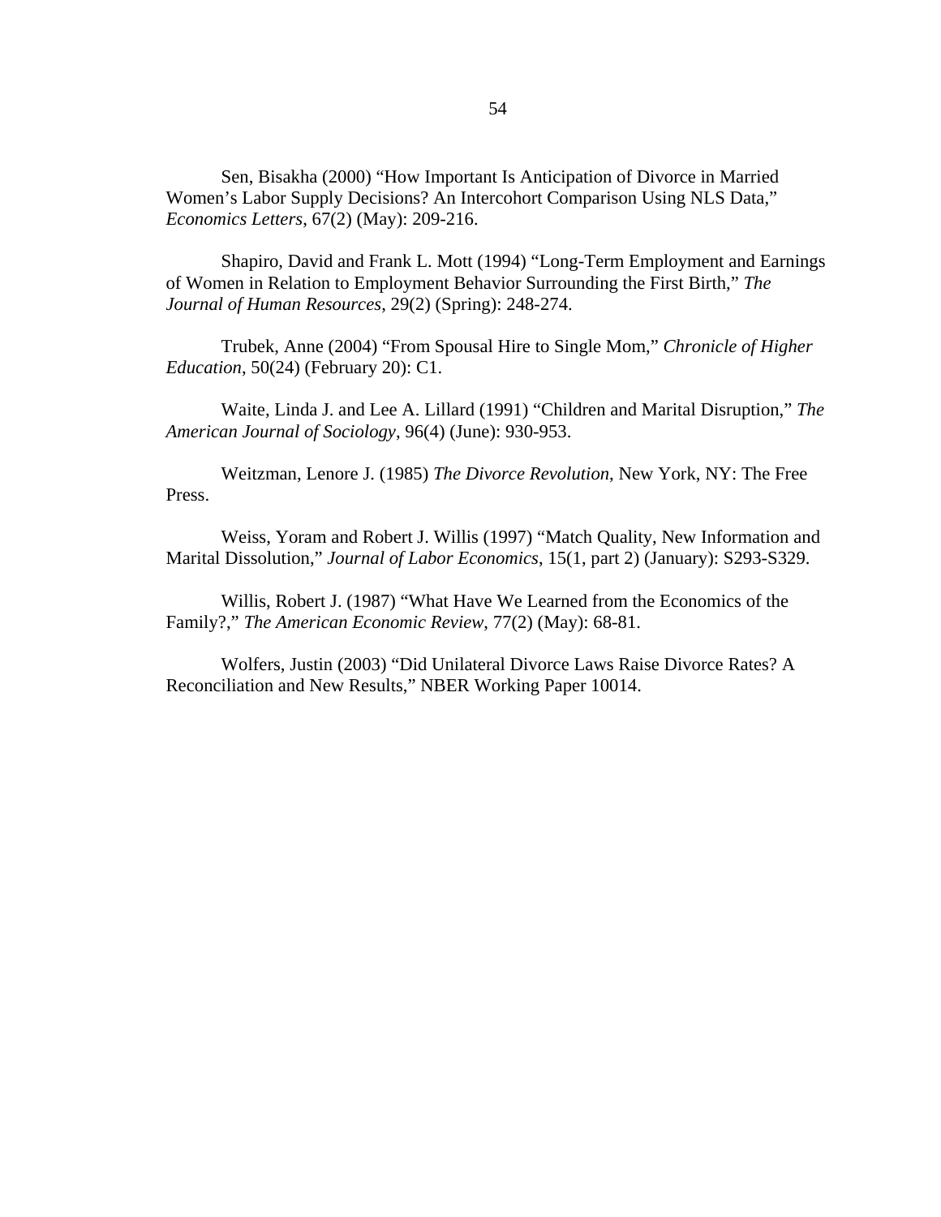Sen, Bisakha (2000) "How Important Is Anticipation of Divorce in Married Women's Labor Supply Decisions? An Intercohort Comparison Using NLS Data," *Economics Letters*, 67(2) (May): 209-216.

Shapiro, David and Frank L. Mott (1994) "Long-Term Employment and Earnings of Women in Relation to Employment Behavior Surrounding the First Birth," *The Journal of Human Resources*, 29(2) (Spring): 248-274.

Trubek, Anne (2004) "From Spousal Hire to Single Mom," *Chronicle of Higher Education*, 50(24) (February 20): C1.

Waite, Linda J. and Lee A. Lillard (1991) "Children and Marital Disruption," *The American Journal of Sociology*, 96(4) (June): 930-953.

Weitzman, Lenore J. (1985) *The Divorce Revolution*, New York, NY: The Free Press.

Weiss, Yoram and Robert J. Willis (1997) "Match Quality, New Information and Marital Dissolution," *Journal of Labor Economics*, 15(1, part 2) (January): S293-S329.

Willis, Robert J. (1987) "What Have We Learned from the Economics of the Family?," *The American Economic Review*, 77(2) (May): 68-81.

Wolfers, Justin (2003) "Did Unilateral Divorce Laws Raise Divorce Rates? A Reconciliation and New Results," NBER Working Paper 10014.